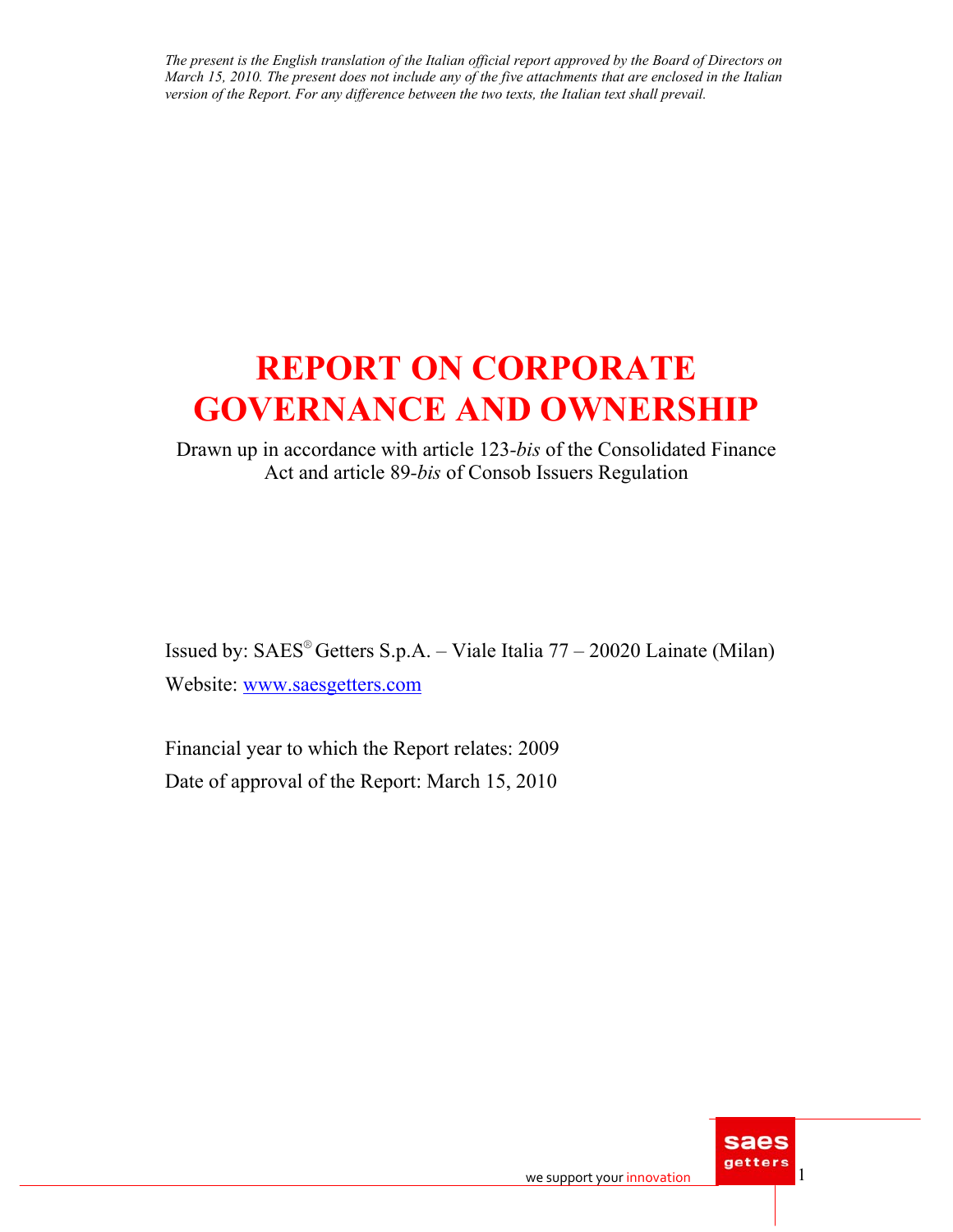*The present is the English translation of the Italian official report approved by the Board of Directors on March 15, 2010. The present does not include any of the five attachments that are enclosed in the Italian version of the Report. For any difference between the two texts, the Italian text shall prevail.*

# REPORT ON CORPORATE GOVERNANCE AND OWNERSHIP

Drawn up in accordance with article 123-*bis* of the Consolidated Finance Act and article 89-*bis* of Consob Issuers Regulation

Issued by: SAES® Getters S.p.A. – Viale Italia 77 – 20020 Lainate (Milan)

Website: www.saesgetters.com

Financial year to which the Report relates: 2009

Date of approval of the Report: March 15, 2010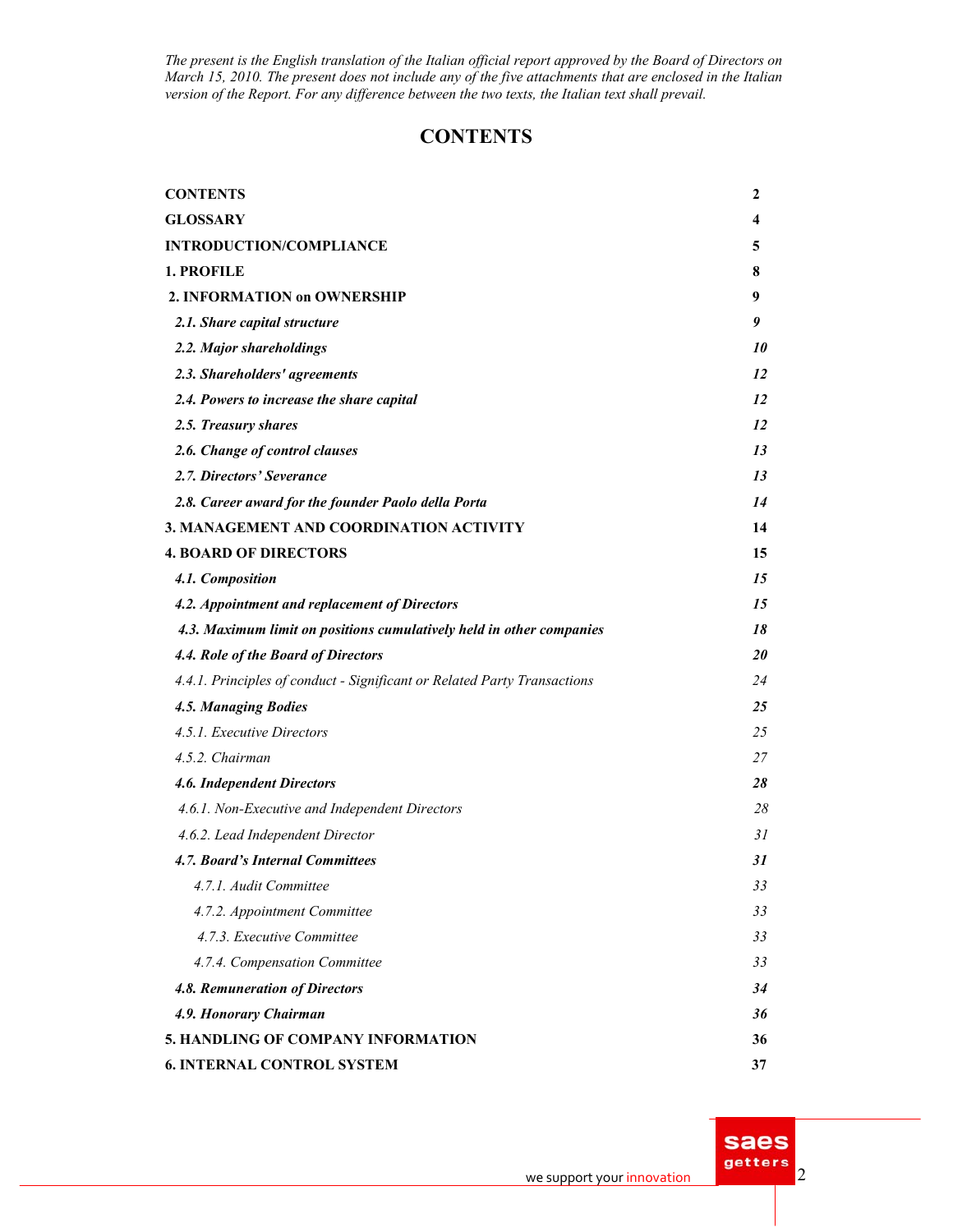*The present is the English translation of the Italian official report approved by the Board of Directors on March 15, 2010. The present does not include any of the five attachments that are enclosed in the Italian version of the Report. For any difference between the two texts, the Italian text shall prevail.*

# CONTENTS

| | |
|---|---|
| **CONTENTS** | **2** |
| **GLOSSARY** | **4** |
| **INTRODUCTION/COMPLIANCE** | **5** |
| **1. PROFILE** | **8** |
| **2. INFORMATION on OWNERSHIP** | **9** |
| ***2.1. Share capital structure*** | ***9*** |
| ***2.2. Major shareholdings*** | ***10*** |
| ***2.3. Shareholders' agreements*** | ***12*** |
| ***2.4. Powers to increase the share capital*** | ***12*** |
| ***2.5. Treasury shares*** | ***12*** |
| ***2.6. Change of control clauses*** | ***13*** |
| ***2.7. Directors' Severance*** | ***13*** |
| ***2.8. Career award for the founder Paolo della Porta*** | ***14*** |
| **3. MANAGEMENT AND COORDINATION ACTIVITY** | **14** |
| **4. BOARD OF DIRECTORS** | **15** |
| ***4.1. Composition*** | ***15*** |
| ***4.2. Appointment and replacement of Directors*** | ***15*** |
| ***4.3. Maximum limit on positions cumulatively held in other companies*** | ***18*** |
| ***4.4. Role of the Board of Directors*** | ***20*** |
| *4.4.1. Principles of conduct - Significant or Related Party Transactions* | *24* |
| ***4.5. Managing Bodies*** | ***25*** |
| *4.5.1. Executive Directors* | *25* |
| *4.5.2. Chairman* | *27* |
| ***4.6. Independent Directors*** | ***28*** |
| *4.6.1. Non-Executive and Independent Directors* | *28* |
| *4.6.2. Lead Independent Director* | *31* |
| ***4.7. Board's Internal Committees*** | ***31*** |
| *4.7.1. Audit Committee* | *33* |
| *4.7.2. Appointment Committee* | *33* |
| *4.7.3. Executive Committee* | *33* |
| *4.7.4. Compensation Committee* | *33* |
| ***4.8. Remuneration of Directors*** | ***34*** |
| ***4.9. Honorary Chairman*** | ***36*** |
| **5. HANDLING OF COMPANY INFORMATION** | **36** |
| **6. INTERNAL CONTROL SYSTEM** | **37** |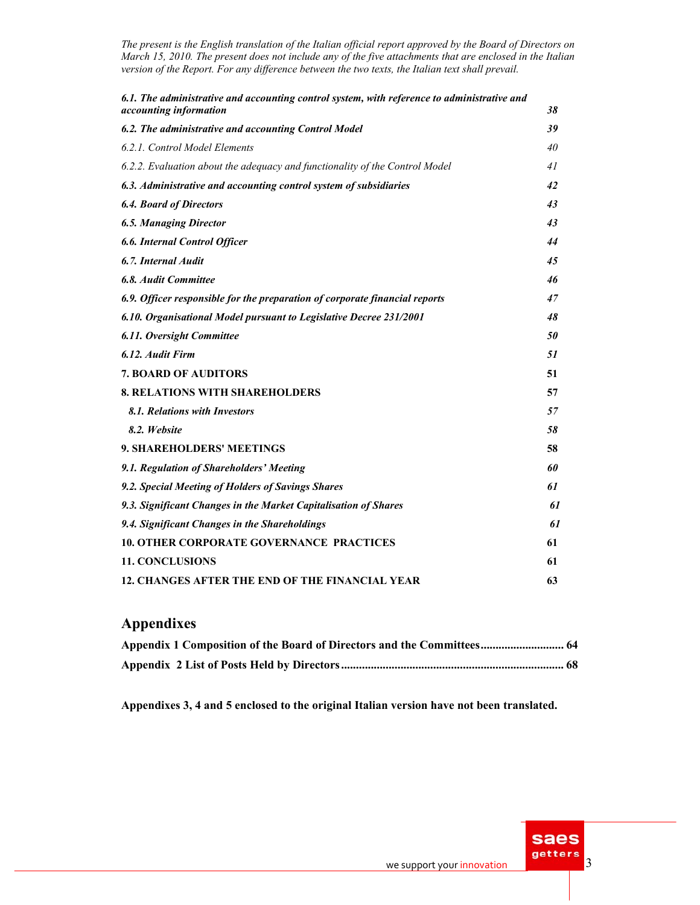*The present is the English translation of the Italian official report approved by the Board of Directors on March 15, 2010. The present does not include any of the five attachments that are enclosed in the Italian version of the Report. For any difference between the two texts, the Italian text shall prevail.*

| | |
|---|---|
| ***6.1. The administrative and accounting control system, with reference to administrative and accounting information*** | ***38*** |
| ***6.2. The administrative and accounting Control Model*** | ***39*** |
| *6.2.1. Control Model Elements* | *40* |
| *6.2.2. Evaluation about the adequacy and functionality of the Control Model* | *41* |
| ***6.3. Administrative and accounting control system of subsidiaries*** | ***42*** |
| ***6.4. Board of Directors*** | ***43*** |
| ***6.5. Managing Director*** | ***43*** |
| ***6.6. Internal Control Officer*** | ***44*** |
| ***6.7. Internal Audit*** | ***45*** |
| ***6.8. Audit Committee*** | ***46*** |
| ***6.9. Officer responsible for the preparation of corporate financial reports*** | ***47*** |
| ***6.10. Organisational Model pursuant to Legislative Decree 231/2001*** | ***48*** |
| ***6.11. Oversight Committee*** | ***50*** |
| ***6.12. Audit Firm*** | ***51*** |
| **7. BOARD OF AUDITORS** | **51** |
| **8. RELATIONS WITH SHAREHOLDERS** | **57** |
| ***8.1. Relations with Investors*** | ***57*** |
| ***8.2. Website*** | ***58*** |
| **9. SHAREHOLDERS' MEETINGS** | **58** |
| ***9.1. Regulation of Shareholders' Meeting*** | ***60*** |
| ***9.2. Special Meeting of Holders of Savings Shares*** | ***61*** |
| ***9.3. Significant Changes in the Market Capitalisation of Shares*** | ***61*** |
| ***9.4. Significant Changes in the Shareholdings*** | ***61*** |
| **10. OTHER CORPORATE GOVERNANCE PRACTICES** | **61** |
| **11. CONCLUSIONS** | **61** |
| **12. CHANGES AFTER THE END OF THE FINANCIAL YEAR** | **63** |

## Appendixes

**Appendix 1 Composition of the Board of Directors and the Committees............................ 64**

**Appendix 2 List of Posts Held by Directors........................................................................... 68**

**Appendixes 3, 4 and 5 enclosed to the original Italian version have not been translated.**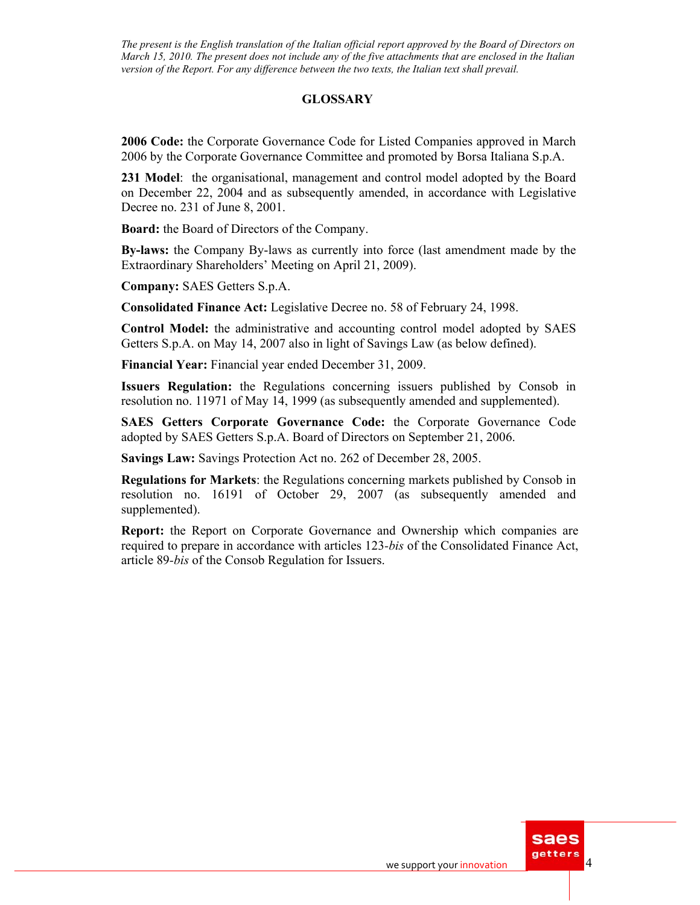*The present is the English translation of the Italian official report approved by the Board of Directors on March 15, 2010. The present does not include any of the five attachments that are enclosed in the Italian version of the Report. For any difference between the two texts, the Italian text shall prevail.*

## GLOSSARY

**2006 Code:** the Corporate Governance Code for Listed Companies approved in March 2006 by the Corporate Governance Committee and promoted by Borsa Italiana S.p.A.

**231 Model**: the organisational, management and control model adopted by the Board on December 22, 2004 and as subsequently amended, in accordance with Legislative Decree no. 231 of June 8, 2001.

**Board:** the Board of Directors of the Company.

**By-laws:** the Company By-laws as currently into force (last amendment made by the Extraordinary Shareholders' Meeting on April 21, 2009).

**Company:** SAES Getters S.p.A.

**Consolidated Finance Act:** Legislative Decree no. 58 of February 24, 1998.

**Control Model:** the administrative and accounting control model adopted by SAES Getters S.p.A. on May 14, 2007 also in light of Savings Law (as below defined).

**Financial Year:** Financial year ended December 31, 2009.

**Issuers Regulation:** the Regulations concerning issuers published by Consob in resolution no. 11971 of May 14, 1999 (as subsequently amended and supplemented).

**SAES Getters Corporate Governance Code:** the Corporate Governance Code adopted by SAES Getters S.p.A. Board of Directors on September 21, 2006.

**Savings Law:** Savings Protection Act no. 262 of December 28, 2005.

**Regulations for Markets**: the Regulations concerning markets published by Consob in resolution no. 16191 of October 29, 2007 (as subsequently amended and supplemented).

**Report:** the Report on Corporate Governance and Ownership which companies are required to prepare in accordance with articles 123-*bis* of the Consolidated Finance Act, article 89-*bis* of the Consob Regulation for Issuers.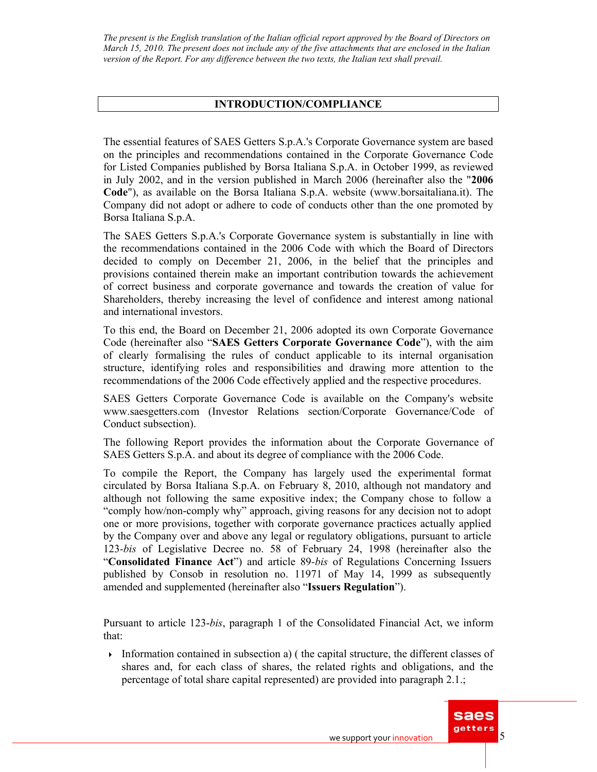*The present is the English translation of the Italian official report approved by the Board of Directors on March 15, 2010. The present does not include any of the five attachments that are enclosed in the Italian version of the Report. For any difference between the two texts, the Italian text shall prevail.*

## INTRODUCTION/COMPLIANCE

The essential features of SAES Getters S.p.A.'s Corporate Governance system are based on the principles and recommendations contained in the Corporate Governance Code for Listed Companies published by Borsa Italiana S.p.A. in October 1999, as reviewed in July 2002, and in the version published in March 2006 (hereinafter also the "**2006 Code**"), as available on the Borsa Italiana S.p.A. website (www.borsaitaliana.it). The Company did not adopt or adhere to code of conducts other than the one promoted by Borsa Italiana S.p.A.

The SAES Getters S.p.A.'s Corporate Governance system is substantially in line with the recommendations contained in the 2006 Code with which the Board of Directors decided to comply on December 21, 2006, in the belief that the principles and provisions contained therein make an important contribution towards the achievement of correct business and corporate governance and towards the creation of value for Shareholders, thereby increasing the level of confidence and interest among national and international investors.

To this end, the Board on December 21, 2006 adopted its own Corporate Governance Code (hereinafter also "**SAES Getters Corporate Governance Code**"), with the aim of clearly formalising the rules of conduct applicable to its internal organisation structure, identifying roles and responsibilities and drawing more attention to the recommendations of the 2006 Code effectively applied and the respective procedures.

SAES Getters Corporate Governance Code is available on the Company's website www.saesgetters.com (Investor Relations section/Corporate Governance/Code of Conduct subsection).

The following Report provides the information about the Corporate Governance of SAES Getters S.p.A. and about its degree of compliance with the 2006 Code.

To compile the Report, the Company has largely used the experimental format circulated by Borsa Italiana S.p.A. on February 8, 2010, although not mandatory and although not following the same expositive index; the Company chose to follow a "comply how/non-comply why" approach, giving reasons for any decision not to adopt one or more provisions, together with corporate governance practices actually applied by the Company over and above any legal or regulatory obligations, pursuant to article 123-*bis* of Legislative Decree no. 58 of February 24, 1998 (hereinafter also the "**Consolidated Finance Act**") and article 89-*bis* of Regulations Concerning Issuers published by Consob in resolution no. 11971 of May 14, 1999 as subsequently amended and supplemented (hereinafter also "**Issuers Regulation**").

Pursuant to article 123-*bis*, paragraph 1 of the Consolidated Financial Act, we inform that:

- Information contained in subsection a) ( the capital structure, the different classes of shares and, for each class of shares, the related rights and obligations, and the percentage of total share capital represented) are provided into paragraph 2.1.;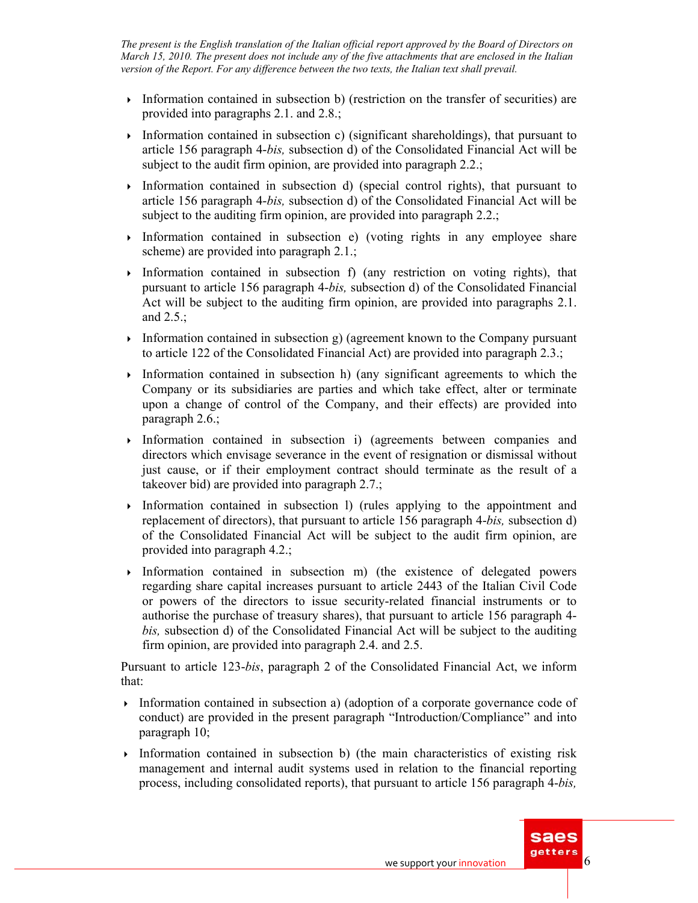*The present is the English translation of the Italian official report approved by the Board of Directors on March 15, 2010. The present does not include any of the five attachments that are enclosed in the Italian version of the Report. For any difference between the two texts, the Italian text shall prevail.*

- Information contained in subsection b) (restriction on the transfer of securities) are provided into paragraphs 2.1. and 2.8.;
- Information contained in subsection c) (significant shareholdings), that pursuant to article 156 paragraph 4-*bis,* subsection d) of the Consolidated Financial Act will be subject to the audit firm opinion, are provided into paragraph 2.2.;
- Information contained in subsection d) (special control rights), that pursuant to article 156 paragraph 4-*bis,* subsection d) of the Consolidated Financial Act will be subject to the auditing firm opinion, are provided into paragraph 2.2.;
- Information contained in subsection e) (voting rights in any employee share scheme) are provided into paragraph 2.1.;
- Information contained in subsection f) (any restriction on voting rights), that pursuant to article 156 paragraph 4-*bis,* subsection d) of the Consolidated Financial Act will be subject to the auditing firm opinion, are provided into paragraphs 2.1. and 2.5.;
- Information contained in subsection g) (agreement known to the Company pursuant to article 122 of the Consolidated Financial Act) are provided into paragraph 2.3.;
- Information contained in subsection h) (any significant agreements to which the Company or its subsidiaries are parties and which take effect, alter or terminate upon a change of control of the Company, and their effects) are provided into paragraph 2.6.;
- Information contained in subsection i) (agreements between companies and directors which envisage severance in the event of resignation or dismissal without just cause, or if their employment contract should terminate as the result of a takeover bid) are provided into paragraph 2.7.;
- Information contained in subsection l) (rules applying to the appointment and replacement of directors), that pursuant to article 156 paragraph 4-*bis,* subsection d) of the Consolidated Financial Act will be subject to the audit firm opinion, are provided into paragraph 4.2.;
- Information contained in subsection m) (the existence of delegated powers regarding share capital increases pursuant to article 2443 of the Italian Civil Code or powers of the directors to issue security-related financial instruments or to authorise the purchase of treasury shares), that pursuant to article 156 paragraph 4-*bis,* subsection d) of the Consolidated Financial Act will be subject to the auditing firm opinion, are provided into paragraph 2.4. and 2.5.

Pursuant to article 123-*bis*, paragraph 2 of the Consolidated Financial Act, we inform that:

- Information contained in subsection a) (adoption of a corporate governance code of conduct) are provided in the present paragraph "Introduction/Compliance" and into paragraph 10;
- Information contained in subsection b) (the main characteristics of existing risk management and internal audit systems used in relation to the financial reporting process, including consolidated reports), that pursuant to article 156 paragraph 4-*bis,*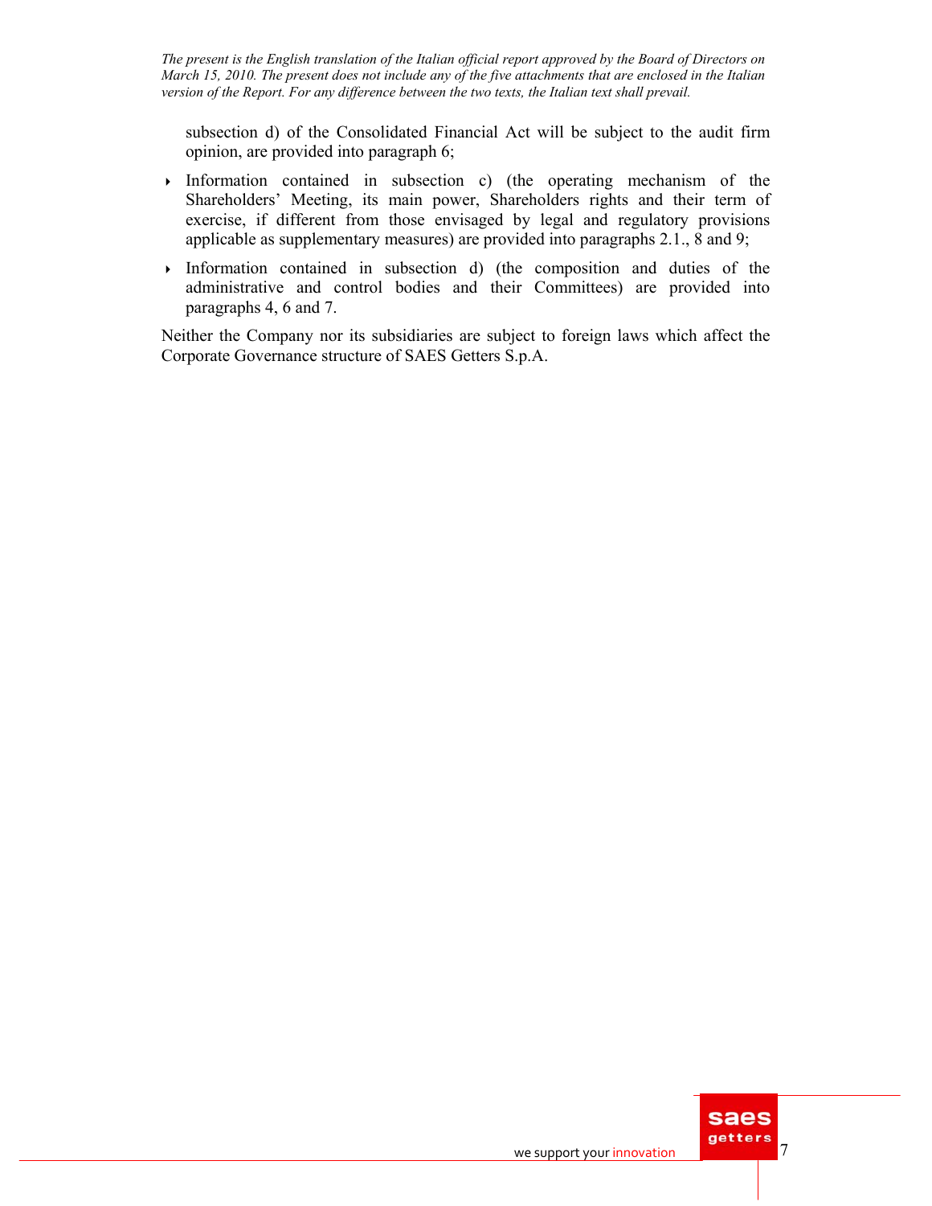subsection d) of the Consolidated Financial Act will be subject to the audit firm opinion, are provided into paragraph 6;

- Information contained in subsection c) (the operating mechanism of the Shareholders' Meeting, its main power, Shareholders rights and their term of exercise, if different from those envisaged by legal and regulatory provisions applicable as supplementary measures) are provided into paragraphs 2.1., 8 and 9;
- Information contained in subsection d) (the composition and duties of the administrative and control bodies and their Committees) are provided into paragraphs 4, 6 and 7.

Neither the Company nor its subsidiaries are subject to foreign laws which affect the Corporate Governance structure of SAES Getters S.p.A.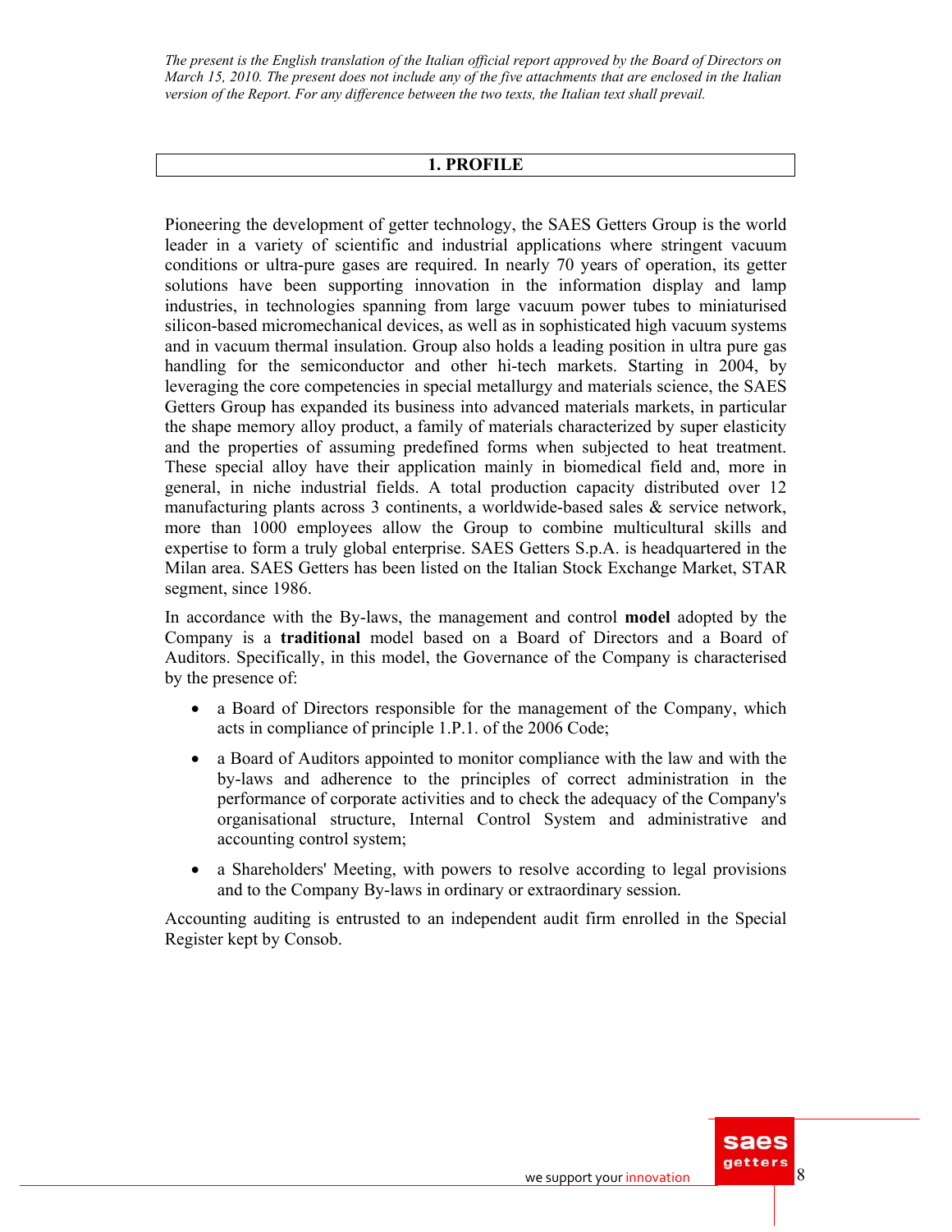*The present is the English translation of the Italian official report approved by the Board of Directors on March 15, 2010. The present does not include any of the five attachments that are enclosed in the Italian version of the Report. For any difference between the two texts, the Italian text shall prevail.*

## 1. PROFILE

Pioneering the development of getter technology, the SAES Getters Group is the world leader in a variety of scientific and industrial applications where stringent vacuum conditions or ultra-pure gases are required. In nearly 70 years of operation, its getter solutions have been supporting innovation in the information display and lamp industries, in technologies spanning from large vacuum power tubes to miniaturised silicon-based micromechanical devices, as well as in sophisticated high vacuum systems and in vacuum thermal insulation. Group also holds a leading position in ultra pure gas handling for the semiconductor and other hi-tech markets. Starting in 2004, by leveraging the core competencies in special metallurgy and materials science, the SAES Getters Group has expanded its business into advanced materials markets, in particular the shape memory alloy product, a family of materials characterized by super elasticity and the properties of assuming predefined forms when subjected to heat treatment. These special alloy have their application mainly in biomedical field and, more in general, in niche industrial fields. A total production capacity distributed over 12 manufacturing plants across 3 continents, a worldwide-based sales & service network, more than 1000 employees allow the Group to combine multicultural skills and expertise to form a truly global enterprise. SAES Getters S.p.A. is headquartered in the Milan area. SAES Getters has been listed on the Italian Stock Exchange Market, STAR segment, since 1986.

In accordance with the By-laws, the management and control **model** adopted by the Company is a **traditional** model based on a Board of Directors and a Board of Auditors. Specifically, in this model, the Governance of the Company is characterised by the presence of:

- a Board of Directors responsible for the management of the Company, which acts in compliance of principle 1.P.1. of the 2006 Code;
- a Board of Auditors appointed to monitor compliance with the law and with the by-laws and adherence to the principles of correct administration in the performance of corporate activities and to check the adequacy of the Company's organisational structure, Internal Control System and administrative and accounting control system;
- a Shareholders' Meeting, with powers to resolve according to legal provisions and to the Company By-laws in ordinary or extraordinary session.

Accounting auditing is entrusted to an independent audit firm enrolled in the Special Register kept by Consob.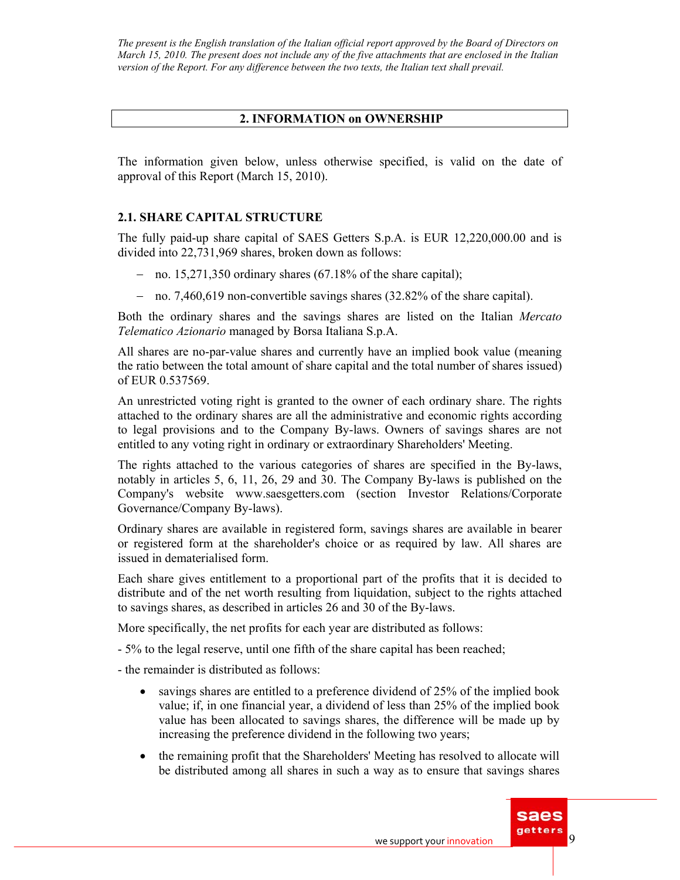*The present is the English translation of the Italian official report approved by the Board of Directors on March 15, 2010. The present does not include any of the five attachments that are enclosed in the Italian version of the Report. For any difference between the two texts, the Italian text shall prevail.*

## 2. INFORMATION on OWNERSHIP

The information given below, unless otherwise specified, is valid on the date of approval of this Report (March 15, 2010).

### 2.1. SHARE CAPITAL STRUCTURE

The fully paid-up share capital of SAES Getters S.p.A. is EUR 12,220,000.00 and is divided into 22,731,969 shares, broken down as follows:

- no. 15,271,350 ordinary shares (67.18% of the share capital);
- no. 7,460,619 non-convertible savings shares (32.82% of the share capital).

Both the ordinary shares and the savings shares are listed on the Italian *Mercato Telematico Azionario* managed by Borsa Italiana S.p.A.

All shares are no-par-value shares and currently have an implied book value (meaning the ratio between the total amount of share capital and the total number of shares issued) of EUR 0.537569.

An unrestricted voting right is granted to the owner of each ordinary share. The rights attached to the ordinary shares are all the administrative and economic rights according to legal provisions and to the Company By-laws. Owners of savings shares are not entitled to any voting right in ordinary or extraordinary Shareholders' Meeting.

The rights attached to the various categories of shares are specified in the By-laws, notably in articles 5, 6, 11, 26, 29 and 30. The Company By-laws is published on the Company's website www.saesgetters.com (section Investor Relations/Corporate Governance/Company By-laws).

Ordinary shares are available in registered form, savings shares are available in bearer or registered form at the shareholder's choice or as required by law. All shares are issued in dematerialised form.

Each share gives entitlement to a proportional part of the profits that it is decided to distribute and of the net worth resulting from liquidation, subject to the rights attached to savings shares, as described in articles 26 and 30 of the By-laws.

More specifically, the net profits for each year are distributed as follows:

- 5% to the legal reserve, until one fifth of the share capital has been reached;

- the remainder is distributed as follows:

  - savings shares are entitled to a preference dividend of 25% of the implied book value; if, in one financial year, a dividend of less than 25% of the implied book value has been allocated to savings shares, the difference will be made up by increasing the preference dividend in the following two years;
  - the remaining profit that the Shareholders' Meeting has resolved to allocate will be distributed among all shares in such a way as to ensure that savings shares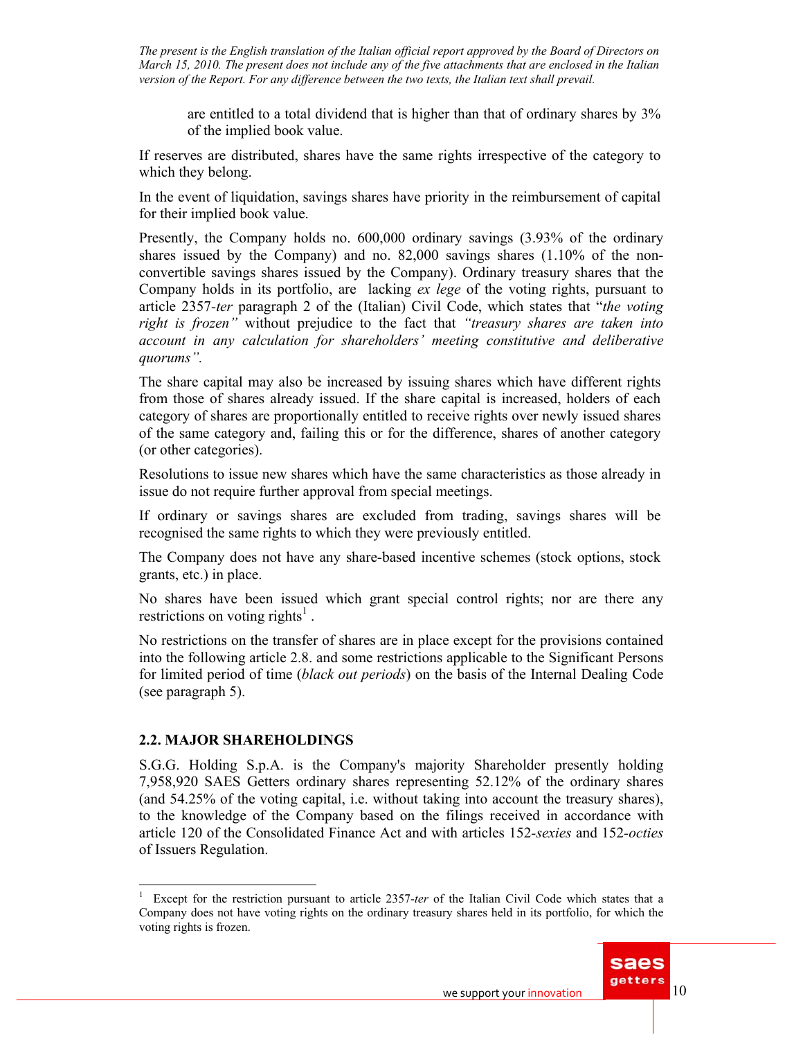are entitled to a total dividend that is higher than that of ordinary shares by 3% of the implied book value.

If reserves are distributed, shares have the same rights irrespective of the category to which they belong.

In the event of liquidation, savings shares have priority in the reimbursement of capital for their implied book value.

Presently, the Company holds no. 600,000 ordinary savings (3.93% of the ordinary shares issued by the Company) and no. 82,000 savings shares (1.10% of the non-convertible savings shares issued by the Company). Ordinary treasury shares that the Company holds in its portfolio, are lacking *ex lege* of the voting rights, pursuant to article 2357-*ter* paragraph 2 of the (Italian) Civil Code, which states that "*the voting right is frozen*" without prejudice to the fact that *"treasury shares are taken into account in any calculation for shareholders' meeting constitutive and deliberative quorums".*

The share capital may also be increased by issuing shares which have different rights from those of shares already issued. If the share capital is increased, holders of each category of shares are proportionally entitled to receive rights over newly issued shares of the same category and, failing this or for the difference, shares of another category (or other categories).

Resolutions to issue new shares which have the same characteristics as those already in issue do not require further approval from special meetings.

If ordinary or savings shares are excluded from trading, savings shares will be recognised the same rights to which they were previously entitled.

The Company does not have any share-based incentive schemes (stock options, stock grants, etc.) in place.

No shares have been issued which grant special control rights; nor are there any restrictions on voting rights[1] .

No restrictions on the transfer of shares are in place except for the provisions contained into the following article 2.8. and some restrictions applicable to the Significant Persons for limited period of time (*black out periods*) on the basis of the Internal Dealing Code (see paragraph 5).

## 2.2. MAJOR SHAREHOLDINGS

S.G.G. Holding S.p.A. is the Company's majority Shareholder presently holding 7,958,920 SAES Getters ordinary shares representing 52.12% of the ordinary shares (and 54.25% of the voting capital, i.e. without taking into account the treasury shares), to the knowledge of the Company based on the filings received in accordance with article 120 of the Consolidated Finance Act and with articles 152-*sexies* and 152-*octies* of Issuers Regulation.

[1] Except for the restriction pursuant to article 2357-*ter* of the Italian Civil Code which states that a Company does not have voting rights on the ordinary treasury shares held in its portfolio, for which the voting rights is frozen.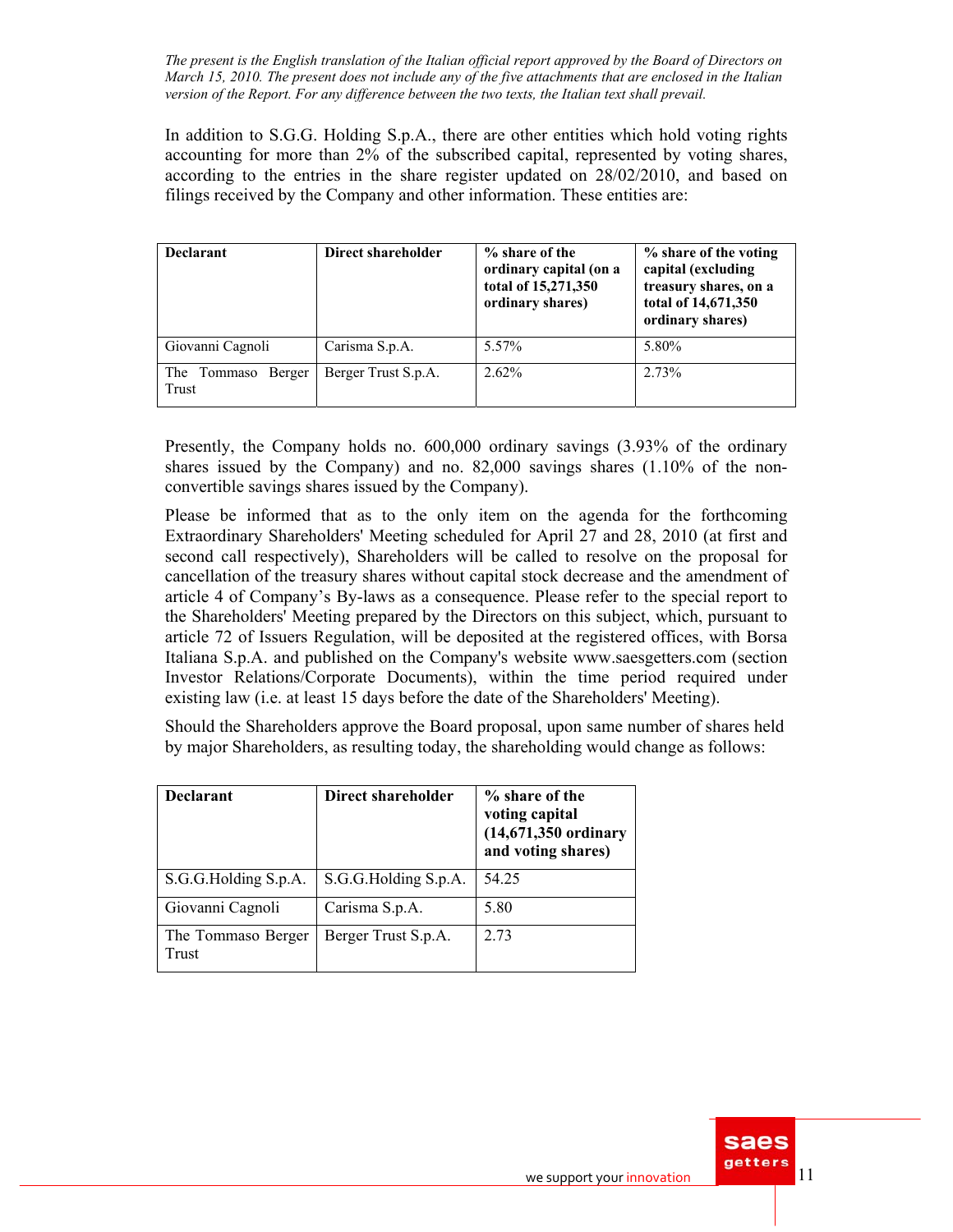*The present is the English translation of the Italian official report approved by the Board of Directors on March 15, 2010. The present does not include any of the five attachments that are enclosed in the Italian version of the Report. For any difference between the two texts, the Italian text shall prevail.*

In addition to S.G.G. Holding S.p.A., there are other entities which hold voting rights accounting for more than 2% of the subscribed capital, represented by voting shares, according to the entries in the share register updated on 28/02/2010, and based on filings received by the Company and other information. These entities are:

| **Declarant** | **Direct shareholder** | **% share of the ordinary capital (on a total of 15,271,350 ordinary shares)** | **% share of the voting capital (excluding treasury shares, on a total of 14,671,350 ordinary shares)** |
|---|---|---|---|
| Giovanni Cagnoli | Carisma S.p.A. | 5.57% | 5.80% |
| The Tommaso Berger Trust | Berger Trust S.p.A. | 2.62% | 2.73% |

Presently, the Company holds no. 600,000 ordinary savings (3.93% of the ordinary shares issued by the Company) and no. 82,000 savings shares (1.10% of the non-convertible savings shares issued by the Company).

Please be informed that as to the only item on the agenda for the forthcoming Extraordinary Shareholders' Meeting scheduled for April 27 and 28, 2010 (at first and second call respectively), Shareholders will be called to resolve on the proposal for cancellation of the treasury shares without capital stock decrease and the amendment of article 4 of Company's By-laws as a consequence. Please refer to the special report to the Shareholders' Meeting prepared by the Directors on this subject, which, pursuant to article 72 of Issuers Regulation, will be deposited at the registered offices, with Borsa Italiana S.p.A. and published on the Company's website www.saesgetters.com (section Investor Relations/Corporate Documents), within the time period required under existing law (i.e. at least 15 days before the date of the Shareholders' Meeting).

Should the Shareholders approve the Board proposal, upon same number of shares held by major Shareholders, as resulting today, the shareholding would change as follows:

| **Declarant** | **Direct shareholder** | **% share of the voting capital (14,671,350 ordinary and voting shares)** |
|---|---|---|
| S.G.G.Holding S.p.A. | S.G.G.Holding S.p.A. | 54.25 |
| Giovanni Cagnoli | Carisma S.p.A. | 5.80 |
| The Tommaso Berger Trust | Berger Trust S.p.A. | 2.73 |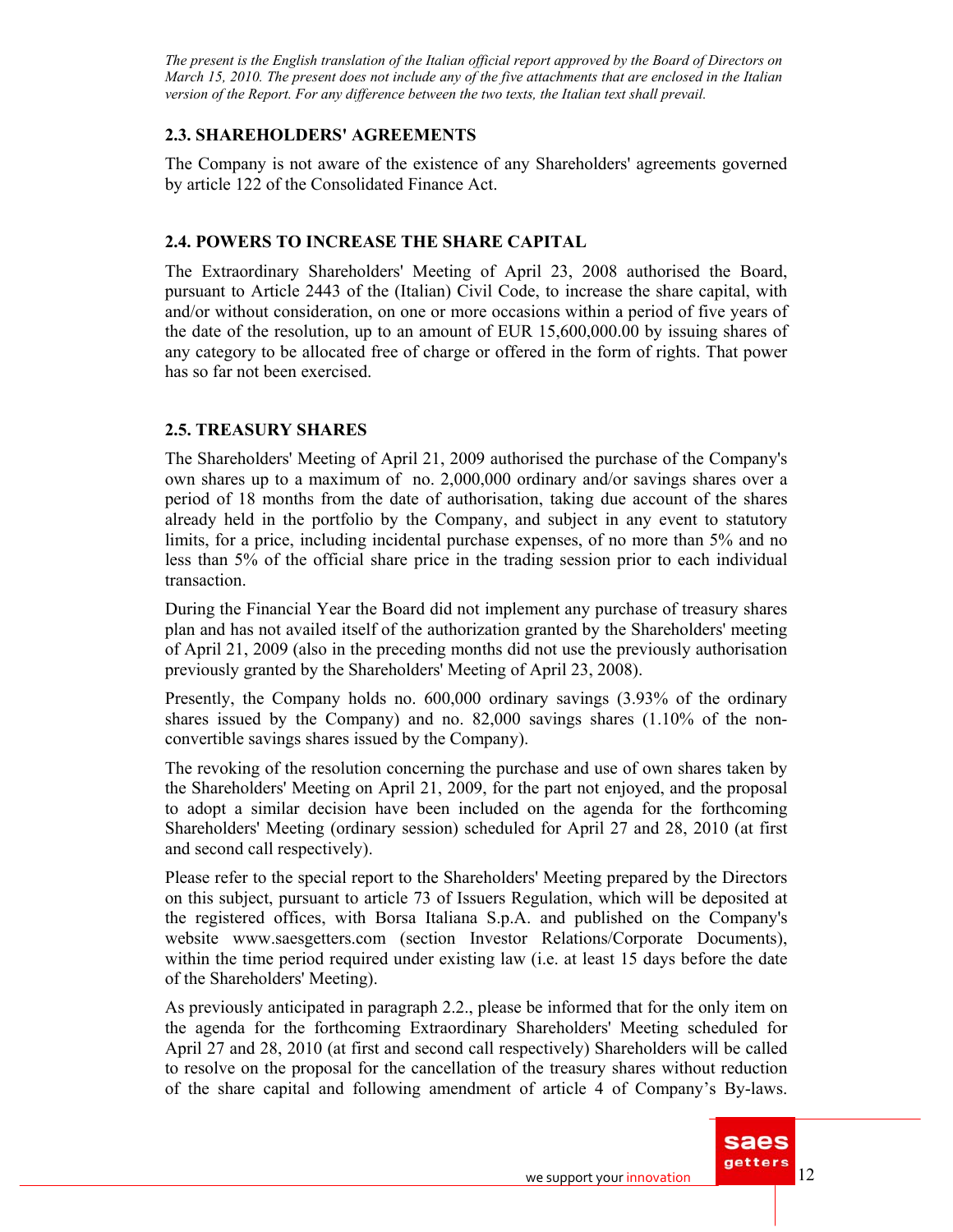*The present is the English translation of the Italian official report approved by the Board of Directors on March 15, 2010. The present does not include any of the five attachments that are enclosed in the Italian version of the Report. For any difference between the two texts, the Italian text shall prevail.*

### 2.3. SHAREHOLDERS' AGREEMENTS

The Company is not aware of the existence of any Shareholders' agreements governed by article 122 of the Consolidated Finance Act.

### 2.4. POWERS TO INCREASE THE SHARE CAPITAL

The Extraordinary Shareholders' Meeting of April 23, 2008 authorised the Board, pursuant to Article 2443 of the (Italian) Civil Code, to increase the share capital, with and/or without consideration, on one or more occasions within a period of five years of the date of the resolution, up to an amount of EUR 15,600,000.00 by issuing shares of any category to be allocated free of charge or offered in the form of rights. That power has so far not been exercised.

### 2.5. TREASURY SHARES

The Shareholders' Meeting of April 21, 2009 authorised the purchase of the Company's own shares up to a maximum of no. 2,000,000 ordinary and/or savings shares over a period of 18 months from the date of authorisation, taking due account of the shares already held in the portfolio by the Company, and subject in any event to statutory limits, for a price, including incidental purchase expenses, of no more than 5% and no less than 5% of the official share price in the trading session prior to each individual transaction.

During the Financial Year the Board did not implement any purchase of treasury shares plan and has not availed itself of the authorization granted by the Shareholders' meeting of April 21, 2009 (also in the preceding months did not use the previously authorisation previously granted by the Shareholders' Meeting of April 23, 2008).

Presently, the Company holds no. 600,000 ordinary savings (3.93% of the ordinary shares issued by the Company) and no. 82,000 savings shares (1.10% of the non-convertible savings shares issued by the Company).

The revoking of the resolution concerning the purchase and use of own shares taken by the Shareholders' Meeting on April 21, 2009, for the part not enjoyed, and the proposal to adopt a similar decision have been included on the agenda for the forthcoming Shareholders' Meeting (ordinary session) scheduled for April 27 and 28, 2010 (at first and second call respectively).

Please refer to the special report to the Shareholders' Meeting prepared by the Directors on this subject, pursuant to article 73 of Issuers Regulation, which will be deposited at the registered offices, with Borsa Italiana S.p.A. and published on the Company's website www.saesgetters.com (section Investor Relations/Corporate Documents), within the time period required under existing law (i.e. at least 15 days before the date of the Shareholders' Meeting).

As previously anticipated in paragraph 2.2., please be informed that for the only item on the agenda for the forthcoming Extraordinary Shareholders' Meeting scheduled for April 27 and 28, 2010 (at first and second call respectively) Shareholders will be called to resolve on the proposal for the cancellation of the treasury shares without reduction of the share capital and following amendment of article 4 of Company's By-laws.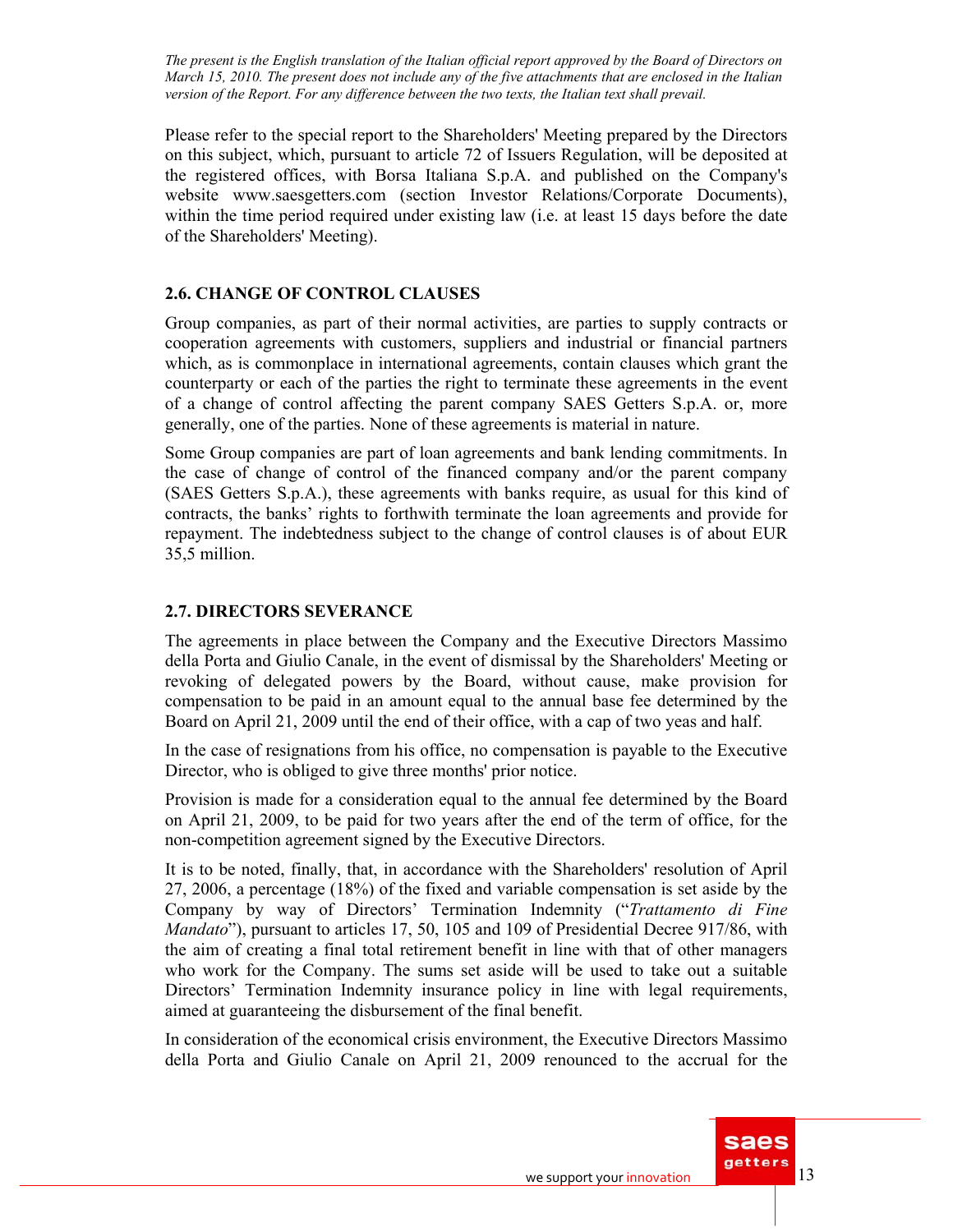*The present is the English translation of the Italian official report approved by the Board of Directors on March 15, 2010. The present does not include any of the five attachments that are enclosed in the Italian version of the Report. For any difference between the two texts, the Italian text shall prevail.*

Please refer to the special report to the Shareholders' Meeting prepared by the Directors on this subject, which, pursuant to article 72 of Issuers Regulation, will be deposited at the registered offices, with Borsa Italiana S.p.A. and published on the Company's website www.saesgetters.com (section Investor Relations/Corporate Documents), within the time period required under existing law (i.e. at least 15 days before the date of the Shareholders' Meeting).

## 2.6. CHANGE OF CONTROL CLAUSES

Group companies, as part of their normal activities, are parties to supply contracts or cooperation agreements with customers, suppliers and industrial or financial partners which, as is commonplace in international agreements, contain clauses which grant the counterparty or each of the parties the right to terminate these agreements in the event of a change of control affecting the parent company SAES Getters S.p.A. or, more generally, one of the parties. None of these agreements is material in nature.

Some Group companies are part of loan agreements and bank lending commitments. In the case of change of control of the financed company and/or the parent company (SAES Getters S.p.A.), these agreements with banks require, as usual for this kind of contracts, the banks' rights to forthwith terminate the loan agreements and provide for repayment. The indebtedness subject to the change of control clauses is of about EUR 35,5 million.

## 2.7. DIRECTORS SEVERANCE

The agreements in place between the Company and the Executive Directors Massimo della Porta and Giulio Canale, in the event of dismissal by the Shareholders' Meeting or revoking of delegated powers by the Board, without cause, make provision for compensation to be paid in an amount equal to the annual base fee determined by the Board on April 21, 2009 until the end of their office, with a cap of two yeas and half.

In the case of resignations from his office, no compensation is payable to the Executive Director, who is obliged to give three months' prior notice.

Provision is made for a consideration equal to the annual fee determined by the Board on April 21, 2009, to be paid for two years after the end of the term of office, for the non-competition agreement signed by the Executive Directors.

It is to be noted, finally, that, in accordance with the Shareholders' resolution of April 27, 2006, a percentage (18%) of the fixed and variable compensation is set aside by the Company by way of Directors' Termination Indemnity ("*Trattamento di Fine Mandato*"), pursuant to articles 17, 50, 105 and 109 of Presidential Decree 917/86, with the aim of creating a final total retirement benefit in line with that of other managers who work for the Company. The sums set aside will be used to take out a suitable Directors' Termination Indemnity insurance policy in line with legal requirements, aimed at guaranteeing the disbursement of the final benefit.

In consideration of the economical crisis environment, the Executive Directors Massimo della Porta and Giulio Canale on April 21, 2009 renounced to the accrual for the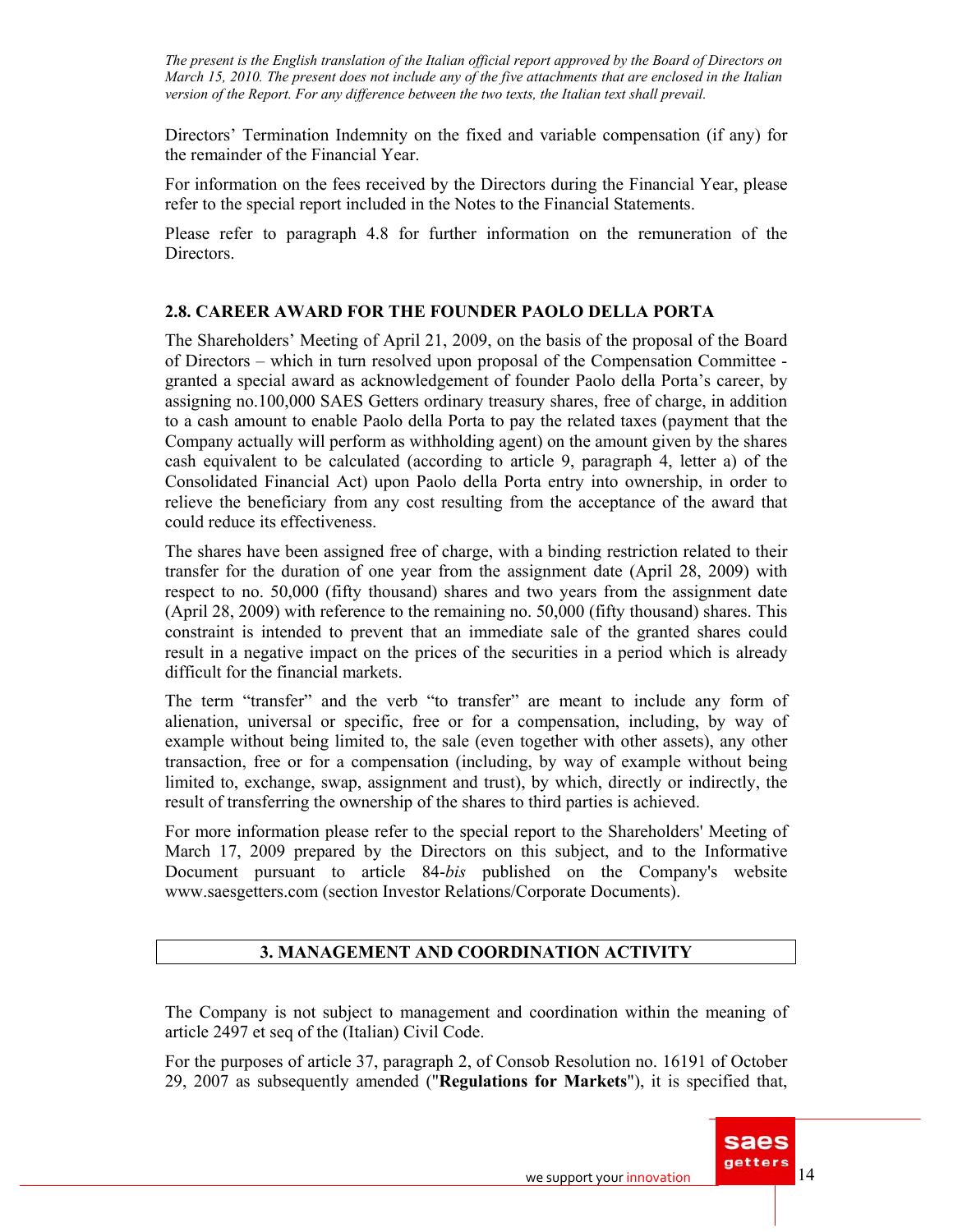Directors' Termination Indemnity on the fixed and variable compensation (if any) for the remainder of the Financial Year.

For information on the fees received by the Directors during the Financial Year, please refer to the special report included in the Notes to the Financial Statements.

Please refer to paragraph 4.8 for further information on the remuneration of the Directors.

### 2.8. CAREER AWARD FOR THE FOUNDER PAOLO DELLA PORTA

The Shareholders' Meeting of April 21, 2009, on the basis of the proposal of the Board of Directors – which in turn resolved upon proposal of the Compensation Committee - granted a special award as acknowledgement of founder Paolo della Porta's career, by assigning no.100,000 SAES Getters ordinary treasury shares, free of charge, in addition to a cash amount to enable Paolo della Porta to pay the related taxes (payment that the Company actually will perform as withholding agent) on the amount given by the shares cash equivalent to be calculated (according to article 9, paragraph 4, letter a) of the Consolidated Financial Act) upon Paolo della Porta entry into ownership, in order to relieve the beneficiary from any cost resulting from the acceptance of the award that could reduce its effectiveness.

The shares have been assigned free of charge, with a binding restriction related to their transfer for the duration of one year from the assignment date (April 28, 2009) with respect to no. 50,000 (fifty thousand) shares and two years from the assignment date (April 28, 2009) with reference to the remaining no. 50,000 (fifty thousand) shares. This constraint is intended to prevent that an immediate sale of the granted shares could result in a negative impact on the prices of the securities in a period which is already difficult for the financial markets.

The term "transfer" and the verb "to transfer" are meant to include any form of alienation, universal or specific, free or for a compensation, including, by way of example without being limited to, the sale (even together with other assets), any other transaction, free or for a compensation (including, by way of example without being limited to, exchange, swap, assignment and trust), by which, directly or indirectly, the result of transferring the ownership of the shares to third parties is achieved.

For more information please refer to the special report to the Shareholders' Meeting of March 17, 2009 prepared by the Directors on this subject, and to the Informative Document pursuant to article 84-*bis* published on the Company's website www.saesgetters.com (section Investor Relations/Corporate Documents).

## 3. MANAGEMENT AND COORDINATION ACTIVITY

The Company is not subject to management and coordination within the meaning of article 2497 et seq of the (Italian) Civil Code.

For the purposes of article 37, paragraph 2, of Consob Resolution no. 16191 of October 29, 2007 as subsequently amended ("**Regulations for Markets**"), it is specified that,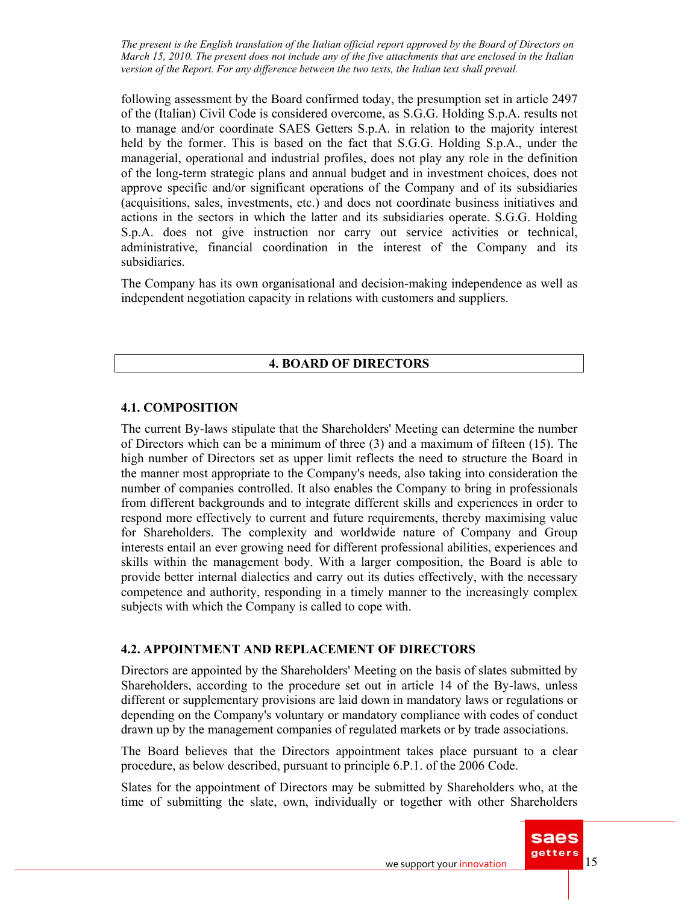following assessment by the Board confirmed today, the presumption set in article 2497 of the (Italian) Civil Code is considered overcome, as S.G.G. Holding S.p.A. results not to manage and/or coordinate SAES Getters S.p.A. in relation to the majority interest held by the former. This is based on the fact that S.G.G. Holding S.p.A., under the managerial, operational and industrial profiles, does not play any role in the definition of the long-term strategic plans and annual budget and in investment choices, does not approve specific and/or significant operations of the Company and of its subsidiaries (acquisitions, sales, investments, etc.) and does not coordinate business initiatives and actions in the sectors in which the latter and its subsidiaries operate. S.G.G. Holding S.p.A. does not give instruction nor carry out service activities or technical, administrative, financial coordination in the interest of the Company and its subsidiaries.

The Company has its own organisational and decision-making independence as well as independent negotiation capacity in relations with customers and suppliers.

## 4. BOARD OF DIRECTORS

### 4.1. COMPOSITION

The current By-laws stipulate that the Shareholders' Meeting can determine the number of Directors which can be a minimum of three (3) and a maximum of fifteen (15). The high number of Directors set as upper limit reflects the need to structure the Board in the manner most appropriate to the Company's needs, also taking into consideration the number of companies controlled. It also enables the Company to bring in professionals from different backgrounds and to integrate different skills and experiences in order to respond more effectively to current and future requirements, thereby maximising value for Shareholders. The complexity and worldwide nature of Company and Group interests entail an ever growing need for different professional abilities, experiences and skills within the management body. With a larger composition, the Board is able to provide better internal dialectics and carry out its duties effectively, with the necessary competence and authority, responding in a timely manner to the increasingly complex subjects with which the Company is called to cope with.

### 4.2. APPOINTMENT AND REPLACEMENT OF DIRECTORS

Directors are appointed by the Shareholders' Meeting on the basis of slates submitted by Shareholders, according to the procedure set out in article 14 of the By-laws, unless different or supplementary provisions are laid down in mandatory laws or regulations or depending on the Company's voluntary or mandatory compliance with codes of conduct drawn up by the management companies of regulated markets or by trade associations.

The Board believes that the Directors appointment takes place pursuant to a clear procedure, as below described, pursuant to principle 6.P.1. of the 2006 Code.

Slates for the appointment of Directors may be submitted by Shareholders who, at the time of submitting the slate, own, individually or together with other Shareholders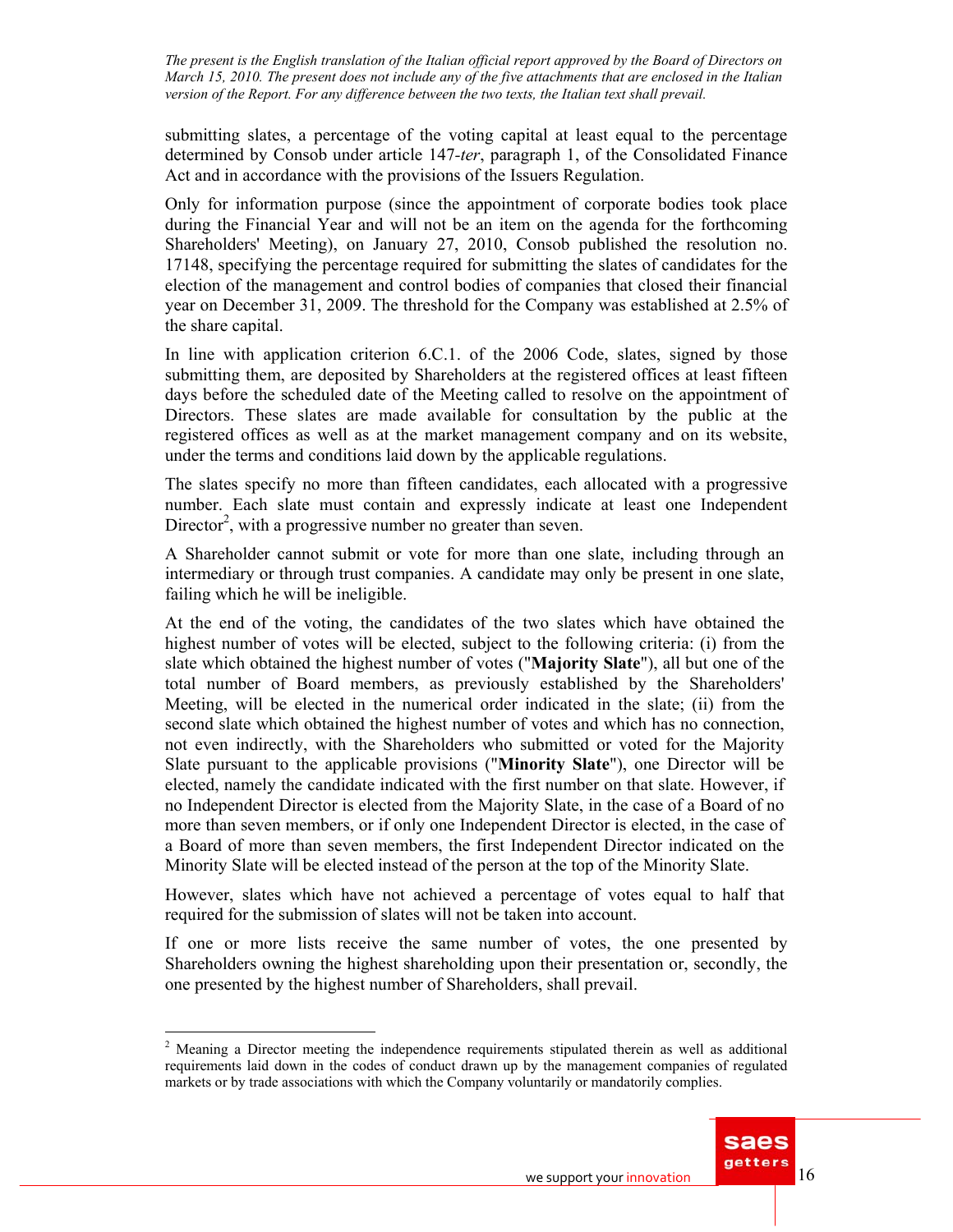submitting slates, a percentage of the voting capital at least equal to the percentage determined by Consob under article 147-*ter*, paragraph 1, of the Consolidated Finance Act and in accordance with the provisions of the Issuers Regulation.

Only for information purpose (since the appointment of corporate bodies took place during the Financial Year and will not be an item on the agenda for the forthcoming Shareholders' Meeting), on January 27, 2010, Consob published the resolution no. 17148, specifying the percentage required for submitting the slates of candidates for the election of the management and control bodies of companies that closed their financial year on December 31, 2009. The threshold for the Company was established at 2.5% of the share capital.

In line with application criterion 6.C.1. of the 2006 Code, slates, signed by those submitting them, are deposited by Shareholders at the registered offices at least fifteen days before the scheduled date of the Meeting called to resolve on the appointment of Directors. These slates are made available for consultation by the public at the registered offices as well as at the market management company and on its website, under the terms and conditions laid down by the applicable regulations.

The slates specify no more than fifteen candidates, each allocated with a progressive number. Each slate must contain and expressly indicate at least one Independent Director[2], with a progressive number no greater than seven.

A Shareholder cannot submit or vote for more than one slate, including through an intermediary or through trust companies. A candidate may only be present in one slate, failing which he will be ineligible.

At the end of the voting, the candidates of the two slates which have obtained the highest number of votes will be elected, subject to the following criteria: (i) from the slate which obtained the highest number of votes ("**Majority Slate**"), all but one of the total number of Board members, as previously established by the Shareholders' Meeting, will be elected in the numerical order indicated in the slate; (ii) from the second slate which obtained the highest number of votes and which has no connection, not even indirectly, with the Shareholders who submitted or voted for the Majority Slate pursuant to the applicable provisions ("**Minority Slate**"), one Director will be elected, namely the candidate indicated with the first number on that slate. However, if no Independent Director is elected from the Majority Slate, in the case of a Board of no more than seven members, or if only one Independent Director is elected, in the case of a Board of more than seven members, the first Independent Director indicated on the Minority Slate will be elected instead of the person at the top of the Minority Slate.

However, slates which have not achieved a percentage of votes equal to half that required for the submission of slates will not be taken into account.

If one or more lists receive the same number of votes, the one presented by Shareholders owning the highest shareholding upon their presentation or, secondly, the one presented by the highest number of Shareholders, shall prevail.

---

[2] Meaning a Director meeting the independence requirements stipulated therein as well as additional requirements laid down in the codes of conduct drawn up by the management companies of regulated markets or by trade associations with which the Company voluntarily or mandatorily complies.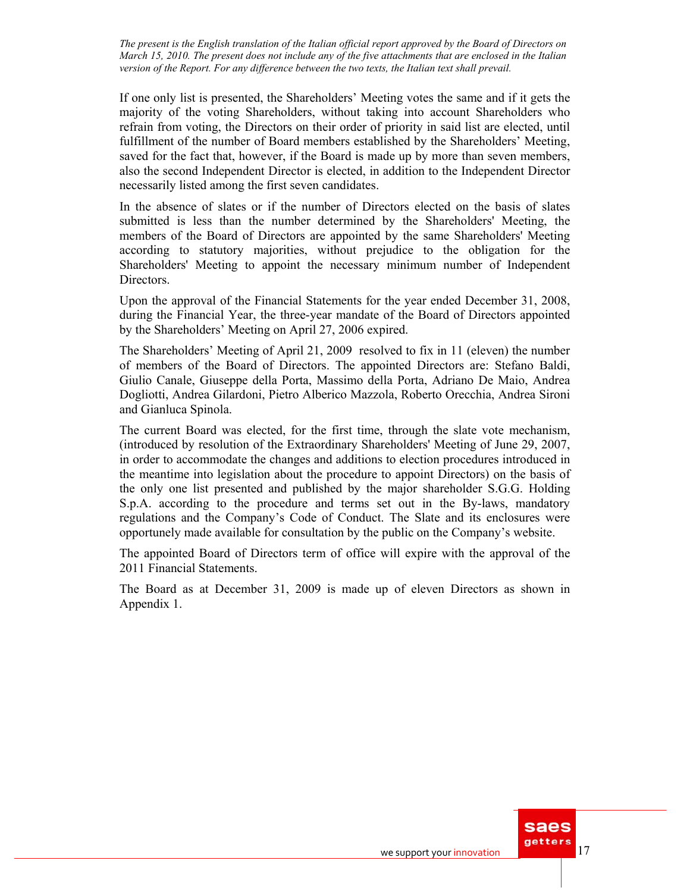*The present is the English translation of the Italian official report approved by the Board of Directors on March 15, 2010. The present does not include any of the five attachments that are enclosed in the Italian version of the Report. For any difference between the two texts, the Italian text shall prevail.*

If one only list is presented, the Shareholders' Meeting votes the same and if it gets the majority of the voting Shareholders, without taking into account Shareholders who refrain from voting, the Directors on their order of priority in said list are elected, until fulfillment of the number of Board members established by the Shareholders' Meeting, saved for the fact that, however, if the Board is made up by more than seven members, also the second Independent Director is elected, in addition to the Independent Director necessarily listed among the first seven candidates.

In the absence of slates or if the number of Directors elected on the basis of slates submitted is less than the number determined by the Shareholders' Meeting, the members of the Board of Directors are appointed by the same Shareholders' Meeting according to statutory majorities, without prejudice to the obligation for the Shareholders' Meeting to appoint the necessary minimum number of Independent Directors.

Upon the approval of the Financial Statements for the year ended December 31, 2008, during the Financial Year, the three-year mandate of the Board of Directors appointed by the Shareholders' Meeting on April 27, 2006 expired.

The Shareholders' Meeting of April 21, 2009 resolved to fix in 11 (eleven) the number of members of the Board of Directors. The appointed Directors are: Stefano Baldi, Giulio Canale, Giuseppe della Porta, Massimo della Porta, Adriano De Maio, Andrea Dogliotti, Andrea Gilardoni, Pietro Alberico Mazzola, Roberto Orecchia, Andrea Sironi and Gianluca Spinola.

The current Board was elected, for the first time, through the slate vote mechanism, (introduced by resolution of the Extraordinary Shareholders' Meeting of June 29, 2007, in order to accommodate the changes and additions to election procedures introduced in the meantime into legislation about the procedure to appoint Directors) on the basis of the only one list presented and published by the major shareholder S.G.G. Holding S.p.A. according to the procedure and terms set out in the By-laws, mandatory regulations and the Company's Code of Conduct. The Slate and its enclosures were opportunely made available for consultation by the public on the Company's website.

The appointed Board of Directors term of office will expire with the approval of the 2011 Financial Statements.

The Board as at December 31, 2009 is made up of eleven Directors as shown in Appendix 1.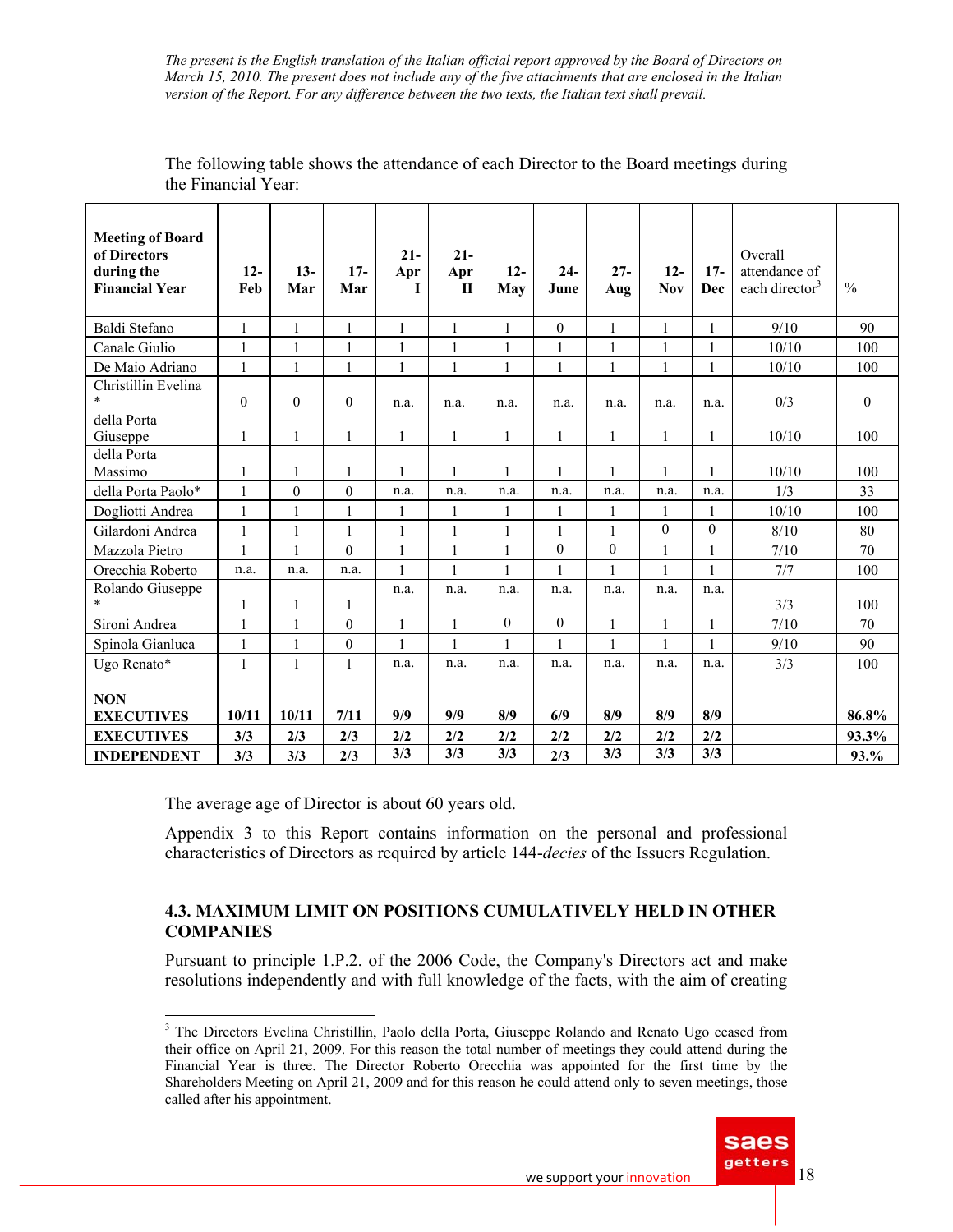*The present is the English translation of the Italian official report approved by the Board of Directors on March 15, 2010. The present does not include any of the five attachments that are enclosed in the Italian version of the Report. For any difference between the two texts, the Italian text shall prevail.*

The following table shows the attendance of each Director to the Board meetings during the Financial Year:

| **Meeting of Board of Directors during the Financial Year** | **12-Feb** | **13-Mar** | **17-Mar** | **21-Apr I** | **21-Apr II** | **12-May** | **24-June** | **27-Aug** | **12-Nov** | **17-Dec** | Overall attendance of each director[3] | % |
|---|---|---|---|---|---|---|---|---|---|---|---|---|
| | | | | | | | | | | | | |
| Baldi Stefano | 1 | 1 | 1 | 1 | 1 | 1 | 0 | 1 | 1 | 1 | 9/10 | 90 |
| Canale Giulio | 1 | 1 | 1 | 1 | 1 | 1 | 1 | 1 | 1 | 1 | 10/10 | 100 |
| De Maio Adriano | 1 | 1 | 1 | 1 | 1 | 1 | 1 | 1 | 1 | 1 | 10/10 | 100 |
| Christillin Evelina * | 0 | 0 | 0 | n.a. | n.a. | n.a. | n.a. | n.a. | n.a. | n.a. | 0/3 | 0 |
| della Porta Giuseppe | 1 | 1 | 1 | 1 | 1 | 1 | 1 | 1 | 1 | 1 | 10/10 | 100 |
| della Porta Massimo | 1 | 1 | 1 | 1 | 1 | 1 | 1 | 1 | 1 | 1 | 10/10 | 100 |
| della Porta Paolo* | 1 | 0 | 0 | n.a. | n.a. | n.a. | n.a. | n.a. | n.a. | n.a. | 1/3 | 33 |
| Dogliotti Andrea | 1 | 1 | 1 | 1 | 1 | 1 | 1 | 1 | 1 | 1 | 10/10 | 100 |
| Gilardoni Andrea | 1 | 1 | 1 | 1 | 1 | 1 | 1 | 1 | 0 | 0 | 8/10 | 80 |
| Mazzola Pietro | 1 | 1 | 0 | 1 | 1 | 1 | 0 | 0 | 1 | 1 | 7/10 | 70 |
| Orecchia Roberto | n.a. | n.a. | n.a. | 1 | 1 | 1 | 1 | 1 | 1 | 1 | 7/7 | 100 |
| Rolando Giuseppe * | 1 | 1 | 1 | n.a. | n.a. | n.a. | n.a. | n.a. | n.a. | n.a. | 3/3 | 100 |
| Sironi Andrea | 1 | 1 | 0 | 1 | 1 | 0 | 0 | 1 | 1 | 1 | 7/10 | 70 |
| Spinola Gianluca | 1 | 1 | 0 | 1 | 1 | 1 | 1 | 1 | 1 | 1 | 9/10 | 90 |
| Ugo Renato* | 1 | 1 | 1 | n.a. | n.a. | n.a. | n.a. | n.a. | n.a. | n.a. | 3/3 | 100 |
| **NON EXECUTIVES** | **10/11** | **10/11** | **7/11** | **9/9** | **9/9** | **8/9** | **6/9** | **8/9** | **8/9** | **8/9** | | **86.8%** |
| **EXECUTIVES** | **3/3** | **2/3** | **2/3** | **2/2** | **2/2** | **2/2** | **2/2** | **2/2** | **2/2** | **2/2** | | **93.3%** |
| **INDEPENDENT** | **3/3** | **3/3** | **2/3** | **3/3** | **3/3** | **3/3** | **2/3** | **3/3** | **3/3** | **3/3** | | **93.%** |

The average age of Director is about 60 years old.

Appendix 3 to this Report contains information on the personal and professional characteristics of Directors as required by article 144-*decies* of the Issuers Regulation.

### 4.3. MAXIMUM LIMIT ON POSITIONS CUMULATIVELY HELD IN OTHER COMPANIES

Pursuant to principle 1.P.2. of the 2006 Code, the Company's Directors act and make resolutions independently and with full knowledge of the facts, with the aim of creating

---

[3] The Directors Evelina Christillin, Paolo della Porta, Giuseppe Rolando and Renato Ugo ceased from their office on April 21, 2009. For this reason the total number of meetings they could attend during the Financial Year is three. The Director Roberto Orecchia was appointed for the first time by the Shareholders Meeting on April 21, 2009 and for this reason he could attend only to seven meetings, those called after his appointment.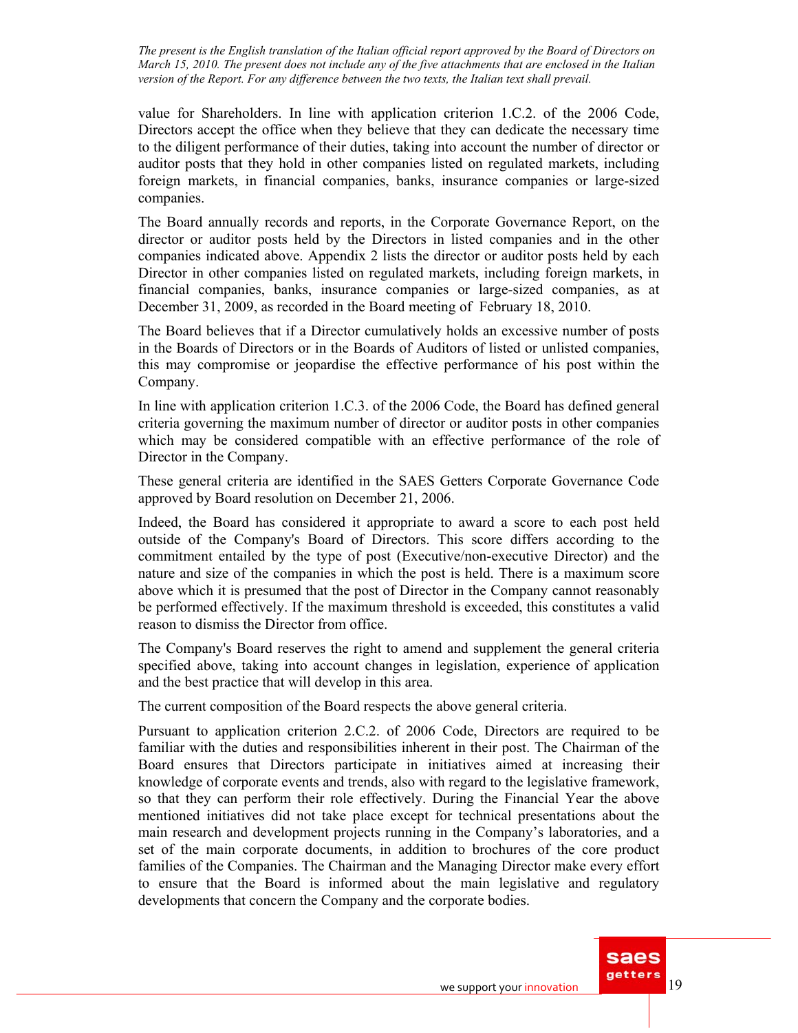value for Shareholders. In line with application criterion 1.C.2. of the 2006 Code, Directors accept the office when they believe that they can dedicate the necessary time to the diligent performance of their duties, taking into account the number of director or auditor posts that they hold in other companies listed on regulated markets, including foreign markets, in financial companies, banks, insurance companies or large-sized companies.

The Board annually records and reports, in the Corporate Governance Report, on the director or auditor posts held by the Directors in listed companies and in the other companies indicated above. Appendix 2 lists the director or auditor posts held by each Director in other companies listed on regulated markets, including foreign markets, in financial companies, banks, insurance companies or large-sized companies, as at December 31, 2009, as recorded in the Board meeting of February 18, 2010.

The Board believes that if a Director cumulatively holds an excessive number of posts in the Boards of Directors or in the Boards of Auditors of listed or unlisted companies, this may compromise or jeopardise the effective performance of his post within the Company.

In line with application criterion 1.C.3. of the 2006 Code, the Board has defined general criteria governing the maximum number of director or auditor posts in other companies which may be considered compatible with an effective performance of the role of Director in the Company.

These general criteria are identified in the SAES Getters Corporate Governance Code approved by Board resolution on December 21, 2006.

Indeed, the Board has considered it appropriate to award a score to each post held outside of the Company's Board of Directors. This score differs according to the commitment entailed by the type of post (Executive/non-executive Director) and the nature and size of the companies in which the post is held. There is a maximum score above which it is presumed that the post of Director in the Company cannot reasonably be performed effectively. If the maximum threshold is exceeded, this constitutes a valid reason to dismiss the Director from office.

The Company's Board reserves the right to amend and supplement the general criteria specified above, taking into account changes in legislation, experience of application and the best practice that will develop in this area.

The current composition of the Board respects the above general criteria.

Pursuant to application criterion 2.C.2. of 2006 Code, Directors are required to be familiar with the duties and responsibilities inherent in their post. The Chairman of the Board ensures that Directors participate in initiatives aimed at increasing their knowledge of corporate events and trends, also with regard to the legislative framework, so that they can perform their role effectively. During the Financial Year the above mentioned initiatives did not take place except for technical presentations about the main research and development projects running in the Company's laboratories, and a set of the main corporate documents, in addition to brochures of the core product families of the Companies. The Chairman and the Managing Director make every effort to ensure that the Board is informed about the main legislative and regulatory developments that concern the Company and the corporate bodies.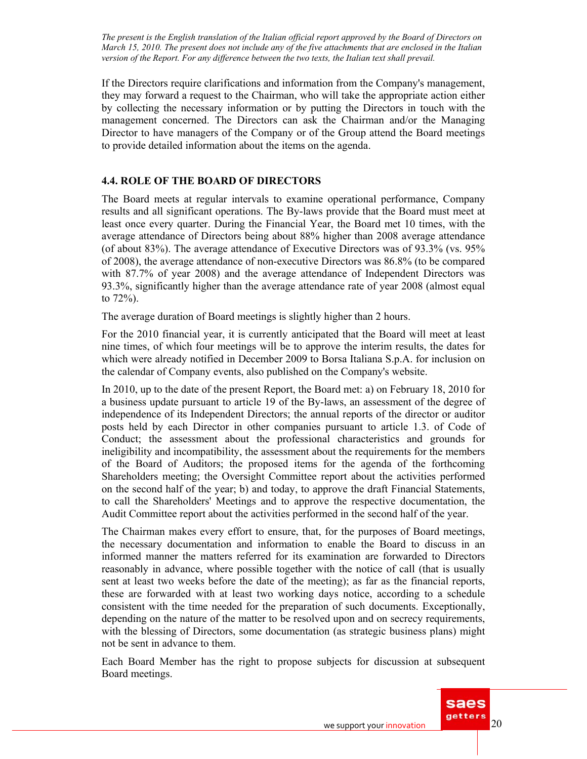*The present is the English translation of the Italian official report approved by the Board of Directors on March 15, 2010. The present does not include any of the five attachments that are enclosed in the Italian version of the Report. For any difference between the two texts, the Italian text shall prevail.*

If the Directors require clarifications and information from the Company's management, they may forward a request to the Chairman, who will take the appropriate action either by collecting the necessary information or by putting the Directors in touch with the management concerned. The Directors can ask the Chairman and/or the Managing Director to have managers of the Company or of the Group attend the Board meetings to provide detailed information about the items on the agenda.

### 4.4. ROLE OF THE BOARD OF DIRECTORS

The Board meets at regular intervals to examine operational performance, Company results and all significant operations. The By-laws provide that the Board must meet at least once every quarter. During the Financial Year, the Board met 10 times, with the average attendance of Directors being about 88% higher than 2008 average attendance (of about 83%). The average attendance of Executive Directors was of 93.3% (vs. 95% of 2008), the average attendance of non-executive Directors was 86.8% (to be compared with 87.7% of year 2008) and the average attendance of Independent Directors was 93.3%, significantly higher than the average attendance rate of year 2008 (almost equal to 72%).

The average duration of Board meetings is slightly higher than 2 hours.

For the 2010 financial year, it is currently anticipated that the Board will meet at least nine times, of which four meetings will be to approve the interim results, the dates for which were already notified in December 2009 to Borsa Italiana S.p.A. for inclusion on the calendar of Company events, also published on the Company's website.

In 2010, up to the date of the present Report, the Board met: a) on February 18, 2010 for a business update pursuant to article 19 of the By-laws, an assessment of the degree of independence of its Independent Directors; the annual reports of the director or auditor posts held by each Director in other companies pursuant to article 1.3. of Code of Conduct; the assessment about the professional characteristics and grounds for ineligibility and incompatibility, the assessment about the requirements for the members of the Board of Auditors; the proposed items for the agenda of the forthcoming Shareholders meeting; the Oversight Committee report about the activities performed on the second half of the year; b) and today, to approve the draft Financial Statements, to call the Shareholders' Meetings and to approve the respective documentation, the Audit Committee report about the activities performed in the second half of the year.

The Chairman makes every effort to ensure, that, for the purposes of Board meetings, the necessary documentation and information to enable the Board to discuss in an informed manner the matters referred for its examination are forwarded to Directors reasonably in advance, where possible together with the notice of call (that is usually sent at least two weeks before the date of the meeting); as far as the financial reports, these are forwarded with at least two working days notice, according to a schedule consistent with the time needed for the preparation of such documents. Exceptionally, depending on the nature of the matter to be resolved upon and on secrecy requirements, with the blessing of Directors, some documentation (as strategic business plans) might not be sent in advance to them.

Each Board Member has the right to propose subjects for discussion at subsequent Board meetings.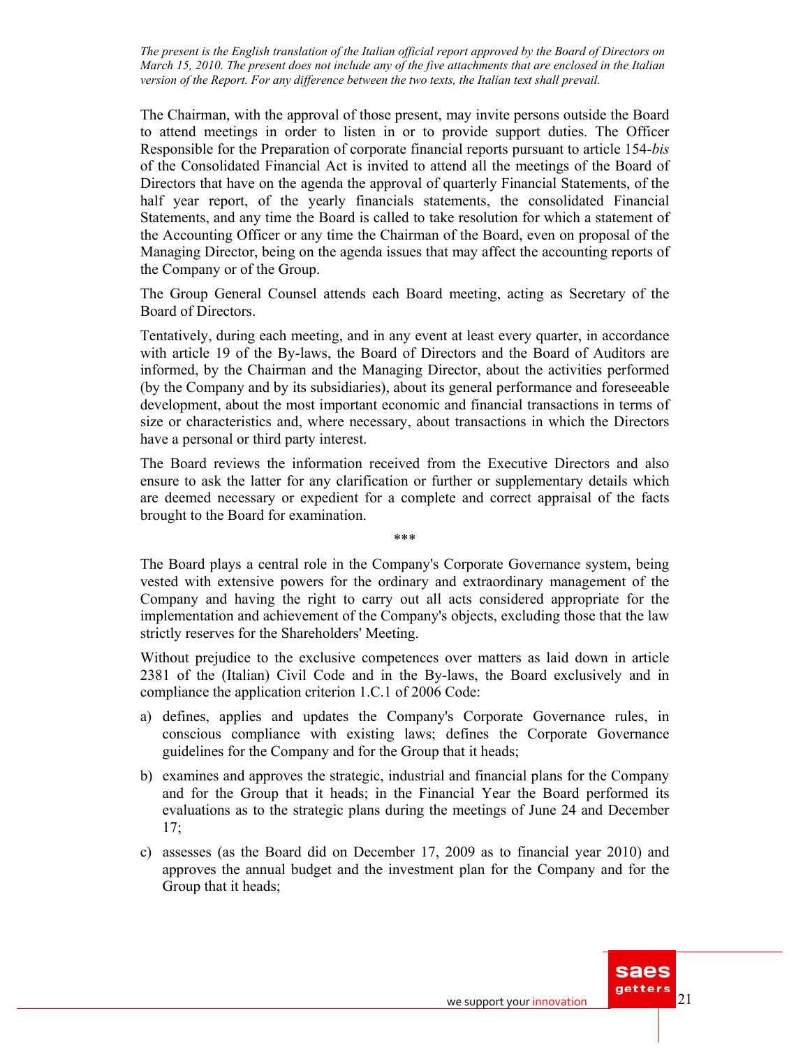*The present is the English translation of the Italian official report approved by the Board of Directors on March 15, 2010. The present does not include any of the five attachments that are enclosed in the Italian version of the Report. For any difference between the two texts, the Italian text shall prevail.*

The Chairman, with the approval of those present, may invite persons outside the Board to attend meetings in order to listen in or to provide support duties. The Officer Responsible for the Preparation of corporate financial reports pursuant to article 154-*bis* of the Consolidated Financial Act is invited to attend all the meetings of the Board of Directors that have on the agenda the approval of quarterly Financial Statements, of the half year report, of the yearly financials statements, the consolidated Financial Statements, and any time the Board is called to take resolution for which a statement of the Accounting Officer or any time the Chairman of the Board, even on proposal of the Managing Director, being on the agenda issues that may affect the accounting reports of the Company or of the Group.

The Group General Counsel attends each Board meeting, acting as Secretary of the Board of Directors.

Tentatively, during each meeting, and in any event at least every quarter, in accordance with article 19 of the By-laws, the Board of Directors and the Board of Auditors are informed, by the Chairman and the Managing Director, about the activities performed (by the Company and by its subsidiaries), about its general performance and foreseeable development, about the most important economic and financial transactions in terms of size or characteristics and, where necessary, about transactions in which the Directors have a personal or third party interest.

The Board reviews the information received from the Executive Directors and also ensure to ask the latter for any clarification or further or supplementary details which are deemed necessary or expedient for a complete and correct appraisal of the facts brought to the Board for examination.

***

The Board plays a central role in the Company's Corporate Governance system, being vested with extensive powers for the ordinary and extraordinary management of the Company and having the right to carry out all acts considered appropriate for the implementation and achievement of the Company's objects, excluding those that the law strictly reserves for the Shareholders' Meeting.

Without prejudice to the exclusive competences over matters as laid down in article 2381 of the (Italian) Civil Code and in the By-laws, the Board exclusively and in compliance the application criterion 1.C.1 of 2006 Code:

a) defines, applies and updates the Company's Corporate Governance rules, in conscious compliance with existing laws; defines the Corporate Governance guidelines for the Company and for the Group that it heads;

b) examines and approves the strategic, industrial and financial plans for the Company and for the Group that it heads; in the Financial Year the Board performed its evaluations as to the strategic plans during the meetings of June 24 and December 17;

c) assesses (as the Board did on December 17, 2009 as to financial year 2010) and approves the annual budget and the investment plan for the Company and for the Group that it heads;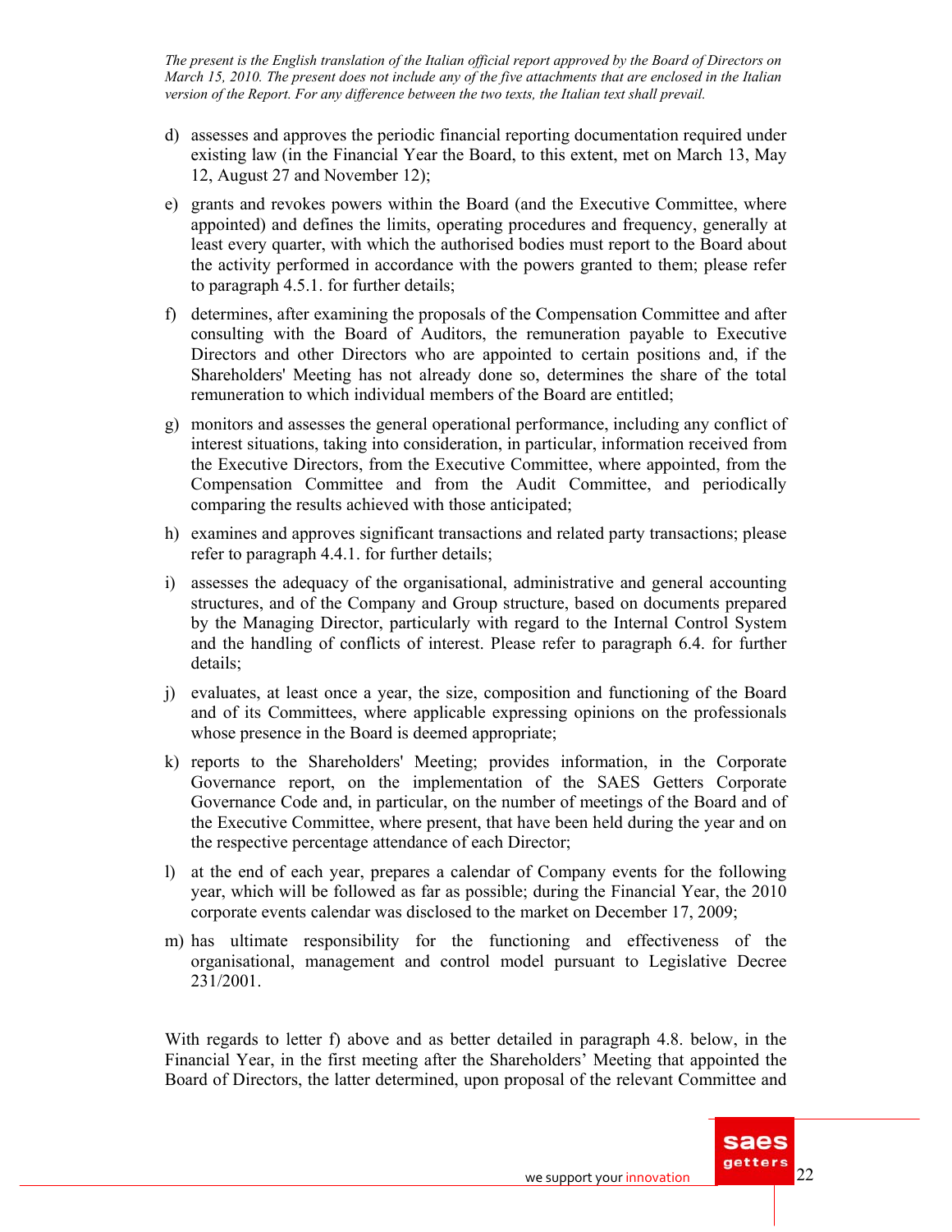d) assesses and approves the periodic financial reporting documentation required under existing law (in the Financial Year the Board, to this extent, met on March 13, May 12, August 27 and November 12);

e) grants and revokes powers within the Board (and the Executive Committee, where appointed) and defines the limits, operating procedures and frequency, generally at least every quarter, with which the authorised bodies must report to the Board about the activity performed in accordance with the powers granted to them; please refer to paragraph 4.5.1. for further details;

f) determines, after examining the proposals of the Compensation Committee and after consulting with the Board of Auditors, the remuneration payable to Executive Directors and other Directors who are appointed to certain positions and, if the Shareholders' Meeting has not already done so, determines the share of the total remuneration to which individual members of the Board are entitled;

g) monitors and assesses the general operational performance, including any conflict of interest situations, taking into consideration, in particular, information received from the Executive Directors, from the Executive Committee, where appointed, from the Compensation Committee and from the Audit Committee, and periodically comparing the results achieved with those anticipated;

h) examines and approves significant transactions and related party transactions; please refer to paragraph 4.4.1. for further details;

i) assesses the adequacy of the organisational, administrative and general accounting structures, and of the Company and Group structure, based on documents prepared by the Managing Director, particularly with regard to the Internal Control System and the handling of conflicts of interest. Please refer to paragraph 6.4. for further details;

j) evaluates, at least once a year, the size, composition and functioning of the Board and of its Committees, where applicable expressing opinions on the professionals whose presence in the Board is deemed appropriate;

k) reports to the Shareholders' Meeting; provides information, in the Corporate Governance report, on the implementation of the SAES Getters Corporate Governance Code and, in particular, on the number of meetings of the Board and of the Executive Committee, where present, that have been held during the year and on the respective percentage attendance of each Director;

l) at the end of each year, prepares a calendar of Company events for the following year, which will be followed as far as possible; during the Financial Year, the 2010 corporate events calendar was disclosed to the market on December 17, 2009;

m) has ultimate responsibility for the functioning and effectiveness of the organisational, management and control model pursuant to Legislative Decree 231/2001.

With regards to letter f) above and as better detailed in paragraph 4.8. below, in the Financial Year, in the first meeting after the Shareholders' Meeting that appointed the Board of Directors, the latter determined, upon proposal of the relevant Committee and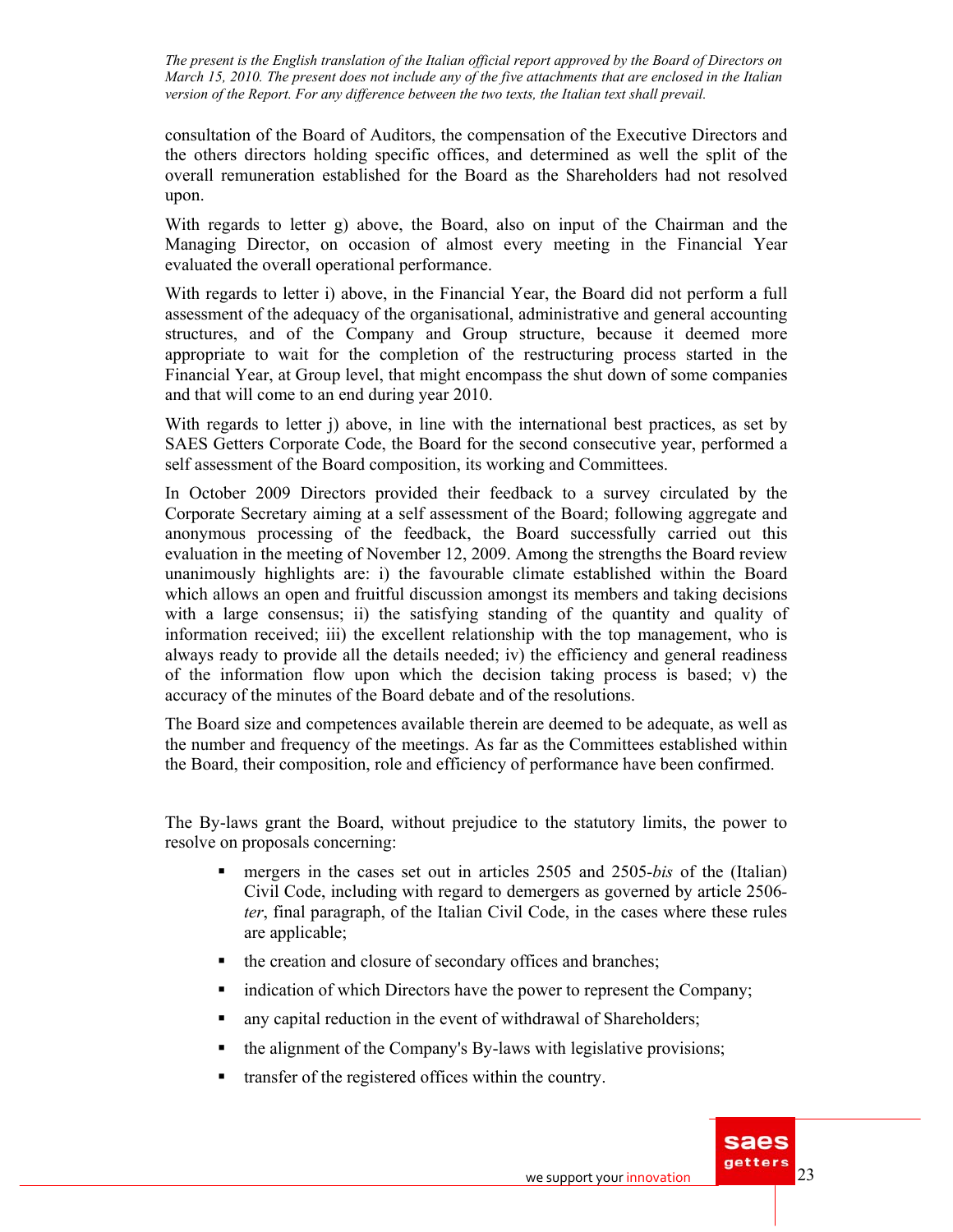consultation of the Board of Auditors, the compensation of the Executive Directors and the others directors holding specific offices, and determined as well the split of the overall remuneration established for the Board as the Shareholders had not resolved upon.

With regards to letter g) above, the Board, also on input of the Chairman and the Managing Director, on occasion of almost every meeting in the Financial Year evaluated the overall operational performance.

With regards to letter i) above, in the Financial Year, the Board did not perform a full assessment of the adequacy of the organisational, administrative and general accounting structures, and of the Company and Group structure, because it deemed more appropriate to wait for the completion of the restructuring process started in the Financial Year, at Group level, that might encompass the shut down of some companies and that will come to an end during year 2010.

With regards to letter j) above, in line with the international best practices, as set by SAES Getters Corporate Code, the Board for the second consecutive year, performed a self assessment of the Board composition, its working and Committees.

In October 2009 Directors provided their feedback to a survey circulated by the Corporate Secretary aiming at a self assessment of the Board; following aggregate and anonymous processing of the feedback, the Board successfully carried out this evaluation in the meeting of November 12, 2009. Among the strengths the Board review unanimously highlights are: i) the favourable climate established within the Board which allows an open and fruitful discussion amongst its members and taking decisions with a large consensus; ii) the satisfying standing of the quantity and quality of information received; iii) the excellent relationship with the top management, who is always ready to provide all the details needed; iv) the efficiency and general readiness of the information flow upon which the decision taking process is based; v) the accuracy of the minutes of the Board debate and of the resolutions.

The Board size and competences available therein are deemed to be adequate, as well as the number and frequency of the meetings. As far as the Committees established within the Board, their composition, role and efficiency of performance have been confirmed.

The By-laws grant the Board, without prejudice to the statutory limits, the power to resolve on proposals concerning:

- mergers in the cases set out in articles 2505 and 2505-*bis* of the (Italian) Civil Code, including with regard to demergers as governed by article 2506-*ter*, final paragraph, of the Italian Civil Code, in the cases where these rules are applicable;
- the creation and closure of secondary offices and branches;
- indication of which Directors have the power to represent the Company;
- any capital reduction in the event of withdrawal of Shareholders;
- the alignment of the Company's By-laws with legislative provisions;
- transfer of the registered offices within the country.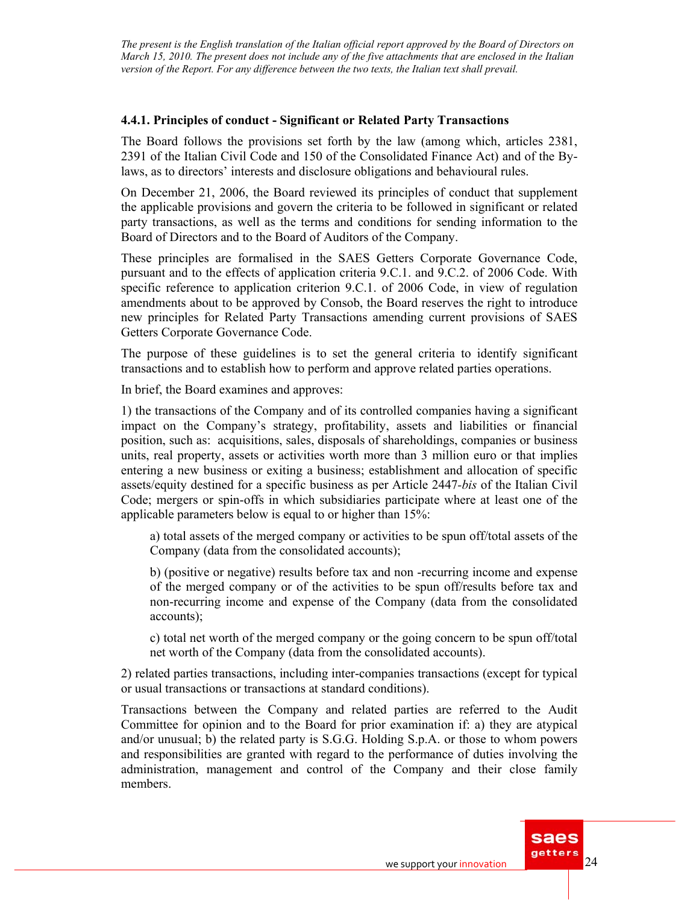*The present is the English translation of the Italian official report approved by the Board of Directors on March 15, 2010. The present does not include any of the five attachments that are enclosed in the Italian version of the Report. For any difference between the two texts, the Italian text shall prevail.*

#### 4.4.1. Principles of conduct - Significant or Related Party Transactions

The Board follows the provisions set forth by the law (among which, articles 2381, 2391 of the Italian Civil Code and 150 of the Consolidated Finance Act) and of the By-laws, as to directors' interests and disclosure obligations and behavioural rules.

On December 21, 2006, the Board reviewed its principles of conduct that supplement the applicable provisions and govern the criteria to be followed in significant or related party transactions, as well as the terms and conditions for sending information to the Board of Directors and to the Board of Auditors of the Company.

These principles are formalised in the SAES Getters Corporate Governance Code, pursuant and to the effects of application criteria 9.C.1. and 9.C.2. of 2006 Code. With specific reference to application criterion 9.C.1. of 2006 Code, in view of regulation amendments about to be approved by Consob, the Board reserves the right to introduce new principles for Related Party Transactions amending current provisions of SAES Getters Corporate Governance Code.

The purpose of these guidelines is to set the general criteria to identify significant transactions and to establish how to perform and approve related parties operations.

In brief, the Board examines and approves:

1) the transactions of the Company and of its controlled companies having a significant impact on the Company's strategy, profitability, assets and liabilities or financial position, such as: acquisitions, sales, disposals of shareholdings, companies or business units, real property, assets or activities worth more than 3 million euro or that implies entering a new business or exiting a business; establishment and allocation of specific assets/equity destined for a specific business as per Article 2447-*bis* of the Italian Civil Code; mergers or spin-offs in which subsidiaries participate where at least one of the applicable parameters below is equal to or higher than 15%:

> a) total assets of the merged company or activities to be spun off/total assets of the Company (data from the consolidated accounts);
>
> b) (positive or negative) results before tax and non -recurring income and expense of the merged company or of the activities to be spun off/results before tax and non-recurring income and expense of the Company (data from the consolidated accounts);
>
> c) total net worth of the merged company or the going concern to be spun off/total net worth of the Company (data from the consolidated accounts).

2) related parties transactions, including inter-companies transactions (except for typical or usual transactions or transactions at standard conditions).

Transactions between the Company and related parties are referred to the Audit Committee for opinion and to the Board for prior examination if: a) they are atypical and/or unusual; b) the related party is S.G.G. Holding S.p.A. or those to whom powers and responsibilities are granted with regard to the performance of duties involving the administration, management and control of the Company and their close family members.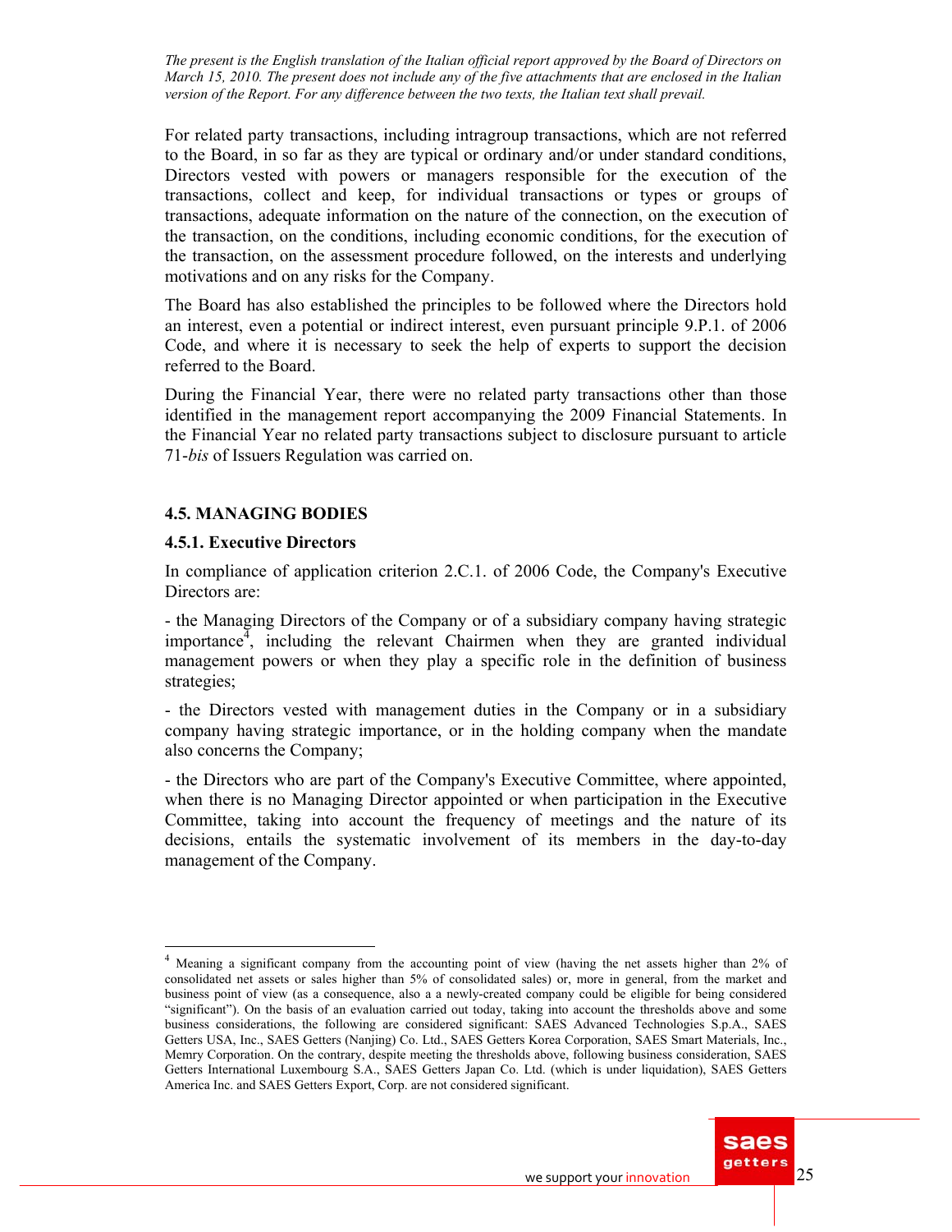For related party transactions, including intragroup transactions, which are not referred to the Board, in so far as they are typical or ordinary and/or under standard conditions, Directors vested with powers or managers responsible for the execution of the transactions, collect and keep, for individual transactions or types or groups of transactions, adequate information on the nature of the connection, on the execution of the transaction, on the conditions, including economic conditions, for the execution of the transaction, on the assessment procedure followed, on the interests and underlying motivations and on any risks for the Company.

The Board has also established the principles to be followed where the Directors hold an interest, even a potential or indirect interest, even pursuant principle 9.P.1. of 2006 Code, and where it is necessary to seek the help of experts to support the decision referred to the Board.

During the Financial Year, there were no related party transactions other than those identified in the management report accompanying the 2009 Financial Statements. In the Financial Year no related party transactions subject to disclosure pursuant to article 71-*bis* of Issuers Regulation was carried on.

## 4.5. MANAGING BODIES

### 4.5.1. Executive Directors

In compliance of application criterion 2.C.1. of 2006 Code, the Company's Executive Directors are:

- the Managing Directors of the Company or of a subsidiary company having strategic importance[4], including the relevant Chairmen when they are granted individual management powers or when they play a specific role in the definition of business strategies;

- the Directors vested with management duties in the Company or in a subsidiary company having strategic importance, or in the holding company when the mandate also concerns the Company;

- the Directors who are part of the Company's Executive Committee, where appointed, when there is no Managing Director appointed or when participation in the Executive Committee, taking into account the frequency of meetings and the nature of its decisions, entails the systematic involvement of its members in the day-to-day management of the Company.

---

[4] Meaning a significant company from the accounting point of view (having the net assets higher than 2% of consolidated net assets or sales higher than 5% of consolidated sales) or, more in general, from the market and business point of view (as a consequence, also a a newly-created company could be eligible for being considered "significant"). On the basis of an evaluation carried out today, taking into account the thresholds above and some business considerations, the following are considered significant: SAES Advanced Technologies S.p.A., SAES Getters USA, Inc., SAES Getters (Nanjing) Co. Ltd., SAES Getters Korea Corporation, SAES Smart Materials, Inc., Memry Corporation. On the contrary, despite meeting the thresholds above, following business consideration, SAES Getters International Luxembourg S.A., SAES Getters Japan Co. Ltd. (which is under liquidation), SAES Getters America Inc. and SAES Getters Export, Corp. are not considered significant.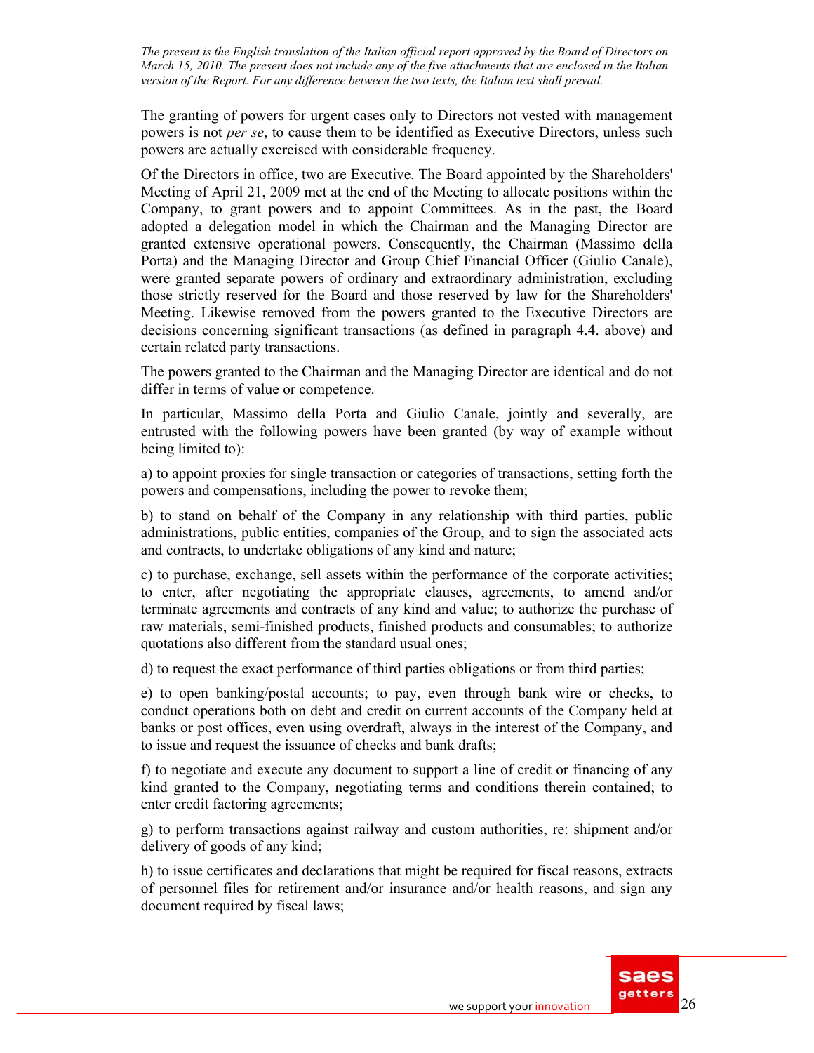*The present is the English translation of the Italian official report approved by the Board of Directors on March 15, 2010. The present does not include any of the five attachments that are enclosed in the Italian version of the Report. For any difference between the two texts, the Italian text shall prevail.*

The granting of powers for urgent cases only to Directors not vested with management powers is not *per se*, to cause them to be identified as Executive Directors, unless such powers are actually exercised with considerable frequency.

Of the Directors in office, two are Executive. The Board appointed by the Shareholders' Meeting of April 21, 2009 met at the end of the Meeting to allocate positions within the Company, to grant powers and to appoint Committees. As in the past, the Board adopted a delegation model in which the Chairman and the Managing Director are granted extensive operational powers. Consequently, the Chairman (Massimo della Porta) and the Managing Director and Group Chief Financial Officer (Giulio Canale), were granted separate powers of ordinary and extraordinary administration, excluding those strictly reserved for the Board and those reserved by law for the Shareholders' Meeting. Likewise removed from the powers granted to the Executive Directors are decisions concerning significant transactions (as defined in paragraph 4.4. above) and certain related party transactions.

The powers granted to the Chairman and the Managing Director are identical and do not differ in terms of value or competence.

In particular, Massimo della Porta and Giulio Canale, jointly and severally, are entrusted with the following powers have been granted (by way of example without being limited to):

a) to appoint proxies for single transaction or categories of transactions, setting forth the powers and compensations, including the power to revoke them;

b) to stand on behalf of the Company in any relationship with third parties, public administrations, public entities, companies of the Group, and to sign the associated acts and contracts, to undertake obligations of any kind and nature;

c) to purchase, exchange, sell assets within the performance of the corporate activities; to enter, after negotiating the appropriate clauses, agreements, to amend and/or terminate agreements and contracts of any kind and value; to authorize the purchase of raw materials, semi-finished products, finished products and consumables; to authorize quotations also different from the standard usual ones;

d) to request the exact performance of third parties obligations or from third parties;

e) to open banking/postal accounts; to pay, even through bank wire or checks, to conduct operations both on debt and credit on current accounts of the Company held at banks or post offices, even using overdraft, always in the interest of the Company, and to issue and request the issuance of checks and bank drafts;

f) to negotiate and execute any document to support a line of credit or financing of any kind granted to the Company, negotiating terms and conditions therein contained; to enter credit factoring agreements;

g) to perform transactions against railway and custom authorities, re: shipment and/or delivery of goods of any kind;

h) to issue certificates and declarations that might be required for fiscal reasons, extracts of personnel files for retirement and/or insurance and/or health reasons, and sign any document required by fiscal laws;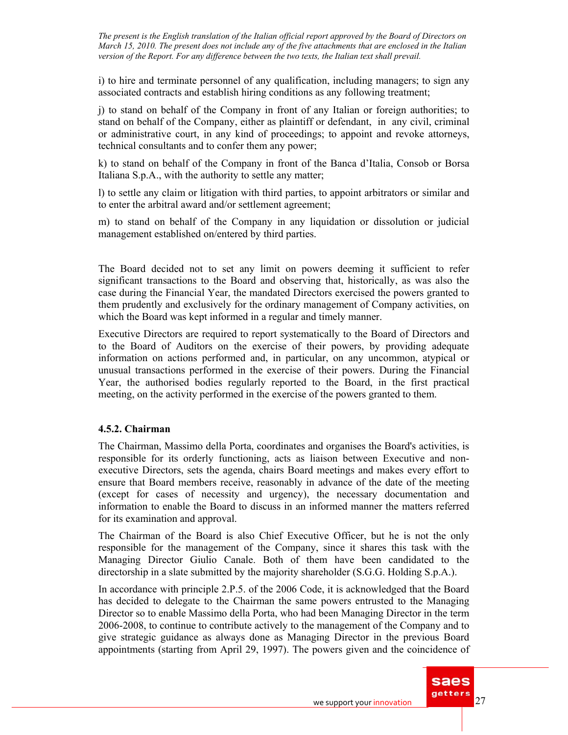i) to hire and terminate personnel of any qualification, including managers; to sign any associated contracts and establish hiring conditions as any following treatment;

j) to stand on behalf of the Company in front of any Italian or foreign authorities; to stand on behalf of the Company, either as plaintiff or defendant, in any civil, criminal or administrative court, in any kind of proceedings; to appoint and revoke attorneys, technical consultants and to confer them any power;

k) to stand on behalf of the Company in front of the Banca d'Italia, Consob or Borsa Italiana S.p.A., with the authority to settle any matter;

l) to settle any claim or litigation with third parties, to appoint arbitrators or similar and to enter the arbitral award and/or settlement agreement;

m) to stand on behalf of the Company in any liquidation or dissolution or judicial management established on/entered by third parties.

The Board decided not to set any limit on powers deeming it sufficient to refer significant transactions to the Board and observing that, historically, as was also the case during the Financial Year, the mandated Directors exercised the powers granted to them prudently and exclusively for the ordinary management of Company activities, on which the Board was kept informed in a regular and timely manner.

Executive Directors are required to report systematically to the Board of Directors and to the Board of Auditors on the exercise of their powers, by providing adequate information on actions performed and, in particular, on any uncommon, atypical or unusual transactions performed in the exercise of their powers. During the Financial Year, the authorised bodies regularly reported to the Board, in the first practical meeting, on the activity performed in the exercise of the powers granted to them.

### 4.5.2. Chairman

The Chairman, Massimo della Porta, coordinates and organises the Board's activities, is responsible for its orderly functioning, acts as liaison between Executive and non-executive Directors, sets the agenda, chairs Board meetings and makes every effort to ensure that Board members receive, reasonably in advance of the date of the meeting (except for cases of necessity and urgency), the necessary documentation and information to enable the Board to discuss in an informed manner the matters referred for its examination and approval.

The Chairman of the Board is also Chief Executive Officer, but he is not the only responsible for the management of the Company, since it shares this task with the Managing Director Giulio Canale. Both of them have been candidated to the directorship in a slate submitted by the majority shareholder (S.G.G. Holding S.p.A.).

In accordance with principle 2.P.5. of the 2006 Code, it is acknowledged that the Board has decided to delegate to the Chairman the same powers entrusted to the Managing Director so to enable Massimo della Porta, who had been Managing Director in the term 2006-2008, to continue to contribute actively to the management of the Company and to give strategic guidance as always done as Managing Director in the previous Board appointments (starting from April 29, 1997). The powers given and the coincidence of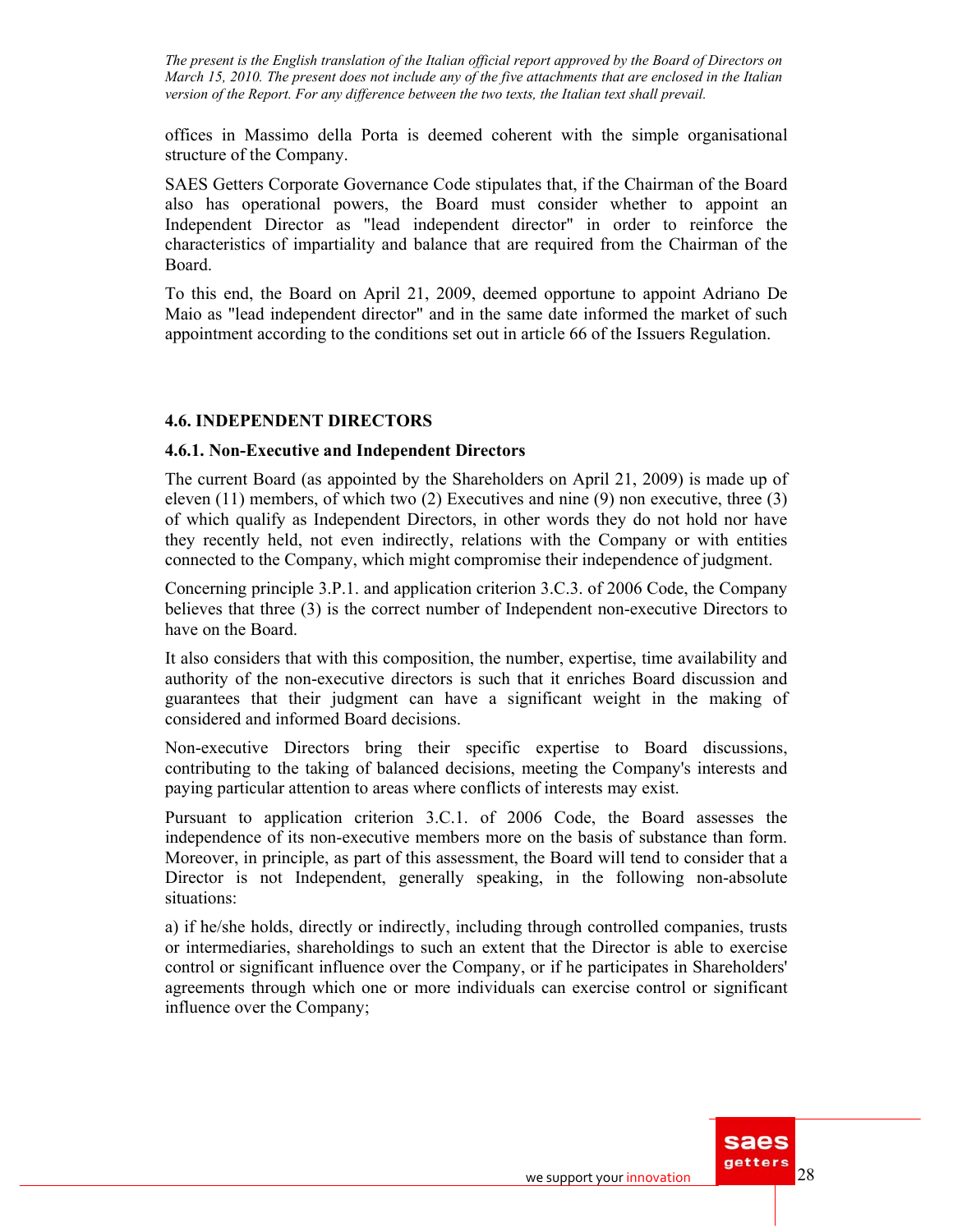offices in Massimo della Porta is deemed coherent with the simple organisational structure of the Company.

SAES Getters Corporate Governance Code stipulates that, if the Chairman of the Board also has operational powers, the Board must consider whether to appoint an Independent Director as "lead independent director" in order to reinforce the characteristics of impartiality and balance that are required from the Chairman of the Board.

To this end, the Board on April 21, 2009, deemed opportune to appoint Adriano De Maio as "lead independent director" and in the same date informed the market of such appointment according to the conditions set out in article 66 of the Issuers Regulation.

## 4.6. INDEPENDENT DIRECTORS

### 4.6.1. Non-Executive and Independent Directors

The current Board (as appointed by the Shareholders on April 21, 2009) is made up of eleven (11) members, of which two (2) Executives and nine (9) non executive, three (3) of which qualify as Independent Directors, in other words they do not hold nor have they recently held, not even indirectly, relations with the Company or with entities connected to the Company, which might compromise their independence of judgment.

Concerning principle 3.P.1. and application criterion 3.C.3. of 2006 Code, the Company believes that three (3) is the correct number of Independent non-executive Directors to have on the Board.

It also considers that with this composition, the number, expertise, time availability and authority of the non-executive directors is such that it enriches Board discussion and guarantees that their judgment can have a significant weight in the making of considered and informed Board decisions.

Non-executive Directors bring their specific expertise to Board discussions, contributing to the taking of balanced decisions, meeting the Company's interests and paying particular attention to areas where conflicts of interests may exist.

Pursuant to application criterion 3.C.1. of 2006 Code, the Board assesses the independence of its non-executive members more on the basis of substance than form. Moreover, in principle, as part of this assessment, the Board will tend to consider that a Director is not Independent, generally speaking, in the following non-absolute situations:

a) if he/she holds, directly or indirectly, including through controlled companies, trusts or intermediaries, shareholdings to such an extent that the Director is able to exercise control or significant influence over the Company, or if he participates in Shareholders' agreements through which one or more individuals can exercise control or significant influence over the Company;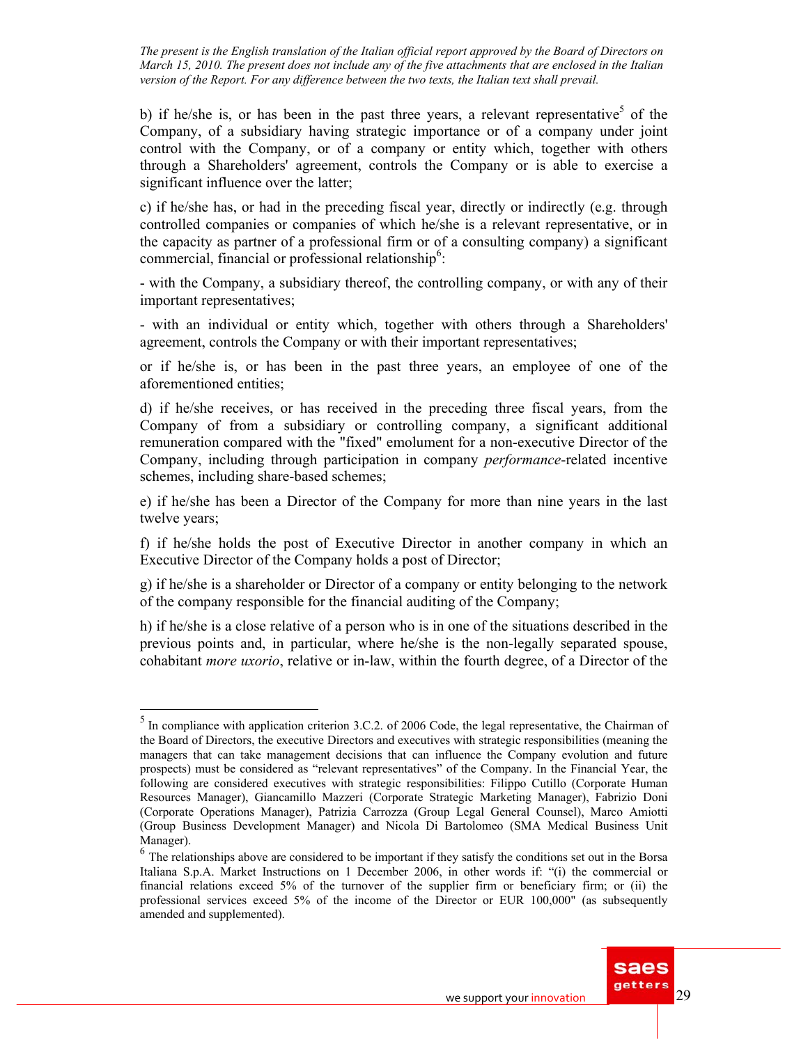*The present is the English translation of the Italian official report approved by the Board of Directors on March 15, 2010. The present does not include any of the five attachments that are enclosed in the Italian version of the Report. For any difference between the two texts, the Italian text shall prevail.*

b) if he/she is, or has been in the past three years, a relevant representative[5] of the Company, of a subsidiary having strategic importance or of a company under joint control with the Company, or of a company or entity which, together with others through a Shareholders' agreement, controls the Company or is able to exercise a significant influence over the latter;

c) if he/she has, or had in the preceding fiscal year, directly or indirectly (e.g. through controlled companies or companies of which he/she is a relevant representative, or in the capacity as partner of a professional firm or of a consulting company) a significant commercial, financial or professional relationship[6]:

- with the Company, a subsidiary thereof, the controlling company, or with any of their important representatives;

- with an individual or entity which, together with others through a Shareholders' agreement, controls the Company or with their important representatives;

or if he/she is, or has been in the past three years, an employee of one of the aforementioned entities;

d) if he/she receives, or has received in the preceding three fiscal years, from the Company of from a subsidiary or controlling company, a significant additional remuneration compared with the "fixed" emolument for a non-executive Director of the Company, including through participation in company *performance*-related incentive schemes, including share-based schemes;

e) if he/she has been a Director of the Company for more than nine years in the last twelve years;

f) if he/she holds the post of Executive Director in another company in which an Executive Director of the Company holds a post of Director;

g) if he/she is a shareholder or Director of a company or entity belonging to the network of the company responsible for the financial auditing of the Company;

h) if he/she is a close relative of a person who is in one of the situations described in the previous points and, in particular, where he/she is the non-legally separated spouse, cohabitant *more uxorio*, relative or in-law, within the fourth degree, of a Director of the

---

[5] In compliance with application criterion 3.C.2. of 2006 Code, the legal representative, the Chairman of the Board of Directors, the executive Directors and executives with strategic responsibilities (meaning the managers that can take management decisions that can influence the Company evolution and future prospects) must be considered as "relevant representatives" of the Company. In the Financial Year, the following are considered executives with strategic responsibilities: Filippo Cutillo (Corporate Human Resources Manager), Giancamillo Mazzeri (Corporate Strategic Marketing Manager), Fabrizio Doni (Corporate Operations Manager), Patrizia Carrozza (Group Legal General Counsel), Marco Amiotti (Group Business Development Manager) and Nicola Di Bartolomeo (SMA Medical Business Unit Manager).

[6] The relationships above are considered to be important if they satisfy the conditions set out in the Borsa Italiana S.p.A. Market Instructions on 1 December 2006, in other words if: "(i) the commercial or financial relations exceed 5% of the turnover of the supplier firm or beneficiary firm; or (ii) the professional services exceed 5% of the income of the Director or EUR 100,000" (as subsequently amended and supplemented).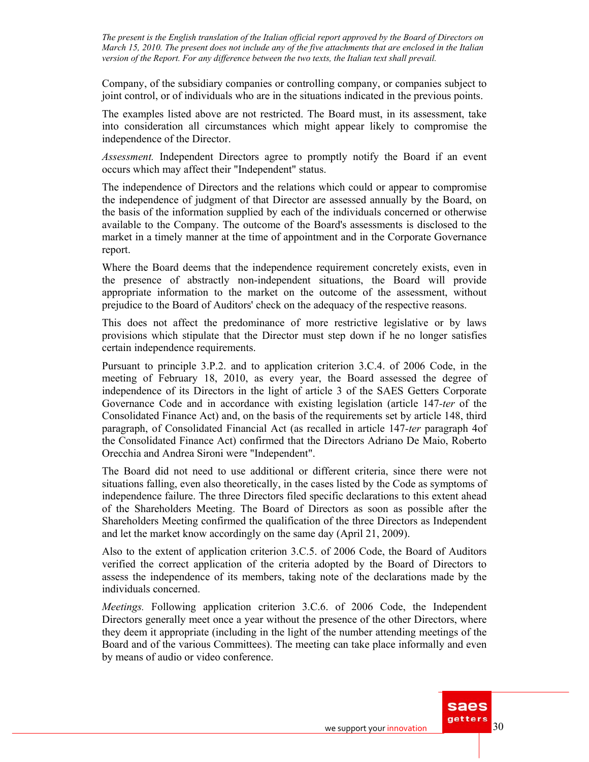Company, of the subsidiary companies or controlling company, or companies subject to joint control, or of individuals who are in the situations indicated in the previous points.

The examples listed above are not restricted. The Board must, in its assessment, take into consideration all circumstances which might appear likely to compromise the independence of the Director.

*Assessment.* Independent Directors agree to promptly notify the Board if an event occurs which may affect their "Independent" status.

The independence of Directors and the relations which could or appear to compromise the independence of judgment of that Director are assessed annually by the Board, on the basis of the information supplied by each of the individuals concerned or otherwise available to the Company. The outcome of the Board's assessments is disclosed to the market in a timely manner at the time of appointment and in the Corporate Governance report.

Where the Board deems that the independence requirement concretely exists, even in the presence of abstractly non-independent situations, the Board will provide appropriate information to the market on the outcome of the assessment, without prejudice to the Board of Auditors' check on the adequacy of the respective reasons.

This does not affect the predominance of more restrictive legislative or by laws provisions which stipulate that the Director must step down if he no longer satisfies certain independence requirements.

Pursuant to principle 3.P.2. and to application criterion 3.C.4. of 2006 Code, in the meeting of February 18, 2010, as every year, the Board assessed the degree of independence of its Directors in the light of article 3 of the SAES Getters Corporate Governance Code and in accordance with existing legislation (article 147-*ter* of the Consolidated Finance Act) and, on the basis of the requirements set by article 148, third paragraph, of Consolidated Financial Act (as recalled in article 147-*ter* paragraph 4of the Consolidated Finance Act) confirmed that the Directors Adriano De Maio, Roberto Orecchia and Andrea Sironi were "Independent".

The Board did not need to use additional or different criteria, since there were not situations falling, even also theoretically, in the cases listed by the Code as symptoms of independence failure. The three Directors filed specific declarations to this extent ahead of the Shareholders Meeting. The Board of Directors as soon as possible after the Shareholders Meeting confirmed the qualification of the three Directors as Independent and let the market know accordingly on the same day (April 21, 2009).

Also to the extent of application criterion 3.C.5. of 2006 Code, the Board of Auditors verified the correct application of the criteria adopted by the Board of Directors to assess the independence of its members, taking note of the declarations made by the individuals concerned.

*Meetings.* Following application criterion 3.C.6. of 2006 Code, the Independent Directors generally meet once a year without the presence of the other Directors, where they deem it appropriate (including in the light of the number attending meetings of the Board and of the various Committees). The meeting can take place informally and even by means of audio or video conference.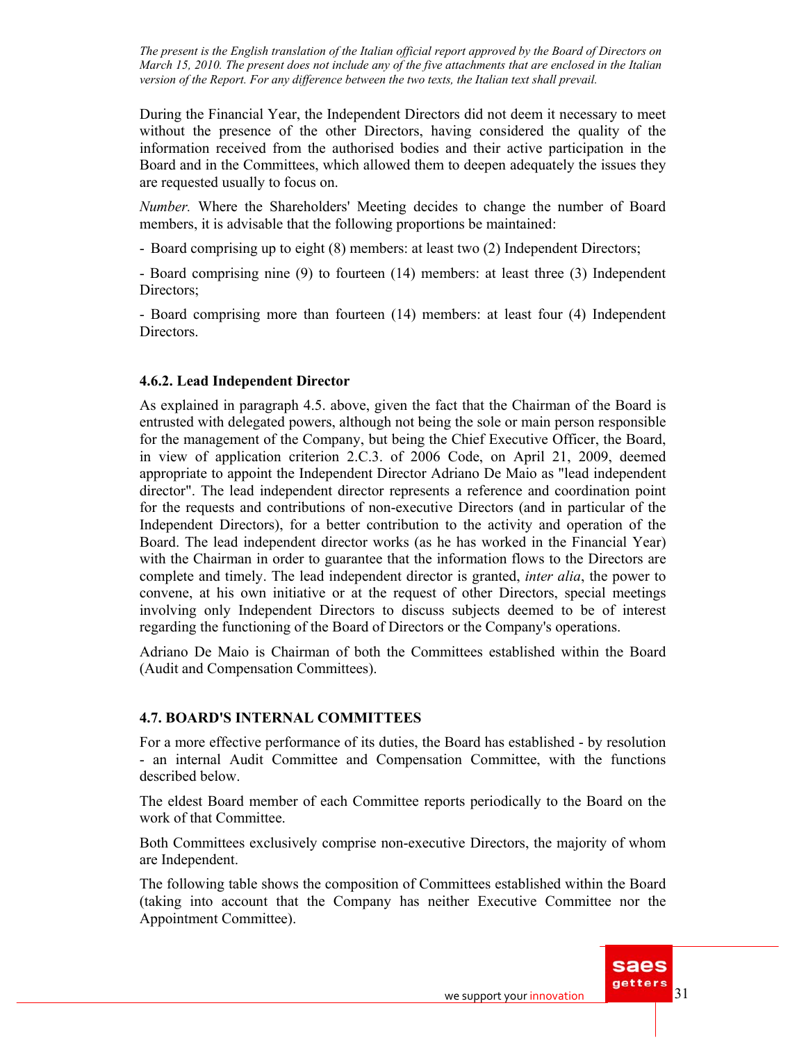*The present is the English translation of the Italian official report approved by the Board of Directors on March 15, 2010. The present does not include any of the five attachments that are enclosed in the Italian version of the Report. For any difference between the two texts, the Italian text shall prevail.*

During the Financial Year, the Independent Directors did not deem it necessary to meet without the presence of the other Directors, having considered the quality of the information received from the authorised bodies and their active participation in the Board and in the Committees, which allowed them to deepen adequately the issues they are requested usually to focus on.

*Number.* Where the Shareholders' Meeting decides to change the number of Board members, it is advisable that the following proportions be maintained:

- Board comprising up to eight (8) members: at least two (2) Independent Directors;
- Board comprising nine (9) to fourteen (14) members: at least three (3) Independent Directors;
- Board comprising more than fourteen (14) members: at least four (4) Independent Directors.

#### 4.6.2. Lead Independent Director

As explained in paragraph 4.5. above, given the fact that the Chairman of the Board is entrusted with delegated powers, although not being the sole or main person responsible for the management of the Company, but being the Chief Executive Officer, the Board, in view of application criterion 2.C.3. of 2006 Code, on April 21, 2009, deemed appropriate to appoint the Independent Director Adriano De Maio as "lead independent director". The lead independent director represents a reference and coordination point for the requests and contributions of non-executive Directors (and in particular of the Independent Directors), for a better contribution to the activity and operation of the Board. The lead independent director works (as he has worked in the Financial Year) with the Chairman in order to guarantee that the information flows to the Directors are complete and timely. The lead independent director is granted, *inter alia*, the power to convene, at his own initiative or at the request of other Directors, special meetings involving only Independent Directors to discuss subjects deemed to be of interest regarding the functioning of the Board of Directors or the Company's operations.

Adriano De Maio is Chairman of both the Committees established within the Board (Audit and Compensation Committees).

### 4.7. BOARD'S INTERNAL COMMITTEES

For a more effective performance of its duties, the Board has established - by resolution - an internal Audit Committee and Compensation Committee, with the functions described below.

The eldest Board member of each Committee reports periodically to the Board on the work of that Committee.

Both Committees exclusively comprise non-executive Directors, the majority of whom are Independent.

The following table shows the composition of Committees established within the Board (taking into account that the Company has neither Executive Committee nor the Appointment Committee).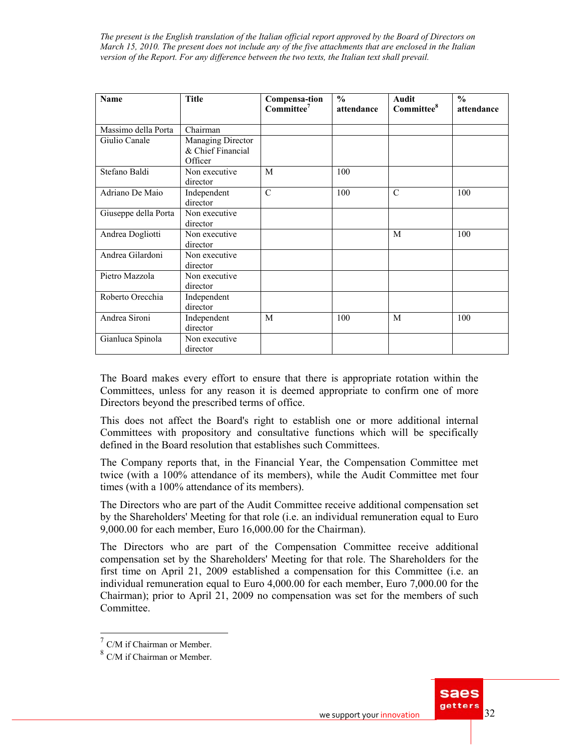*The present is the English translation of the Italian official report approved by the Board of Directors on March 15, 2010. The present does not include any of the five attachments that are enclosed in the Italian version of the Report. For any difference between the two texts, the Italian text shall prevail.*

| Name | Title | Compensa-tion Committee[7] | % attendance | Audit Committee[8] | % attendance |
|---|---|---|---|---|---|
| Massimo della Porta | Chairman | | | | |
| Giulio Canale | Managing Director & Chief Financial Officer | | | | |
| Stefano Baldi | Non executive director | M | 100 | | |
| Adriano De Maio | Independent director | C | 100 | C | 100 |
| Giuseppe della Porta | Non executive director | | | | |
| Andrea Dogliotti | Non executive director | | | M | 100 |
| Andrea Gilardoni | Non executive director | | | | |
| Pietro Mazzola | Non executive director | | | | |
| Roberto Orecchia | Independent director | | | | |
| Andrea Sironi | Independent director | M | 100 | M | 100 |
| Gianluca Spinola | Non executive director | | | | |

The Board makes every effort to ensure that there is appropriate rotation within the Committees, unless for any reason it is deemed appropriate to confirm one of more Directors beyond the prescribed terms of office.

This does not affect the Board's right to establish one or more additional internal Committees with propository and consultative functions which will be specifically defined in the Board resolution that establishes such Committees.

The Company reports that, in the Financial Year, the Compensation Committee met twice (with a 100% attendance of its members), while the Audit Committee met four times (with a 100% attendance of its members).

The Directors who are part of the Audit Committee receive additional compensation set by the Shareholders' Meeting for that role (i.e. an individual remuneration equal to Euro 9,000.00 for each member, Euro 16,000.00 for the Chairman).

The Directors who are part of the Compensation Committee receive additional compensation set by the Shareholders' Meeting for that role. The Shareholders for the first time on April 21, 2009 established a compensation for this Committee (i.e. an individual remuneration equal to Euro 4,000.00 for each member, Euro 7,000.00 for the Chairman); prior to April 21, 2009 no compensation was set for the members of such Committee.

[7] C/M if Chairman or Member.

[8] C/M if Chairman or Member.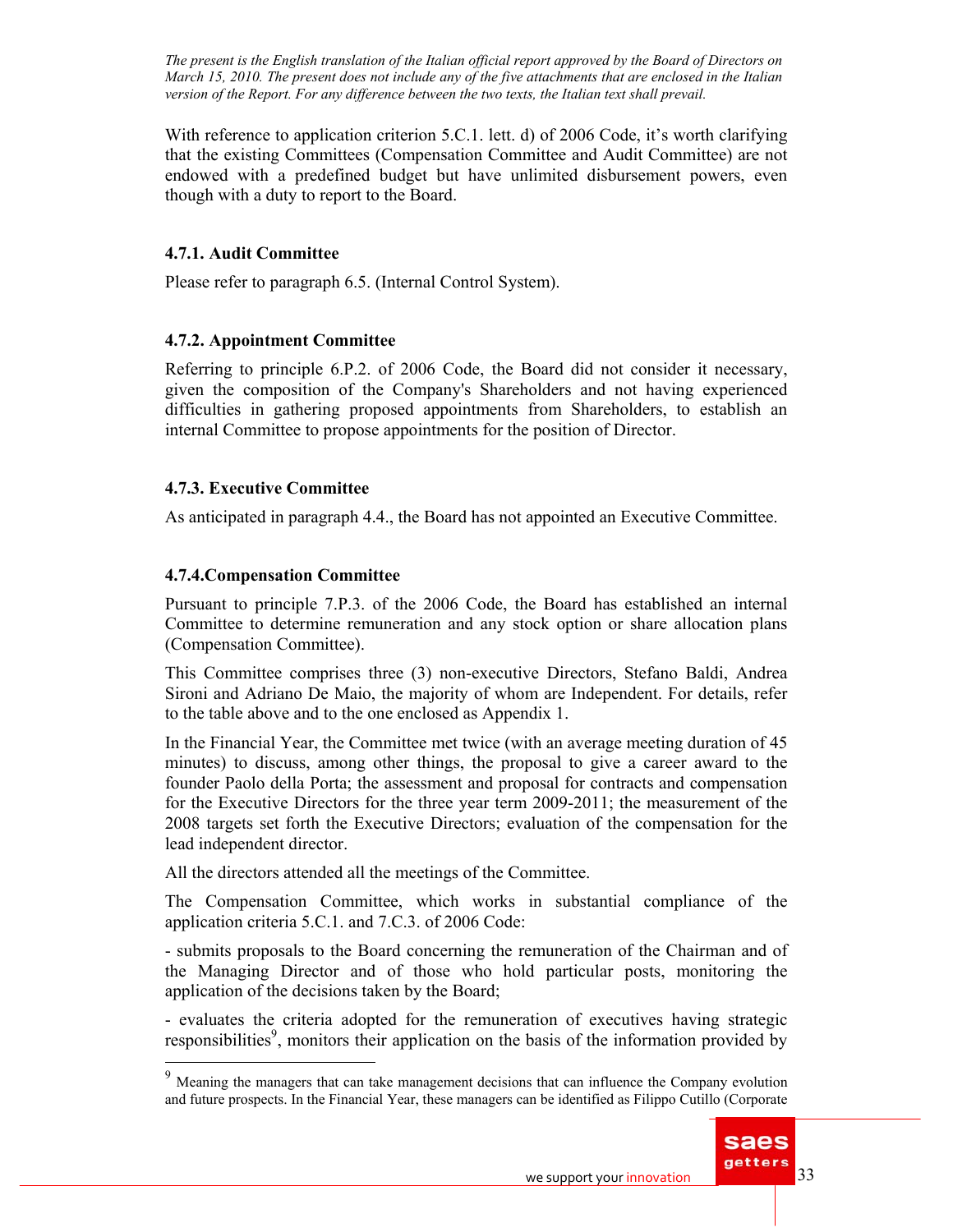*The present is the English translation of the Italian official report approved by the Board of Directors on March 15, 2010. The present does not include any of the five attachments that are enclosed in the Italian version of the Report. For any difference between the two texts, the Italian text shall prevail.*

With reference to application criterion 5.C.1. lett. d) of 2006 Code, it's worth clarifying that the existing Committees (Compensation Committee and Audit Committee) are not endowed with a predefined budget but have unlimited disbursement powers, even though with a duty to report to the Board.

### 4.7.1. Audit Committee

Please refer to paragraph 6.5. (Internal Control System).

### 4.7.2. Appointment Committee

Referring to principle 6.P.2. of 2006 Code, the Board did not consider it necessary, given the composition of the Company's Shareholders and not having experienced difficulties in gathering proposed appointments from Shareholders, to establish an internal Committee to propose appointments for the position of Director.

### 4.7.3. Executive Committee

As anticipated in paragraph 4.4., the Board has not appointed an Executive Committee.

### 4.7.4.Compensation Committee

Pursuant to principle 7.P.3. of the 2006 Code, the Board has established an internal Committee to determine remuneration and any stock option or share allocation plans (Compensation Committee).

This Committee comprises three (3) non-executive Directors, Stefano Baldi, Andrea Sironi and Adriano De Maio, the majority of whom are Independent. For details, refer to the table above and to the one enclosed as Appendix 1.

In the Financial Year, the Committee met twice (with an average meeting duration of 45 minutes) to discuss, among other things, the proposal to give a career award to the founder Paolo della Porta; the assessment and proposal for contracts and compensation for the Executive Directors for the three year term 2009-2011; the measurement of the 2008 targets set forth the Executive Directors; evaluation of the compensation for the lead independent director.

All the directors attended all the meetings of the Committee.

The Compensation Committee, which works in substantial compliance of the application criteria 5.C.1. and 7.C.3. of 2006 Code:

- submits proposals to the Board concerning the remuneration of the Chairman and of the Managing Director and of those who hold particular posts, monitoring the application of the decisions taken by the Board;

- evaluates the criteria adopted for the remuneration of executives having strategic responsibilities[9], monitors their application on the basis of the information provided by

[9] Meaning the managers that can take management decisions that can influence the Company evolution and future prospects. In the Financial Year, these managers can be identified as Filippo Cutillo (Corporate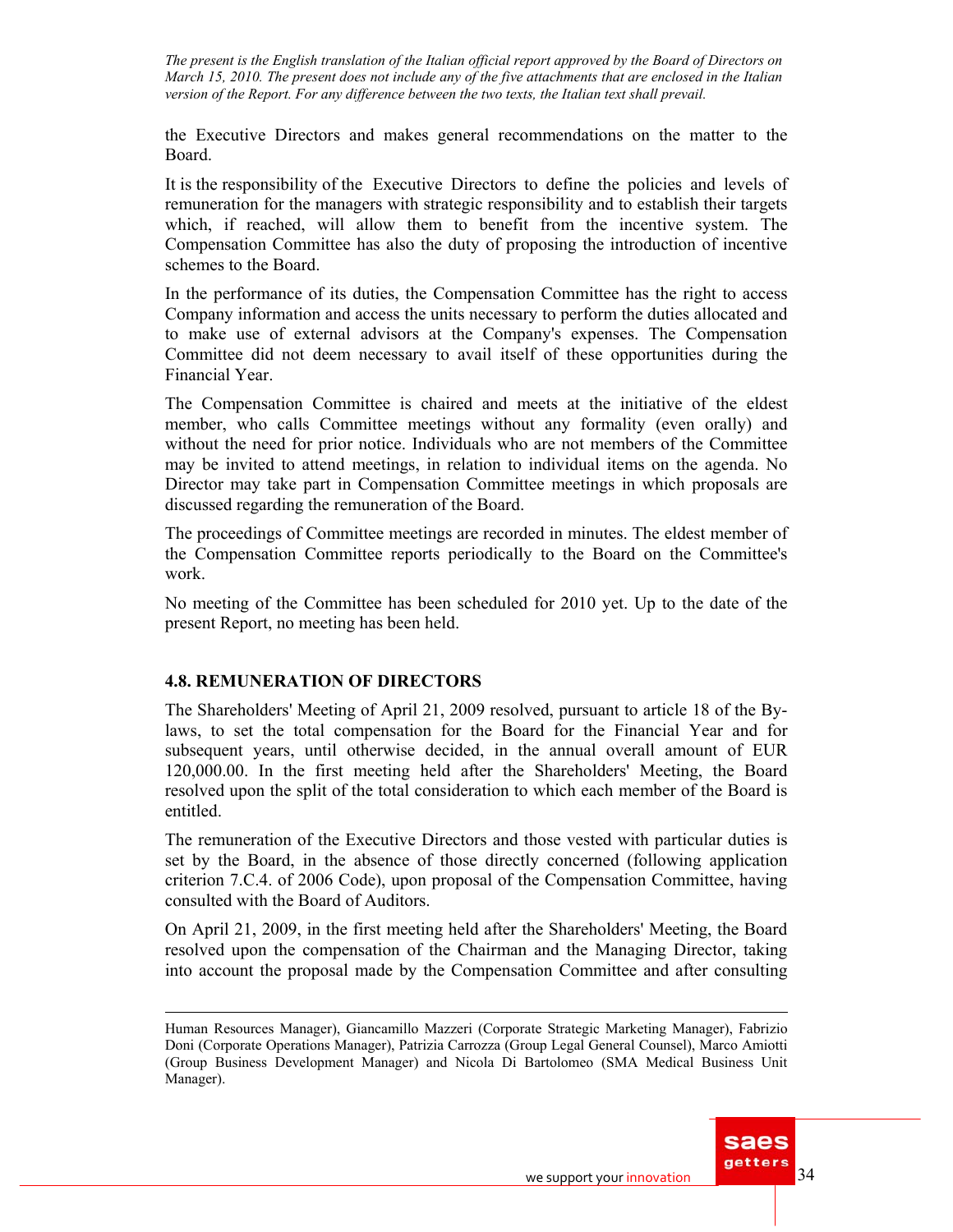the Executive Directors and makes general recommendations on the matter to the Board.

It is the responsibility of the Executive Directors to define the policies and levels of remuneration for the managers with strategic responsibility and to establish their targets which, if reached, will allow them to benefit from the incentive system. The Compensation Committee has also the duty of proposing the introduction of incentive schemes to the Board.

In the performance of its duties, the Compensation Committee has the right to access Company information and access the units necessary to perform the duties allocated and to make use of external advisors at the Company's expenses. The Compensation Committee did not deem necessary to avail itself of these opportunities during the Financial Year.

The Compensation Committee is chaired and meets at the initiative of the eldest member, who calls Committee meetings without any formality (even orally) and without the need for prior notice. Individuals who are not members of the Committee may be invited to attend meetings, in relation to individual items on the agenda. No Director may take part in Compensation Committee meetings in which proposals are discussed regarding the remuneration of the Board.

The proceedings of Committee meetings are recorded in minutes. The eldest member of the Compensation Committee reports periodically to the Board on the Committee's work.

No meeting of the Committee has been scheduled for 2010 yet. Up to the date of the present Report, no meeting has been held.

### 4.8. REMUNERATION OF DIRECTORS

The Shareholders' Meeting of April 21, 2009 resolved, pursuant to article 18 of the By-laws, to set the total compensation for the Board for the Financial Year and for subsequent years, until otherwise decided, in the annual overall amount of EUR 120,000.00. In the first meeting held after the Shareholders' Meeting, the Board resolved upon the split of the total consideration to which each member of the Board is entitled.

The remuneration of the Executive Directors and those vested with particular duties is set by the Board, in the absence of those directly concerned (following application criterion 7.C.4. of 2006 Code), upon proposal of the Compensation Committee, having consulted with the Board of Auditors.

On April 21, 2009, in the first meeting held after the Shareholders' Meeting, the Board resolved upon the compensation of the Chairman and the Managing Director, taking into account the proposal made by the Compensation Committee and after consulting

---

Human Resources Manager), Giancamillo Mazzeri (Corporate Strategic Marketing Manager), Fabrizio Doni (Corporate Operations Manager), Patrizia Carrozza (Group Legal General Counsel), Marco Amiotti (Group Business Development Manager) and Nicola Di Bartolomeo (SMA Medical Business Unit Manager).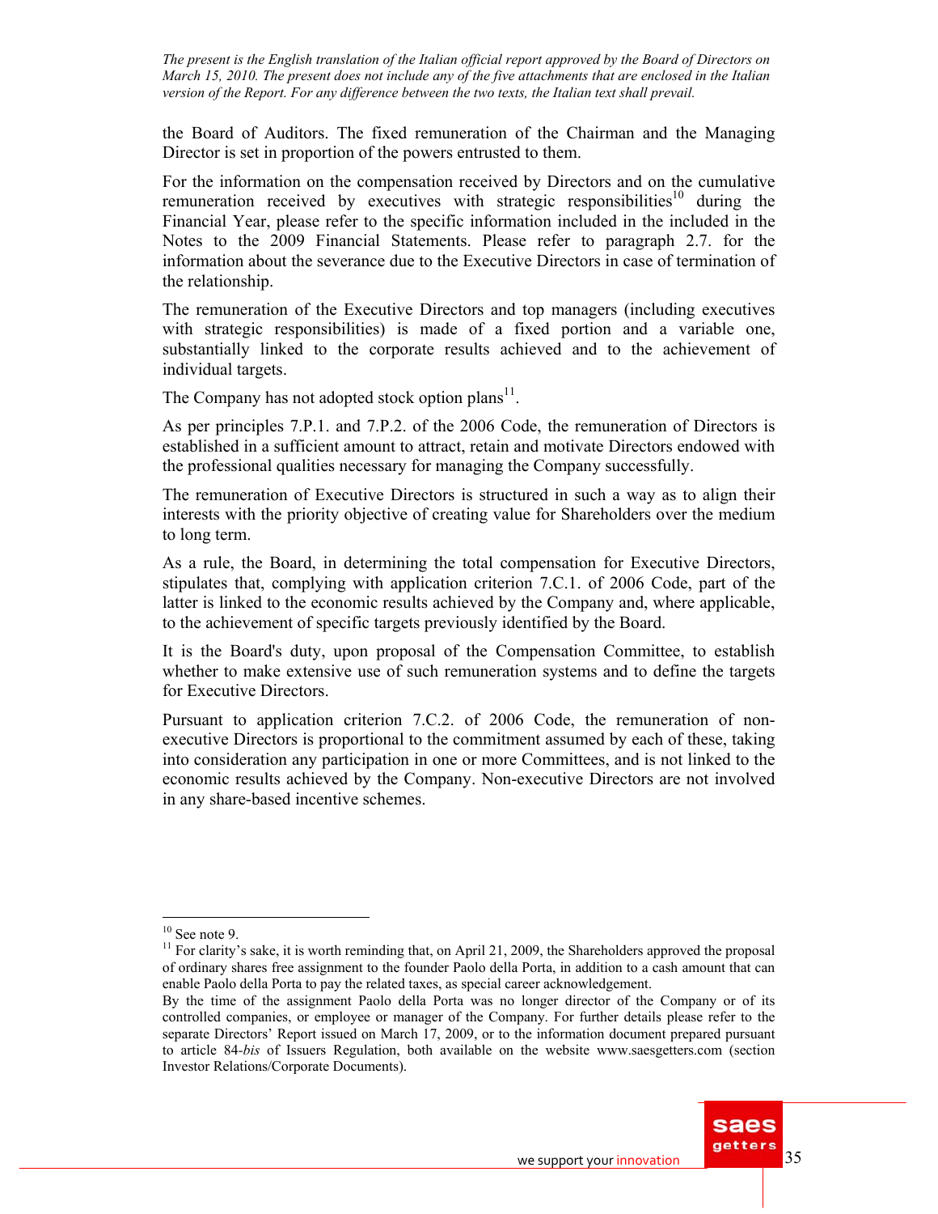the Board of Auditors. The fixed remuneration of the Chairman and the Managing Director is set in proportion of the powers entrusted to them.

For the information on the compensation received by Directors and on the cumulative remuneration received by executives with strategic responsibilities[10] during the Financial Year, please refer to the specific information included in the included in the Notes to the 2009 Financial Statements. Please refer to paragraph 2.7. for the information about the severance due to the Executive Directors in case of termination of the relationship.

The remuneration of the Executive Directors and top managers (including executives with strategic responsibilities) is made of a fixed portion and a variable one, substantially linked to the corporate results achieved and to the achievement of individual targets.

The Company has not adopted stock option plans[11].

As per principles 7.P.1. and 7.P.2. of the 2006 Code, the remuneration of Directors is established in a sufficient amount to attract, retain and motivate Directors endowed with the professional qualities necessary for managing the Company successfully.

The remuneration of Executive Directors is structured in such a way as to align their interests with the priority objective of creating value for Shareholders over the medium to long term.

As a rule, the Board, in determining the total compensation for Executive Directors, stipulates that, complying with application criterion 7.C.1. of 2006 Code, part of the latter is linked to the economic results achieved by the Company and, where applicable, to the achievement of specific targets previously identified by the Board.

It is the Board's duty, upon proposal of the Compensation Committee, to establish whether to make extensive use of such remuneration systems and to define the targets for Executive Directors.

Pursuant to application criterion 7.C.2. of 2006 Code, the remuneration of non-executive Directors is proportional to the commitment assumed by each of these, taking into consideration any participation in one or more Committees, and is not linked to the economic results achieved by the Company. Non-executive Directors are not involved in any share-based incentive schemes.

---

[10] See note 9.

[11] For clarity's sake, it is worth reminding that, on April 21, 2009, the Shareholders approved the proposal of ordinary shares free assignment to the founder Paolo della Porta, in addition to a cash amount that can enable Paolo della Porta to pay the related taxes, as special career acknowledgement.

By the time of the assignment Paolo della Porta was no longer director of the Company or of its controlled companies, or employee or manager of the Company. For further details please refer to the separate Directors' Report issued on March 17, 2009, or to the information document prepared pursuant to article 84-*bis* of Issuers Regulation, both available on the website www.saesgetters.com (section Investor Relations/Corporate Documents).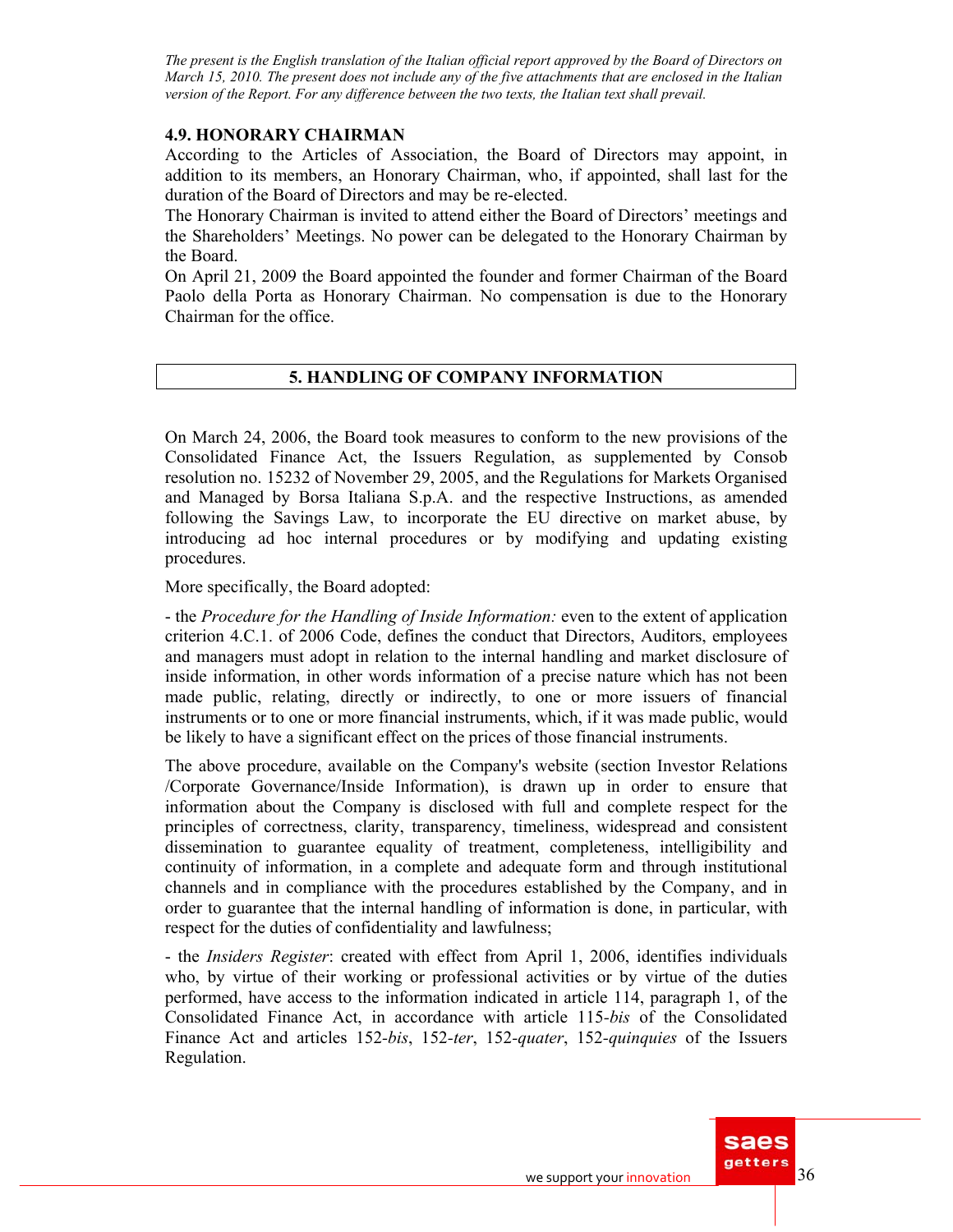*The present is the English translation of the Italian official report approved by the Board of Directors on March 15, 2010. The present does not include any of the five attachments that are enclosed in the Italian version of the Report. For any difference between the two texts, the Italian text shall prevail.*

### 4.9. HONORARY CHAIRMAN

According to the Articles of Association, the Board of Directors may appoint, in addition to its members, an Honorary Chairman, who, if appointed, shall last for the duration of the Board of Directors and may be re-elected.

The Honorary Chairman is invited to attend either the Board of Directors' meetings and the Shareholders' Meetings. No power can be delegated to the Honorary Chairman by the Board.

On April 21, 2009 the Board appointed the founder and former Chairman of the Board Paolo della Porta as Honorary Chairman. No compensation is due to the Honorary Chairman for the office.

## 5. HANDLING OF COMPANY INFORMATION

On March 24, 2006, the Board took measures to conform to the new provisions of the Consolidated Finance Act, the Issuers Regulation, as supplemented by Consob resolution no. 15232 of November 29, 2005, and the Regulations for Markets Organised and Managed by Borsa Italiana S.p.A. and the respective Instructions, as amended following the Savings Law, to incorporate the EU directive on market abuse, by introducing ad hoc internal procedures or by modifying and updating existing procedures.

More specifically, the Board adopted:

- the *Procedure for the Handling of Inside Information:* even to the extent of application criterion 4.C.1. of 2006 Code, defines the conduct that Directors, Auditors, employees and managers must adopt in relation to the internal handling and market disclosure of inside information, in other words information of a precise nature which has not been made public, relating, directly or indirectly, to one or more issuers of financial instruments or to one or more financial instruments, which, if it was made public, would be likely to have a significant effect on the prices of those financial instruments.

The above procedure, available on the Company's website (section Investor Relations /Corporate Governance/Inside Information), is drawn up in order to ensure that information about the Company is disclosed with full and complete respect for the principles of correctness, clarity, transparency, timeliness, widespread and consistent dissemination to guarantee equality of treatment, completeness, intelligibility and continuity of information, in a complete and adequate form and through institutional channels and in compliance with the procedures established by the Company, and in order to guarantee that the internal handling of information is done, in particular, with respect for the duties of confidentiality and lawfulness;

- the *Insiders Register*: created with effect from April 1, 2006, identifies individuals who, by virtue of their working or professional activities or by virtue of the duties performed, have access to the information indicated in article 114, paragraph 1, of the Consolidated Finance Act, in accordance with article 115-*bis* of the Consolidated Finance Act and articles 152-*bis*, 152-*ter*, 152-*quater*, 152-*quinquies* of the Issuers Regulation.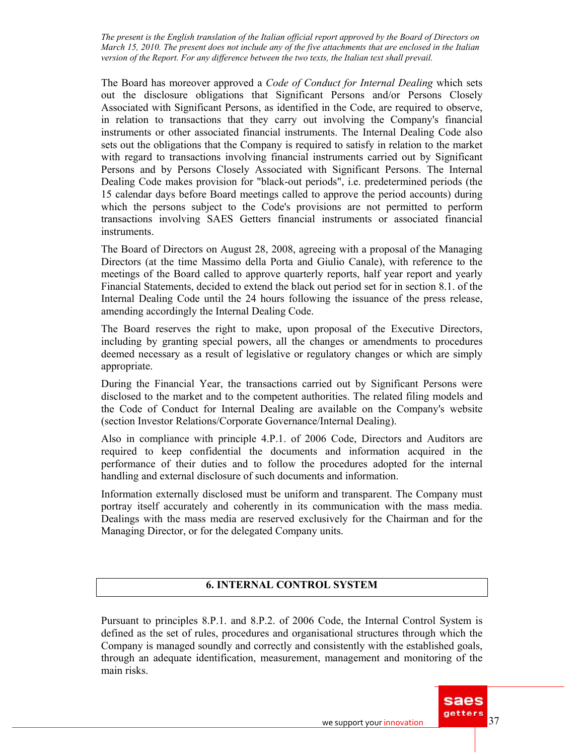*The present is the English translation of the Italian official report approved by the Board of Directors on March 15, 2010. The present does not include any of the five attachments that are enclosed in the Italian version of the Report. For any difference between the two texts, the Italian text shall prevail.*

The Board has moreover approved a *Code of Conduct for Internal Dealing* which sets out the disclosure obligations that Significant Persons and/or Persons Closely Associated with Significant Persons, as identified in the Code, are required to observe, in relation to transactions that they carry out involving the Company's financial instruments or other associated financial instruments. The Internal Dealing Code also sets out the obligations that the Company is required to satisfy in relation to the market with regard to transactions involving financial instruments carried out by Significant Persons and by Persons Closely Associated with Significant Persons. The Internal Dealing Code makes provision for "black-out periods", i.e. predetermined periods (the 15 calendar days before Board meetings called to approve the period accounts) during which the persons subject to the Code's provisions are not permitted to perform transactions involving SAES Getters financial instruments or associated financial instruments.

The Board of Directors on August 28, 2008, agreeing with a proposal of the Managing Directors (at the time Massimo della Porta and Giulio Canale), with reference to the meetings of the Board called to approve quarterly reports, half year report and yearly Financial Statements, decided to extend the black out period set for in section 8.1. of the Internal Dealing Code until the 24 hours following the issuance of the press release, amending accordingly the Internal Dealing Code.

The Board reserves the right to make, upon proposal of the Executive Directors, including by granting special powers, all the changes or amendments to procedures deemed necessary as a result of legislative or regulatory changes or which are simply appropriate.

During the Financial Year, the transactions carried out by Significant Persons were disclosed to the market and to the competent authorities. The related filing models and the Code of Conduct for Internal Dealing are available on the Company's website (section Investor Relations/Corporate Governance/Internal Dealing).

Also in compliance with principle 4.P.1. of 2006 Code, Directors and Auditors are required to keep confidential the documents and information acquired in the performance of their duties and to follow the procedures adopted for the internal handling and external disclosure of such documents and information.

Information externally disclosed must be uniform and transparent. The Company must portray itself accurately and coherently in its communication with the mass media. Dealings with the mass media are reserved exclusively for the Chairman and for the Managing Director, or for the delegated Company units.

## 6. INTERNAL CONTROL SYSTEM

Pursuant to principles 8.P.1. and 8.P.2. of 2006 Code, the Internal Control System is defined as the set of rules, procedures and organisational structures through which the Company is managed soundly and correctly and consistently with the established goals, through an adequate identification, measurement, management and monitoring of the main risks.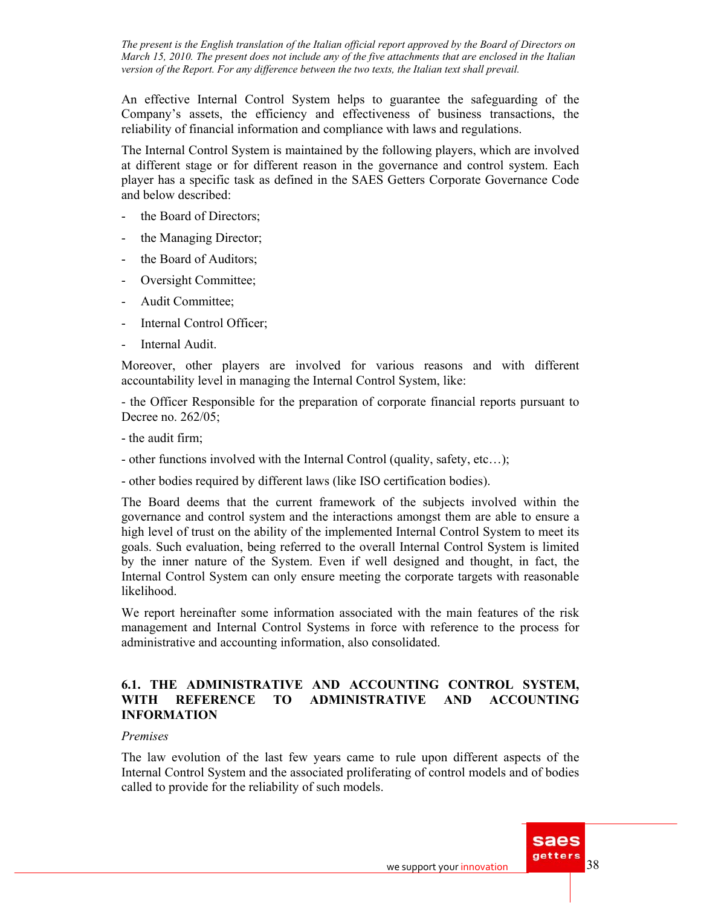An effective Internal Control System helps to guarantee the safeguarding of the Company's assets, the efficiency and effectiveness of business transactions, the reliability of financial information and compliance with laws and regulations.

The Internal Control System is maintained by the following players, which are involved at different stage or for different reason in the governance and control system. Each player has a specific task as defined in the SAES Getters Corporate Governance Code and below described:

- the Board of Directors;
- the Managing Director;
- the Board of Auditors;
- Oversight Committee;
- Audit Committee;
- Internal Control Officer;
- Internal Audit.

Moreover, other players are involved for various reasons and with different accountability level in managing the Internal Control System, like:

- the Officer Responsible for the preparation of corporate financial reports pursuant to Decree no. 262/05;
- the audit firm;
- other functions involved with the Internal Control (quality, safety, etc…);
- other bodies required by different laws (like ISO certification bodies).

The Board deems that the current framework of the subjects involved within the governance and control system and the interactions amongst them are able to ensure a high level of trust on the ability of the implemented Internal Control System to meet its goals. Such evaluation, being referred to the overall Internal Control System is limited by the inner nature of the System. Even if well designed and thought, in fact, the Internal Control System can only ensure meeting the corporate targets with reasonable likelihood.

We report hereinafter some information associated with the main features of the risk management and Internal Control Systems in force with reference to the process for administrative and accounting information, also consolidated.

### 6.1. THE ADMINISTRATIVE AND ACCOUNTING CONTROL SYSTEM, WITH REFERENCE TO ADMINISTRATIVE AND ACCOUNTING INFORMATION

*Premises*

The law evolution of the last few years came to rule upon different aspects of the Internal Control System and the associated proliferating of control models and of bodies called to provide for the reliability of such models.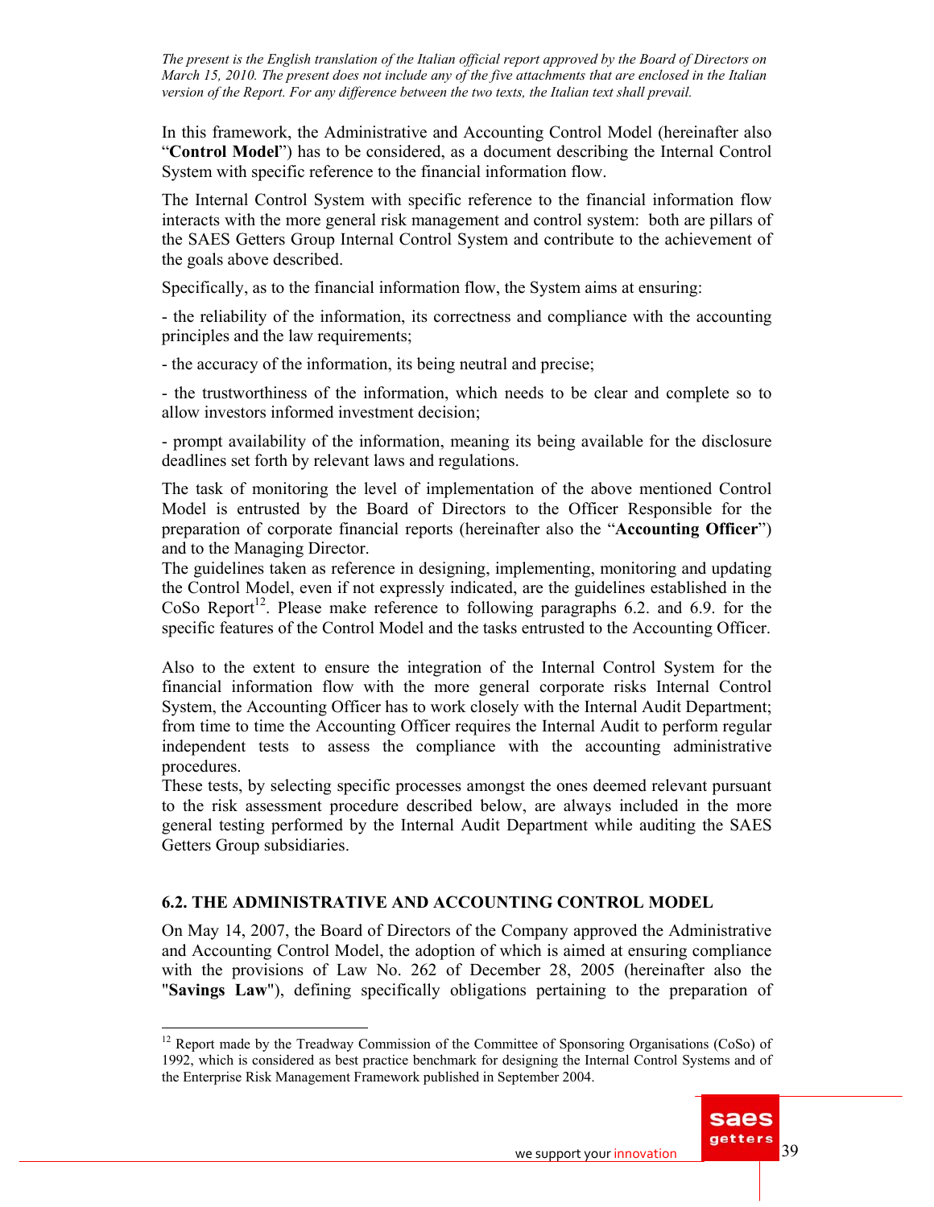*The present is the English translation of the Italian official report approved by the Board of Directors on March 15, 2010. The present does not include any of the five attachments that are enclosed in the Italian version of the Report. For any difference between the two texts, the Italian text shall prevail.*

In this framework, the Administrative and Accounting Control Model (hereinafter also "**Control Model**") has to be considered, as a document describing the Internal Control System with specific reference to the financial information flow.

The Internal Control System with specific reference to the financial information flow interacts with the more general risk management and control system: both are pillars of the SAES Getters Group Internal Control System and contribute to the achievement of the goals above described.

Specifically, as to the financial information flow, the System aims at ensuring:

- the reliability of the information, its correctness and compliance with the accounting principles and the law requirements;

- the accuracy of the information, its being neutral and precise;

- the trustworthiness of the information, which needs to be clear and complete so to allow investors informed investment decision;

- prompt availability of the information, meaning its being available for the disclosure deadlines set forth by relevant laws and regulations.

The task of monitoring the level of implementation of the above mentioned Control Model is entrusted by the Board of Directors to the Officer Responsible for the preparation of corporate financial reports (hereinafter also the "**Accounting Officer**") and to the Managing Director.

The guidelines taken as reference in designing, implementing, monitoring and updating the Control Model, even if not expressly indicated, are the guidelines established in the CoSo Report[12]. Please make reference to following paragraphs 6.2. and 6.9. for the specific features of the Control Model and the tasks entrusted to the Accounting Officer.

Also to the extent to ensure the integration of the Internal Control System for the financial information flow with the more general corporate risks Internal Control System, the Accounting Officer has to work closely with the Internal Audit Department; from time to time the Accounting Officer requires the Internal Audit to perform regular independent tests to assess the compliance with the accounting administrative procedures.

These tests, by selecting specific processes amongst the ones deemed relevant pursuant to the risk assessment procedure described below, are always included in the more general testing performed by the Internal Audit Department while auditing the SAES Getters Group subsidiaries.

## 6.2. THE ADMINISTRATIVE AND ACCOUNTING CONTROL MODEL

On May 14, 2007, the Board of Directors of the Company approved the Administrative and Accounting Control Model, the adoption of which is aimed at ensuring compliance with the provisions of Law No. 262 of December 28, 2005 (hereinafter also the "**Savings Law**"), defining specifically obligations pertaining to the preparation of

---

[12] Report made by the Treadway Commission of the Committee of Sponsoring Organisations (CoSo) of 1992, which is considered as best practice benchmark for designing the Internal Control Systems and of the Enterprise Risk Management Framework published in September 2004.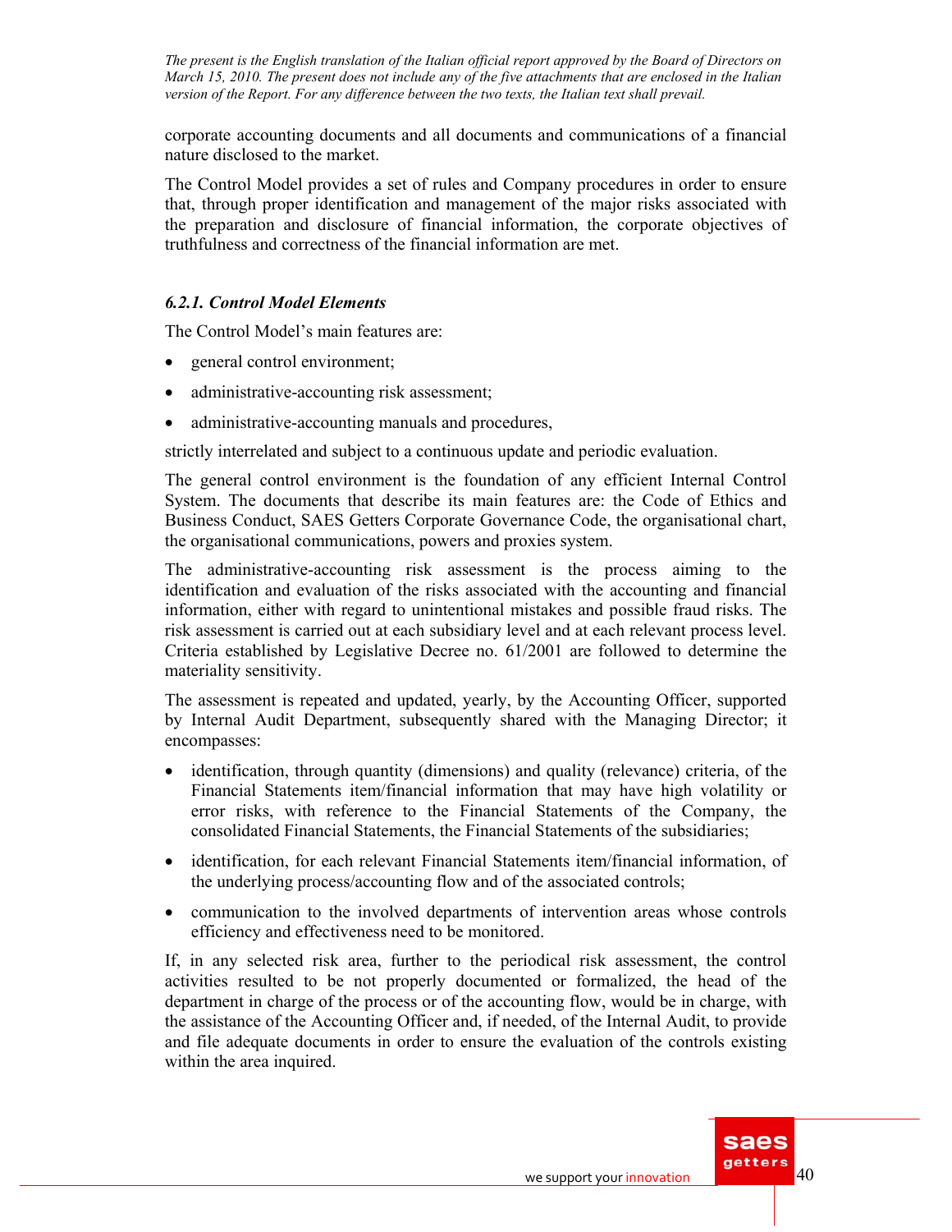corporate accounting documents and all documents and communications of a financial nature disclosed to the market.

The Control Model provides a set of rules and Company procedures in order to ensure that, through proper identification and management of the major risks associated with the preparation and disclosure of financial information, the corporate objectives of truthfulness and correctness of the financial information are met.

### *6.2.1. Control Model Elements*

The Control Model's main features are:

- general control environment;
- administrative-accounting risk assessment;
- administrative-accounting manuals and procedures,

strictly interrelated and subject to a continuous update and periodic evaluation.

The general control environment is the foundation of any efficient Internal Control System. The documents that describe its main features are: the Code of Ethics and Business Conduct, SAES Getters Corporate Governance Code, the organisational chart, the organisational communications, powers and proxies system.

The administrative-accounting risk assessment is the process aiming to the identification and evaluation of the risks associated with the accounting and financial information, either with regard to unintentional mistakes and possible fraud risks. The risk assessment is carried out at each subsidiary level and at each relevant process level. Criteria established by Legislative Decree no. 61/2001 are followed to determine the materiality sensitivity.

The assessment is repeated and updated, yearly, by the Accounting Officer, supported by Internal Audit Department, subsequently shared with the Managing Director; it encompasses:

- identification, through quantity (dimensions) and quality (relevance) criteria, of the Financial Statements item/financial information that may have high volatility or error risks, with reference to the Financial Statements of the Company, the consolidated Financial Statements, the Financial Statements of the subsidiaries;
- identification, for each relevant Financial Statements item/financial information, of the underlying process/accounting flow and of the associated controls;
- communication to the involved departments of intervention areas whose controls efficiency and effectiveness need to be monitored.

If, in any selected risk area, further to the periodical risk assessment, the control activities resulted to be not properly documented or formalized, the head of the department in charge of the process or of the accounting flow, would be in charge, with the assistance of the Accounting Officer and, if needed, of the Internal Audit, to provide and file adequate documents in order to ensure the evaluation of the controls existing within the area inquired.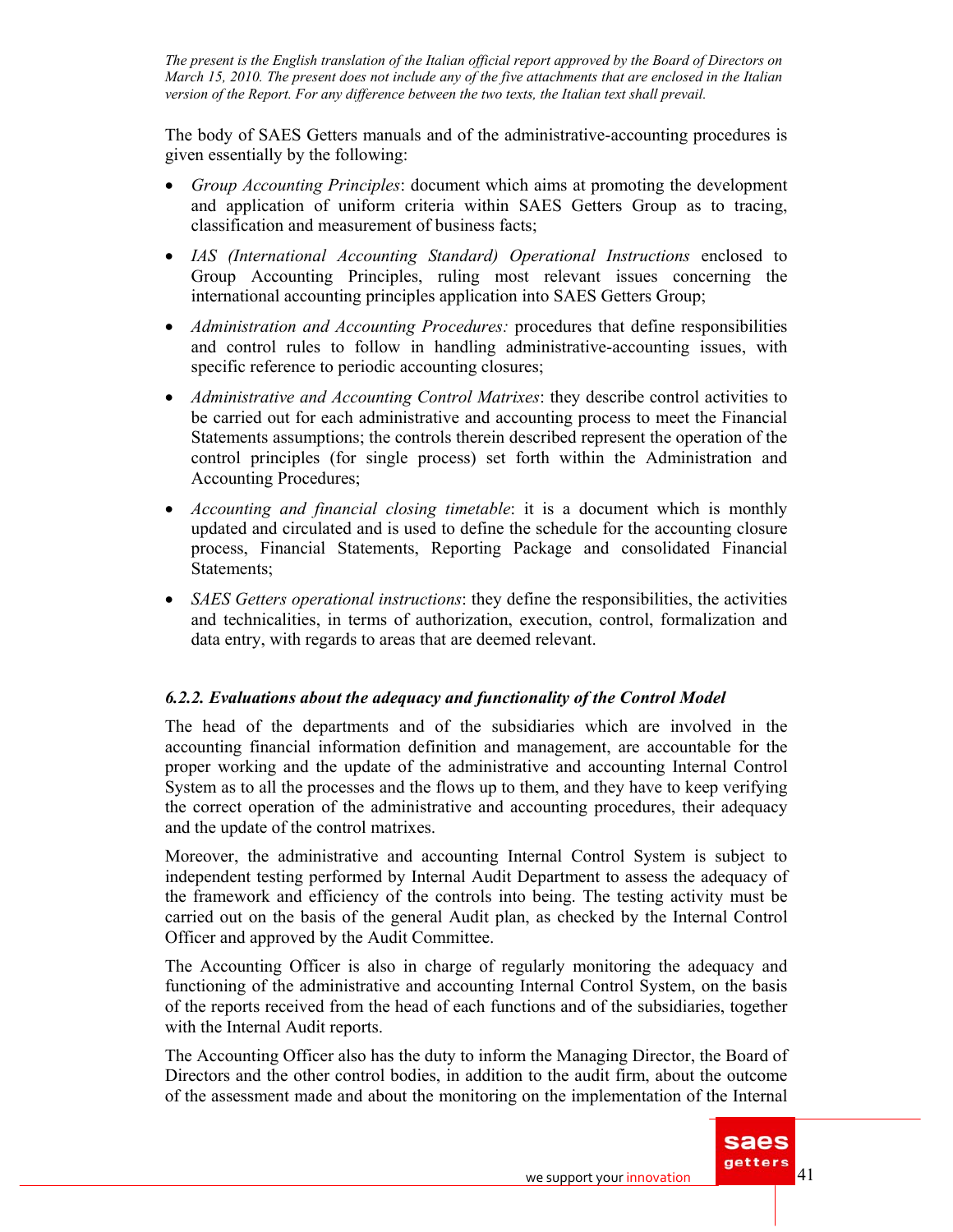The body of SAES Getters manuals and of the administrative-accounting procedures is given essentially by the following:

- *Group Accounting Principles*: document which aims at promoting the development and application of uniform criteria within SAES Getters Group as to tracing, classification and measurement of business facts;
- *IAS (International Accounting Standard) Operational Instructions* enclosed to Group Accounting Principles, ruling most relevant issues concerning the international accounting principles application into SAES Getters Group;
- *Administration and Accounting Procedures:* procedures that define responsibilities and control rules to follow in handling administrative-accounting issues, with specific reference to periodic accounting closures;
- *Administrative and Accounting Control Matrixes*: they describe control activities to be carried out for each administrative and accounting process to meet the Financial Statements assumptions; the controls therein described represent the operation of the control principles (for single process) set forth within the Administration and Accounting Procedures;
- *Accounting and financial closing timetable*: it is a document which is monthly updated and circulated and is used to define the schedule for the accounting closure process, Financial Statements, Reporting Package and consolidated Financial Statements;
- *SAES Getters operational instructions*: they define the responsibilities, the activities and technicalities, in terms of authorization, execution, control, formalization and data entry, with regards to areas that are deemed relevant.

### *6.2.2. Evaluations about the adequacy and functionality of the Control Model*

The head of the departments and of the subsidiaries which are involved in the accounting financial information definition and management, are accountable for the proper working and the update of the administrative and accounting Internal Control System as to all the processes and the flows up to them, and they have to keep verifying the correct operation of the administrative and accounting procedures, their adequacy and the update of the control matrixes.

Moreover, the administrative and accounting Internal Control System is subject to independent testing performed by Internal Audit Department to assess the adequacy of the framework and efficiency of the controls into being. The testing activity must be carried out on the basis of the general Audit plan, as checked by the Internal Control Officer and approved by the Audit Committee.

The Accounting Officer is also in charge of regularly monitoring the adequacy and functioning of the administrative and accounting Internal Control System, on the basis of the reports received from the head of each functions and of the subsidiaries, together with the Internal Audit reports.

The Accounting Officer also has the duty to inform the Managing Director, the Board of Directors and the other control bodies, in addition to the audit firm, about the outcome of the assessment made and about the monitoring on the implementation of the Internal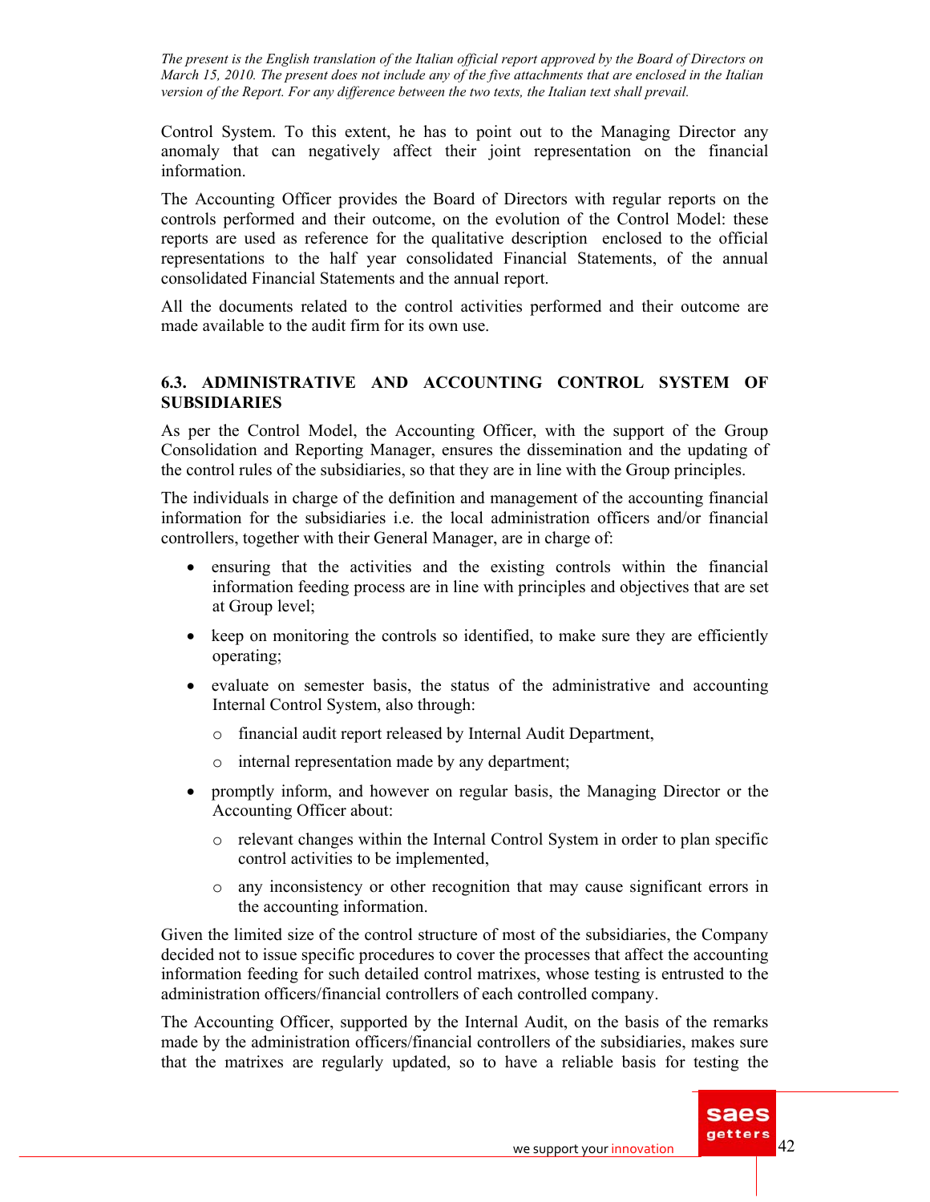Control System. To this extent, he has to point out to the Managing Director any anomaly that can negatively affect their joint representation on the financial information.

The Accounting Officer provides the Board of Directors with regular reports on the controls performed and their outcome, on the evolution of the Control Model: these reports are used as reference for the qualitative description enclosed to the official representations to the half year consolidated Financial Statements, of the annual consolidated Financial Statements and the annual report.

All the documents related to the control activities performed and their outcome are made available to the audit firm for its own use.

### 6.3. ADMINISTRATIVE AND ACCOUNTING CONTROL SYSTEM OF SUBSIDIARIES

As per the Control Model, the Accounting Officer, with the support of the Group Consolidation and Reporting Manager, ensures the dissemination and the updating of the control rules of the subsidiaries, so that they are in line with the Group principles.

The individuals in charge of the definition and management of the accounting financial information for the subsidiaries i.e. the local administration officers and/or financial controllers, together with their General Manager, are in charge of:

- ensuring that the activities and the existing controls within the financial information feeding process are in line with principles and objectives that are set at Group level;
- keep on monitoring the controls so identified, to make sure they are efficiently operating;
- evaluate on semester basis, the status of the administrative and accounting Internal Control System, also through:
  - financial audit report released by Internal Audit Department,
  - internal representation made by any department;
- promptly inform, and however on regular basis, the Managing Director or the Accounting Officer about:
  - relevant changes within the Internal Control System in order to plan specific control activities to be implemented,
  - any inconsistency or other recognition that may cause significant errors in the accounting information.

Given the limited size of the control structure of most of the subsidiaries, the Company decided not to issue specific procedures to cover the processes that affect the accounting information feeding for such detailed control matrixes, whose testing is entrusted to the administration officers/financial controllers of each controlled company.

The Accounting Officer, supported by the Internal Audit, on the basis of the remarks made by the administration officers/financial controllers of the subsidiaries, makes sure that the matrixes are regularly updated, so to have a reliable basis for testing the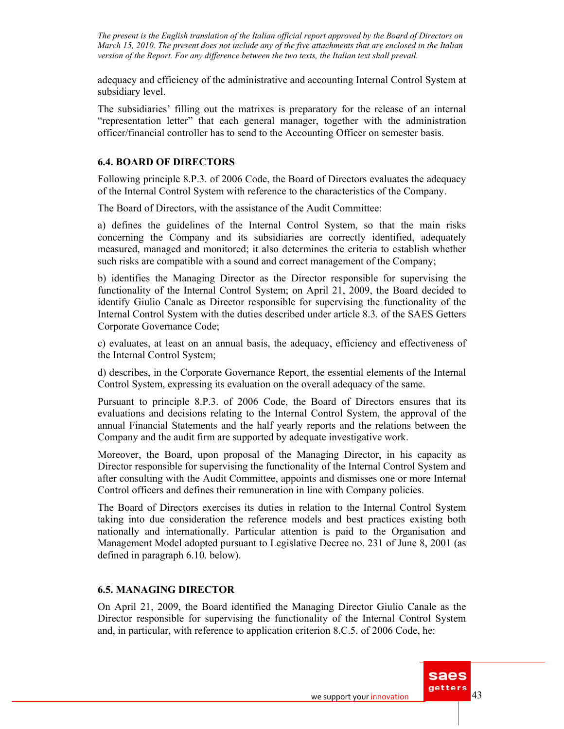adequacy and efficiency of the administrative and accounting Internal Control System at subsidiary level.

The subsidiaries' filling out the matrixes is preparatory for the release of an internal "representation letter" that each general manager, together with the administration officer/financial controller has to send to the Accounting Officer on semester basis.

### 6.4. BOARD OF DIRECTORS

Following principle 8.P.3. of 2006 Code, the Board of Directors evaluates the adequacy of the Internal Control System with reference to the characteristics of the Company.

The Board of Directors, with the assistance of the Audit Committee:

a) defines the guidelines of the Internal Control System, so that the main risks concerning the Company and its subsidiaries are correctly identified, adequately measured, managed and monitored; it also determines the criteria to establish whether such risks are compatible with a sound and correct management of the Company;

b) identifies the Managing Director as the Director responsible for supervising the functionality of the Internal Control System; on April 21, 2009, the Board decided to identify Giulio Canale as Director responsible for supervising the functionality of the Internal Control System with the duties described under article 8.3. of the SAES Getters Corporate Governance Code;

c) evaluates, at least on an annual basis, the adequacy, efficiency and effectiveness of the Internal Control System;

d) describes, in the Corporate Governance Report, the essential elements of the Internal Control System, expressing its evaluation on the overall adequacy of the same.

Pursuant to principle 8.P.3. of 2006 Code, the Board of Directors ensures that its evaluations and decisions relating to the Internal Control System, the approval of the annual Financial Statements and the half yearly reports and the relations between the Company and the audit firm are supported by adequate investigative work.

Moreover, the Board, upon proposal of the Managing Director, in his capacity as Director responsible for supervising the functionality of the Internal Control System and after consulting with the Audit Committee, appoints and dismisses one or more Internal Control officers and defines their remuneration in line with Company policies.

The Board of Directors exercises its duties in relation to the Internal Control System taking into due consideration the reference models and best practices existing both nationally and internationally. Particular attention is paid to the Organisation and Management Model adopted pursuant to Legislative Decree no. 231 of June 8, 2001 (as defined in paragraph 6.10. below).

### 6.5. MANAGING DIRECTOR

On April 21, 2009, the Board identified the Managing Director Giulio Canale as the Director responsible for supervising the functionality of the Internal Control System and, in particular, with reference to application criterion 8.C.5. of 2006 Code, he: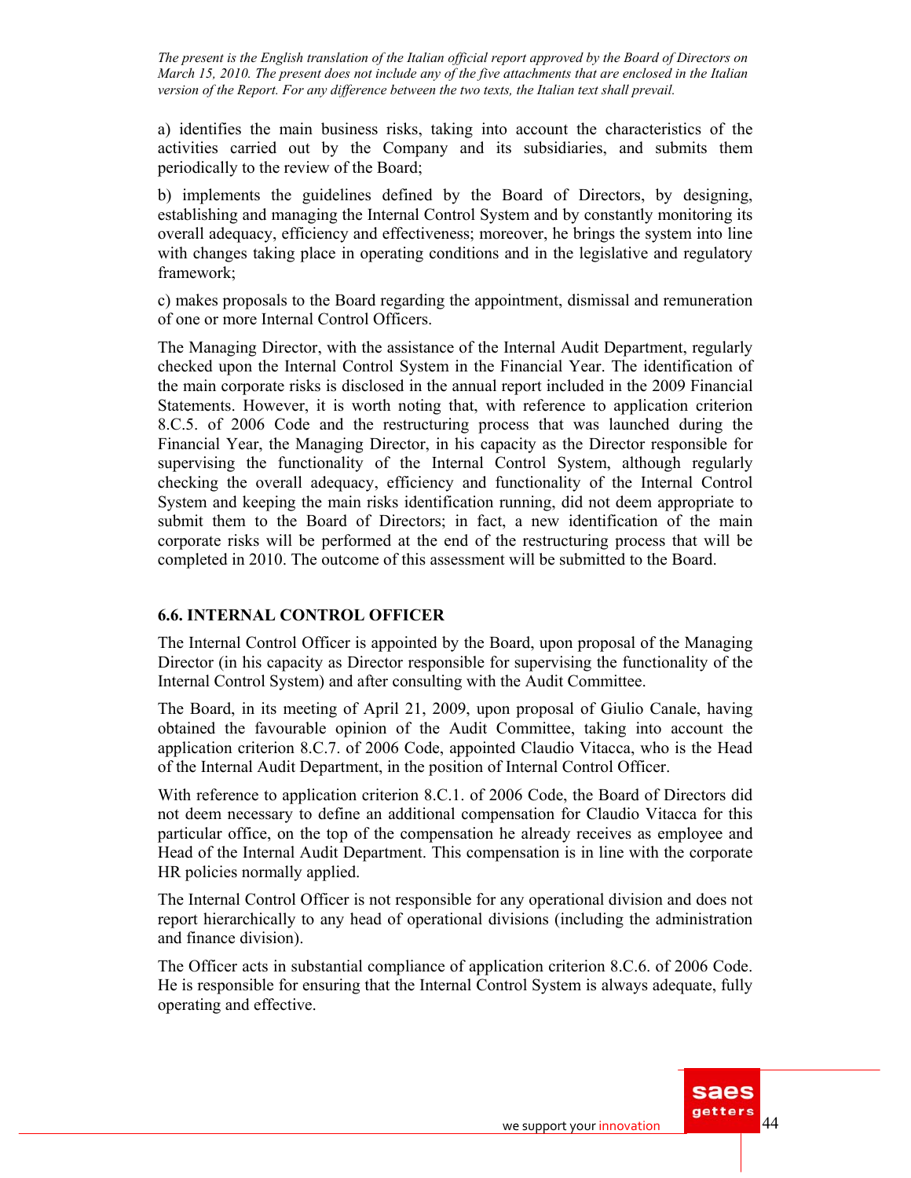a) identifies the main business risks, taking into account the characteristics of the activities carried out by the Company and its subsidiaries, and submits them periodically to the review of the Board;

b) implements the guidelines defined by the Board of Directors, by designing, establishing and managing the Internal Control System and by constantly monitoring its overall adequacy, efficiency and effectiveness; moreover, he brings the system into line with changes taking place in operating conditions and in the legislative and regulatory framework;

c) makes proposals to the Board regarding the appointment, dismissal and remuneration of one or more Internal Control Officers.

The Managing Director, with the assistance of the Internal Audit Department, regularly checked upon the Internal Control System in the Financial Year. The identification of the main corporate risks is disclosed in the annual report included in the 2009 Financial Statements. However, it is worth noting that, with reference to application criterion 8.C.5. of 2006 Code and the restructuring process that was launched during the Financial Year, the Managing Director, in his capacity as the Director responsible for supervising the functionality of the Internal Control System, although regularly checking the overall adequacy, efficiency and functionality of the Internal Control System and keeping the main risks identification running, did not deem appropriate to submit them to the Board of Directors; in fact, a new identification of the main corporate risks will be performed at the end of the restructuring process that will be completed in 2010. The outcome of this assessment will be submitted to the Board.

## 6.6. INTERNAL CONTROL OFFICER

The Internal Control Officer is appointed by the Board, upon proposal of the Managing Director (in his capacity as Director responsible for supervising the functionality of the Internal Control System) and after consulting with the Audit Committee.

The Board, in its meeting of April 21, 2009, upon proposal of Giulio Canale, having obtained the favourable opinion of the Audit Committee, taking into account the application criterion 8.C.7. of 2006 Code, appointed Claudio Vitacca, who is the Head of the Internal Audit Department, in the position of Internal Control Officer.

With reference to application criterion 8.C.1. of 2006 Code, the Board of Directors did not deem necessary to define an additional compensation for Claudio Vitacca for this particular office, on the top of the compensation he already receives as employee and Head of the Internal Audit Department. This compensation is in line with the corporate HR policies normally applied.

The Internal Control Officer is not responsible for any operational division and does not report hierarchically to any head of operational divisions (including the administration and finance division).

The Officer acts in substantial compliance of application criterion 8.C.6. of 2006 Code. He is responsible for ensuring that the Internal Control System is always adequate, fully operating and effective.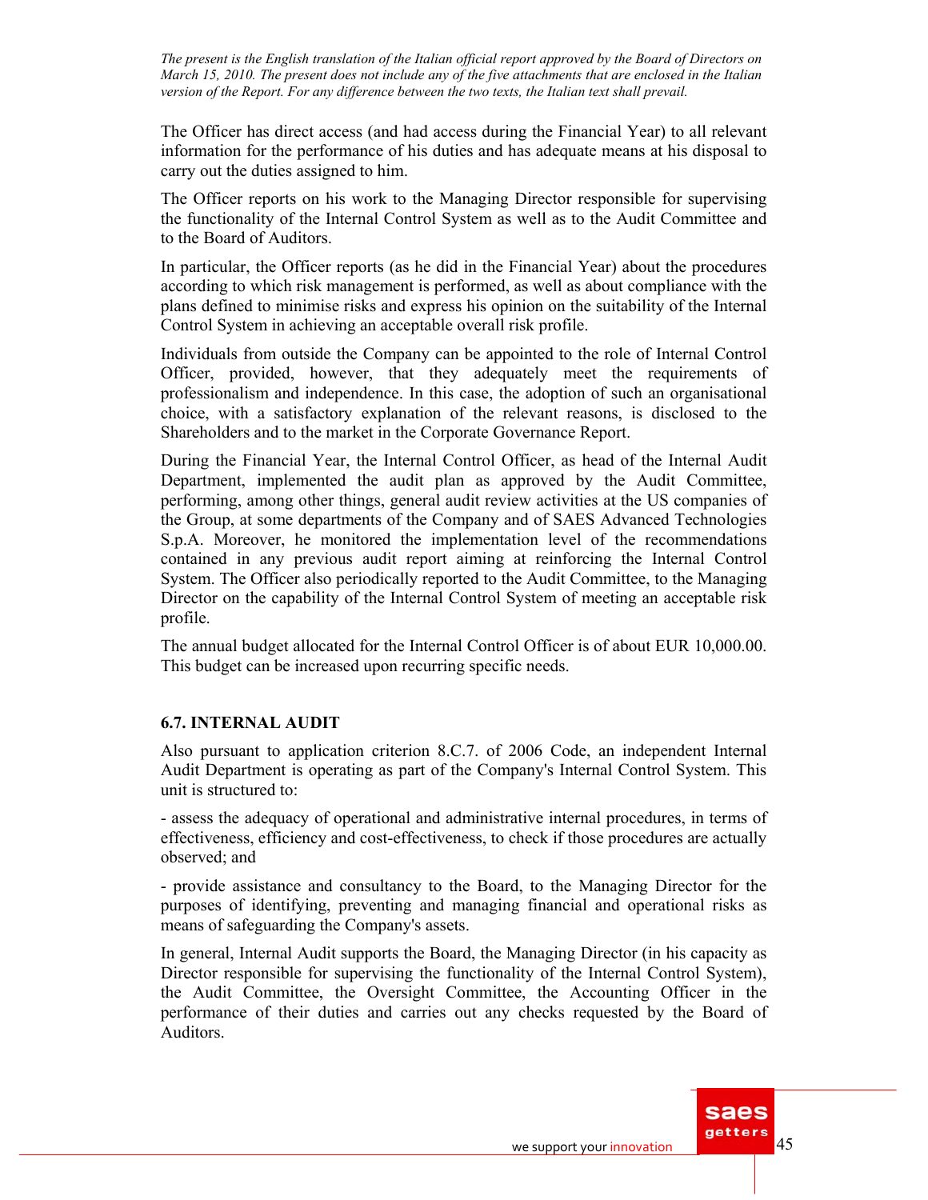The Officer has direct access (and had access during the Financial Year) to all relevant information for the performance of his duties and has adequate means at his disposal to carry out the duties assigned to him.

The Officer reports on his work to the Managing Director responsible for supervising the functionality of the Internal Control System as well as to the Audit Committee and to the Board of Auditors.

In particular, the Officer reports (as he did in the Financial Year) about the procedures according to which risk management is performed, as well as about compliance with the plans defined to minimise risks and express his opinion on the suitability of the Internal Control System in achieving an acceptable overall risk profile.

Individuals from outside the Company can be appointed to the role of Internal Control Officer, provided, however, that they adequately meet the requirements of professionalism and independence. In this case, the adoption of such an organisational choice, with a satisfactory explanation of the relevant reasons, is disclosed to the Shareholders and to the market in the Corporate Governance Report.

During the Financial Year, the Internal Control Officer, as head of the Internal Audit Department, implemented the audit plan as approved by the Audit Committee, performing, among other things, general audit review activities at the US companies of the Group, at some departments of the Company and of SAES Advanced Technologies S.p.A. Moreover, he monitored the implementation level of the recommendations contained in any previous audit report aiming at reinforcing the Internal Control System. The Officer also periodically reported to the Audit Committee, to the Managing Director on the capability of the Internal Control System of meeting an acceptable risk profile.

The annual budget allocated for the Internal Control Officer is of about EUR 10,000.00. This budget can be increased upon recurring specific needs.

### 6.7. INTERNAL AUDIT

Also pursuant to application criterion 8.C.7. of 2006 Code, an independent Internal Audit Department is operating as part of the Company's Internal Control System. This unit is structured to:

- assess the adequacy of operational and administrative internal procedures, in terms of effectiveness, efficiency and cost-effectiveness, to check if those procedures are actually observed; and

- provide assistance and consultancy to the Board, to the Managing Director for the purposes of identifying, preventing and managing financial and operational risks as means of safeguarding the Company's assets.

In general, Internal Audit supports the Board, the Managing Director (in his capacity as Director responsible for supervising the functionality of the Internal Control System), the Audit Committee, the Oversight Committee, the Accounting Officer in the performance of their duties and carries out any checks requested by the Board of Auditors.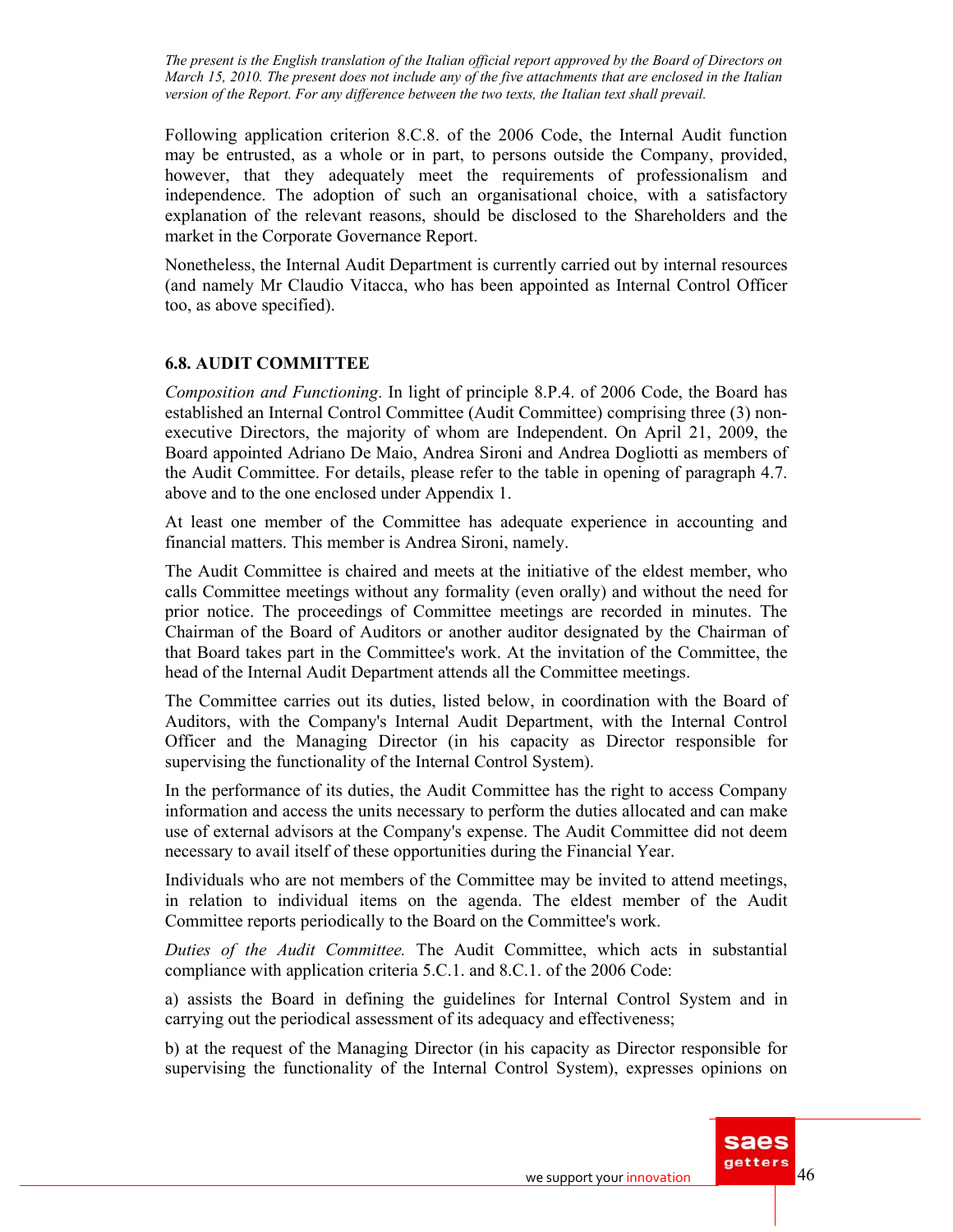*The present is the English translation of the Italian official report approved by the Board of Directors on March 15, 2010. The present does not include any of the five attachments that are enclosed in the Italian version of the Report. For any difference between the two texts, the Italian text shall prevail.*

Following application criterion 8.C.8. of the 2006 Code, the Internal Audit function may be entrusted, as a whole or in part, to persons outside the Company, provided, however, that they adequately meet the requirements of professionalism and independence. The adoption of such an organisational choice, with a satisfactory explanation of the relevant reasons, should be disclosed to the Shareholders and the market in the Corporate Governance Report.

Nonetheless, the Internal Audit Department is currently carried out by internal resources (and namely Mr Claudio Vitacca, who has been appointed as Internal Control Officer too, as above specified).

### 6.8. AUDIT COMMITTEE

*Composition and Functioning.* In light of principle 8.P.4. of 2006 Code, the Board has established an Internal Control Committee (Audit Committee) comprising three (3) non-executive Directors, the majority of whom are Independent. On April 21, 2009, the Board appointed Adriano De Maio, Andrea Sironi and Andrea Dogliotti as members of the Audit Committee. For details, please refer to the table in opening of paragraph 4.7. above and to the one enclosed under Appendix 1.

At least one member of the Committee has adequate experience in accounting and financial matters. This member is Andrea Sironi, namely.

The Audit Committee is chaired and meets at the initiative of the eldest member, who calls Committee meetings without any formality (even orally) and without the need for prior notice. The proceedings of Committee meetings are recorded in minutes. The Chairman of the Board of Auditors or another auditor designated by the Chairman of that Board takes part in the Committee's work. At the invitation of the Committee, the head of the Internal Audit Department attends all the Committee meetings.

The Committee carries out its duties, listed below, in coordination with the Board of Auditors, with the Company's Internal Audit Department, with the Internal Control Officer and the Managing Director (in his capacity as Director responsible for supervising the functionality of the Internal Control System).

In the performance of its duties, the Audit Committee has the right to access Company information and access the units necessary to perform the duties allocated and can make use of external advisors at the Company's expense. The Audit Committee did not deem necessary to avail itself of these opportunities during the Financial Year.

Individuals who are not members of the Committee may be invited to attend meetings, in relation to individual items on the agenda. The eldest member of the Audit Committee reports periodically to the Board on the Committee's work.

*Duties of the Audit Committee.* The Audit Committee, which acts in substantial compliance with application criteria 5.C.1. and 8.C.1. of the 2006 Code:

a) assists the Board in defining the guidelines for Internal Control System and in carrying out the periodical assessment of its adequacy and effectiveness;

b) at the request of the Managing Director (in his capacity as Director responsible for supervising the functionality of the Internal Control System), expresses opinions on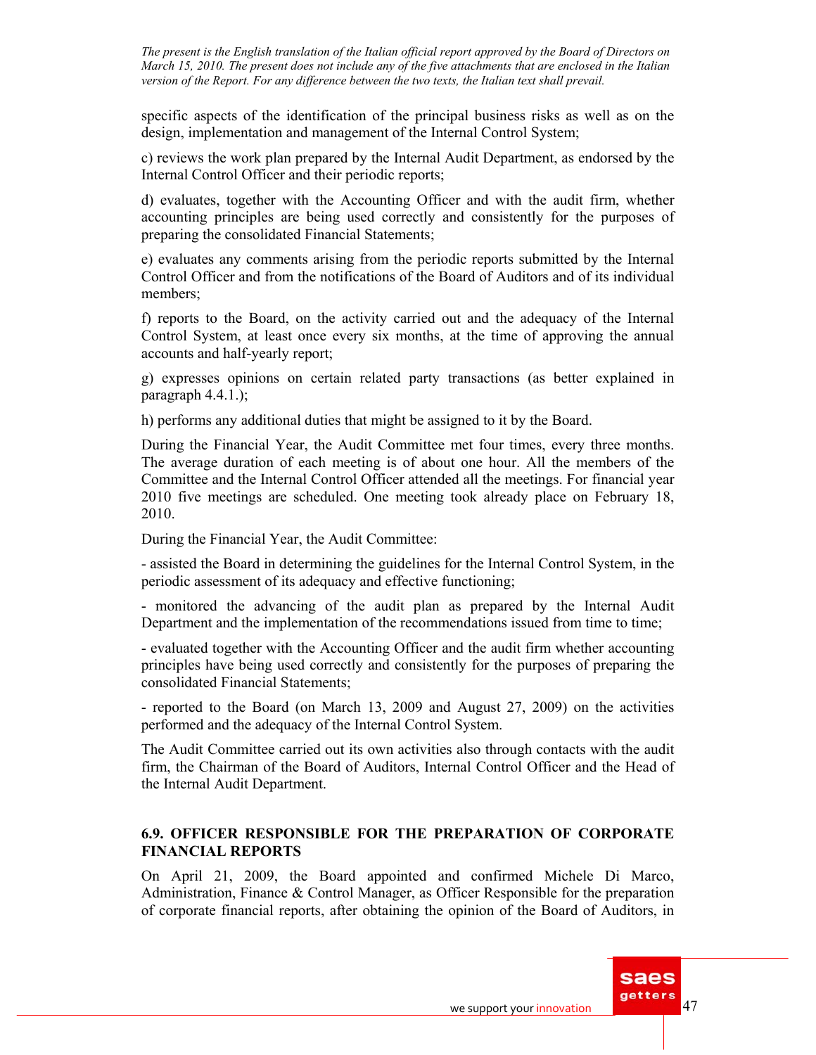specific aspects of the identification of the principal business risks as well as on the design, implementation and management of the Internal Control System;

c) reviews the work plan prepared by the Internal Audit Department, as endorsed by the Internal Control Officer and their periodic reports;

d) evaluates, together with the Accounting Officer and with the audit firm, whether accounting principles are being used correctly and consistently for the purposes of preparing the consolidated Financial Statements;

e) evaluates any comments arising from the periodic reports submitted by the Internal Control Officer and from the notifications of the Board of Auditors and of its individual members;

f) reports to the Board, on the activity carried out and the adequacy of the Internal Control System, at least once every six months, at the time of approving the annual accounts and half-yearly report;

g) expresses opinions on certain related party transactions (as better explained in paragraph 4.4.1.);

h) performs any additional duties that might be assigned to it by the Board.

During the Financial Year, the Audit Committee met four times, every three months. The average duration of each meeting is of about one hour. All the members of the Committee and the Internal Control Officer attended all the meetings. For financial year 2010 five meetings are scheduled. One meeting took already place on February 18, 2010.

During the Financial Year, the Audit Committee:

- assisted the Board in determining the guidelines for the Internal Control System, in the periodic assessment of its adequacy and effective functioning;

- monitored the advancing of the audit plan as prepared by the Internal Audit Department and the implementation of the recommendations issued from time to time;

- evaluated together with the Accounting Officer and the audit firm whether accounting principles have being used correctly and consistently for the purposes of preparing the consolidated Financial Statements;

- reported to the Board (on March 13, 2009 and August 27, 2009) on the activities performed and the adequacy of the Internal Control System.

The Audit Committee carried out its own activities also through contacts with the audit firm, the Chairman of the Board of Auditors, Internal Control Officer and the Head of the Internal Audit Department.

### 6.9. OFFICER RESPONSIBLE FOR THE PREPARATION OF CORPORATE FINANCIAL REPORTS

On April 21, 2009, the Board appointed and confirmed Michele Di Marco, Administration, Finance & Control Manager, as Officer Responsible for the preparation of corporate financial reports, after obtaining the opinion of the Board of Auditors, in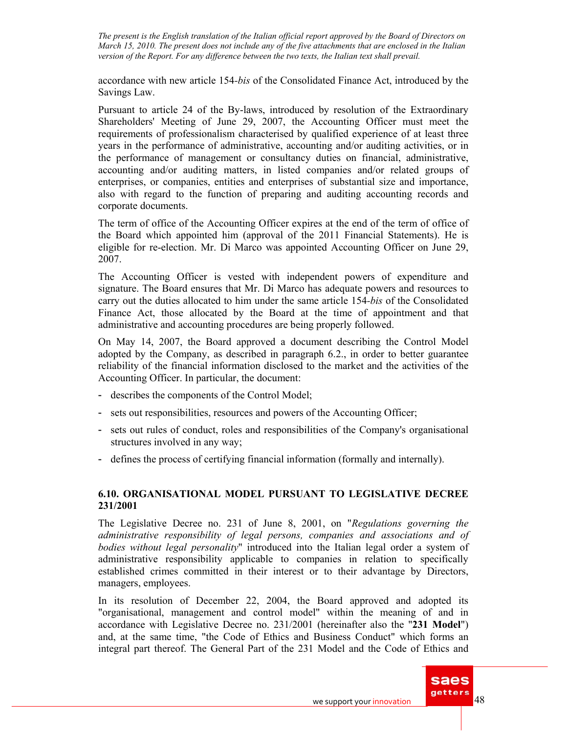accordance with new article 154-*bis* of the Consolidated Finance Act, introduced by the Savings Law.

Pursuant to article 24 of the By-laws, introduced by resolution of the Extraordinary Shareholders' Meeting of June 29, 2007, the Accounting Officer must meet the requirements of professionalism characterised by qualified experience of at least three years in the performance of administrative, accounting and/or auditing activities, or in the performance of management or consultancy duties on financial, administrative, accounting and/or auditing matters, in listed companies and/or related groups of enterprises, or companies, entities and enterprises of substantial size and importance, also with regard to the function of preparing and auditing accounting records and corporate documents.

The term of office of the Accounting Officer expires at the end of the term of office of the Board which appointed him (approval of the 2011 Financial Statements). He is eligible for re-election. Mr. Di Marco was appointed Accounting Officer on June 29, 2007.

The Accounting Officer is vested with independent powers of expenditure and signature. The Board ensures that Mr. Di Marco has adequate powers and resources to carry out the duties allocated to him under the same article 154-*bis* of the Consolidated Finance Act, those allocated by the Board at the time of appointment and that administrative and accounting procedures are being properly followed.

On May 14, 2007, the Board approved a document describing the Control Model adopted by the Company, as described in paragraph 6.2., in order to better guarantee reliability of the financial information disclosed to the market and the activities of the Accounting Officer. In particular, the document:

- describes the components of the Control Model;
- sets out responsibilities, resources and powers of the Accounting Officer;
- sets out rules of conduct, roles and responsibilities of the Company's organisational structures involved in any way;
- defines the process of certifying financial information (formally and internally).

### 6.10. ORGANISATIONAL MODEL PURSUANT TO LEGISLATIVE DECREE 231/2001

The Legislative Decree no. 231 of June 8, 2001, on "*Regulations governing the administrative responsibility of legal persons, companies and associations and of bodies without legal personality*" introduced into the Italian legal order a system of administrative responsibility applicable to companies in relation to specifically established crimes committed in their interest or to their advantage by Directors, managers, employees.

In its resolution of December 22, 2004, the Board approved and adopted its "organisational, management and control model" within the meaning of and in accordance with Legislative Decree no. 231/2001 (hereinafter also the "**231 Model**") and, at the same time, "the Code of Ethics and Business Conduct" which forms an integral part thereof. The General Part of the 231 Model and the Code of Ethics and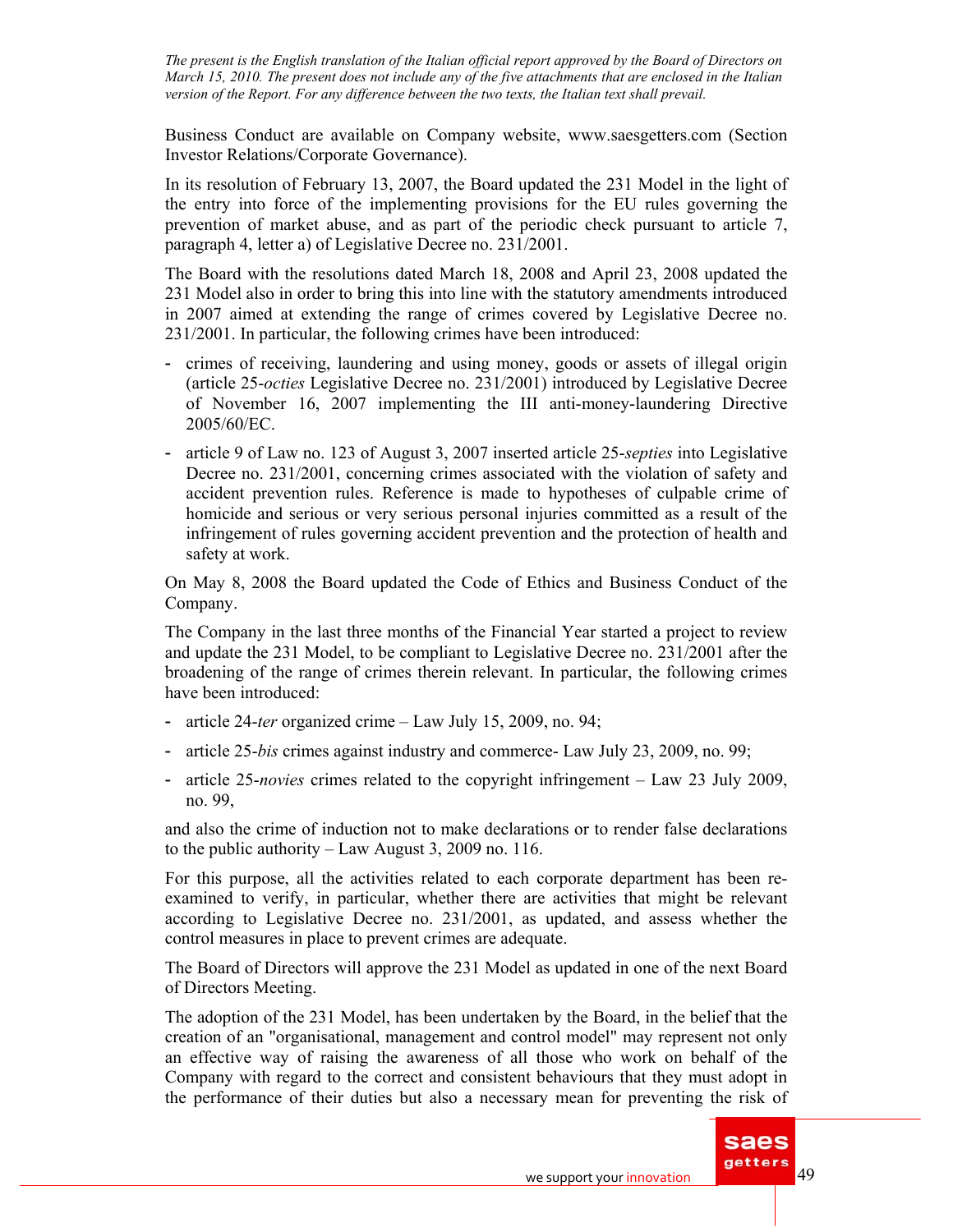Business Conduct are available on Company website, www.saesgetters.com (Section Investor Relations/Corporate Governance).

In its resolution of February 13, 2007, the Board updated the 231 Model in the light of the entry into force of the implementing provisions for the EU rules governing the prevention of market abuse, and as part of the periodic check pursuant to article 7, paragraph 4, letter a) of Legislative Decree no. 231/2001.

The Board with the resolutions dated March 18, 2008 and April 23, 2008 updated the 231 Model also in order to bring this into line with the statutory amendments introduced in 2007 aimed at extending the range of crimes covered by Legislative Decree no. 231/2001. In particular, the following crimes have been introduced:

- crimes of receiving, laundering and using money, goods or assets of illegal origin (article 25-*octies* Legislative Decree no. 231/2001) introduced by Legislative Decree of November 16, 2007 implementing the III anti-money-laundering Directive 2005/60/EC.
- article 9 of Law no. 123 of August 3, 2007 inserted article 25-*septies* into Legislative Decree no. 231/2001, concerning crimes associated with the violation of safety and accident prevention rules. Reference is made to hypotheses of culpable crime of homicide and serious or very serious personal injuries committed as a result of the infringement of rules governing accident prevention and the protection of health and safety at work.

On May 8, 2008 the Board updated the Code of Ethics and Business Conduct of the Company.

The Company in the last three months of the Financial Year started a project to review and update the 231 Model, to be compliant to Legislative Decree no. 231/2001 after the broadening of the range of crimes therein relevant. In particular, the following crimes have been introduced:

- article 24-*ter* organized crime – Law July 15, 2009, no. 94;
- article 25-*bis* crimes against industry and commerce- Law July 23, 2009, no. 99;
- article 25-*novies* crimes related to the copyright infringement – Law 23 July 2009, no. 99,

and also the crime of induction not to make declarations or to render false declarations to the public authority – Law August 3, 2009 no. 116.

For this purpose, all the activities related to each corporate department has been re-examined to verify, in particular, whether there are activities that might be relevant according to Legislative Decree no. 231/2001, as updated, and assess whether the control measures in place to prevent crimes are adequate.

The Board of Directors will approve the 231 Model as updated in one of the next Board of Directors Meeting.

The adoption of the 231 Model, has been undertaken by the Board, in the belief that the creation of an "organisational, management and control model" may represent not only an effective way of raising the awareness of all those who work on behalf of the Company with regard to the correct and consistent behaviours that they must adopt in the performance of their duties but also a necessary mean for preventing the risk of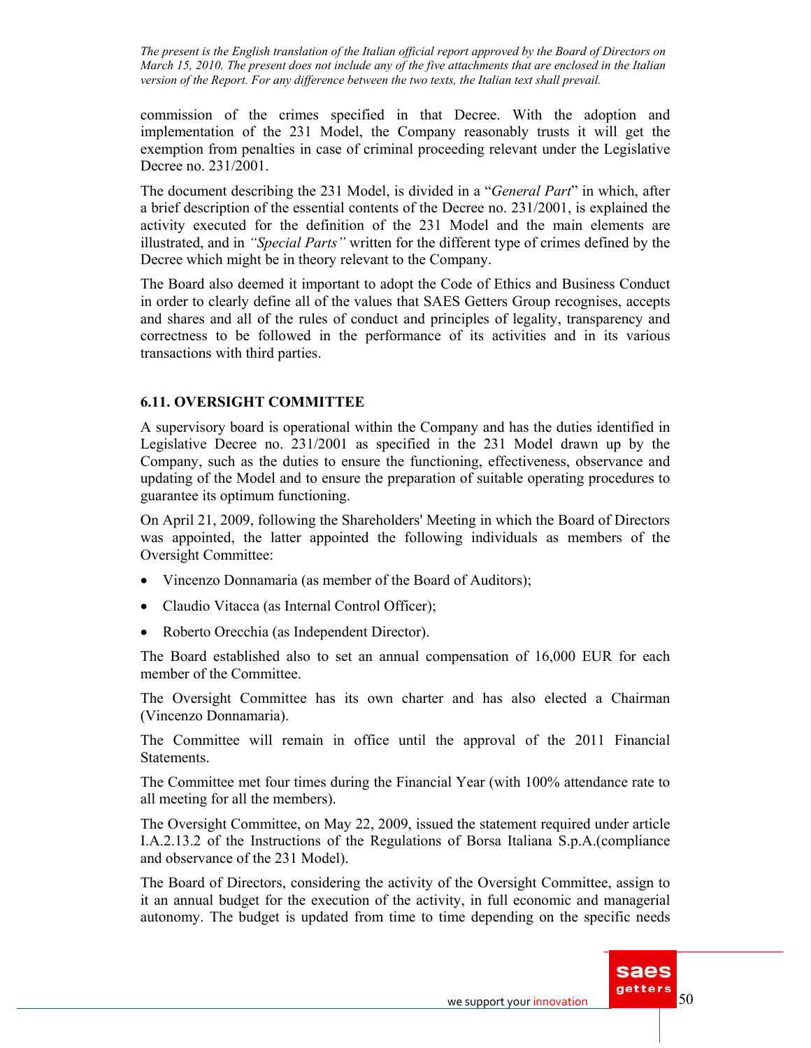commission of the crimes specified in that Decree. With the adoption and implementation of the 231 Model, the Company reasonably trusts it will get the exemption from penalties in case of criminal proceeding relevant under the Legislative Decree no. 231/2001.

The document describing the 231 Model, is divided in a "*General Part*" in which, after a brief description of the essential contents of the Decree no. 231/2001, is explained the activity executed for the definition of the 231 Model and the main elements are illustrated, and in *"Special Parts"* written for the different type of crimes defined by the Decree which might be in theory relevant to the Company.

The Board also deemed it important to adopt the Code of Ethics and Business Conduct in order to clearly define all of the values that SAES Getters Group recognises, accepts and shares and all of the rules of conduct and principles of legality, transparency and correctness to be followed in the performance of its activities and in its various transactions with third parties.

### 6.11. OVERSIGHT COMMITTEE

A supervisory board is operational within the Company and has the duties identified in Legislative Decree no. 231/2001 as specified in the 231 Model drawn up by the Company, such as the duties to ensure the functioning, effectiveness, observance and updating of the Model and to ensure the preparation of suitable operating procedures to guarantee its optimum functioning.

On April 21, 2009, following the Shareholders' Meeting in which the Board of Directors was appointed, the latter appointed the following individuals as members of the Oversight Committee:

- Vincenzo Donnamaria (as member of the Board of Auditors);
- Claudio Vitacca (as Internal Control Officer);
- Roberto Orecchia (as Independent Director).

The Board established also to set an annual compensation of 16,000 EUR for each member of the Committee.

The Oversight Committee has its own charter and has also elected a Chairman (Vincenzo Donnamaria).

The Committee will remain in office until the approval of the 2011 Financial Statements.

The Committee met four times during the Financial Year (with 100% attendance rate to all meeting for all the members).

The Oversight Committee, on May 22, 2009, issued the statement required under article I.A.2.13.2 of the Instructions of the Regulations of Borsa Italiana S.p.A.(compliance and observance of the 231 Model).

The Board of Directors, considering the activity of the Oversight Committee, assign to it an annual budget for the execution of the activity, in full economic and managerial autonomy. The budget is updated from time to time depending on the specific needs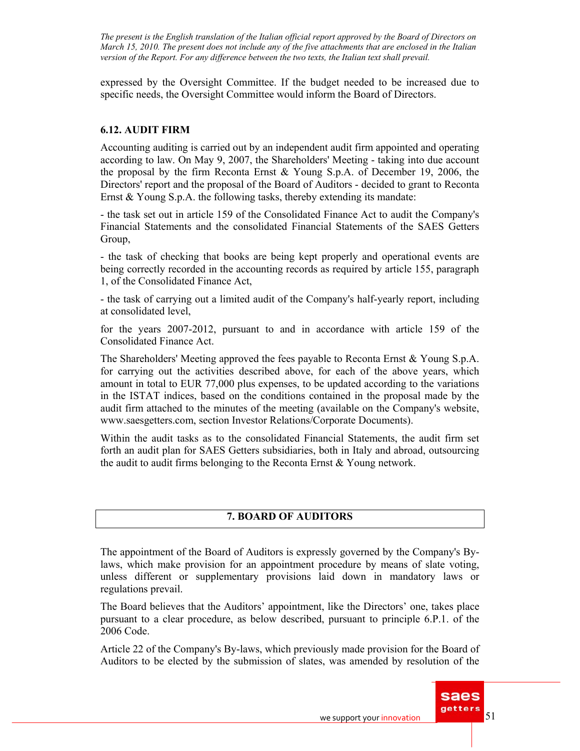expressed by the Oversight Committee. If the budget needed to be increased due to specific needs, the Oversight Committee would inform the Board of Directors.

### 6.12. AUDIT FIRM

Accounting auditing is carried out by an independent audit firm appointed and operating according to law. On May 9, 2007, the Shareholders' Meeting - taking into due account the proposal by the firm Reconta Ernst & Young S.p.A. of December 19, 2006, the Directors' report and the proposal of the Board of Auditors - decided to grant to Reconta Ernst & Young S.p.A. the following tasks, thereby extending its mandate:

- the task set out in article 159 of the Consolidated Finance Act to audit the Company's Financial Statements and the consolidated Financial Statements of the SAES Getters Group,

- the task of checking that books are being kept properly and operational events are being correctly recorded in the accounting records as required by article 155, paragraph 1, of the Consolidated Finance Act,

- the task of carrying out a limited audit of the Company's half-yearly report, including at consolidated level,

for the years 2007-2012, pursuant to and in accordance with article 159 of the Consolidated Finance Act.

The Shareholders' Meeting approved the fees payable to Reconta Ernst & Young S.p.A. for carrying out the activities described above, for each of the above years, which amount in total to EUR 77,000 plus expenses, to be updated according to the variations in the ISTAT indices, based on the conditions contained in the proposal made by the audit firm attached to the minutes of the meeting (available on the Company's website, www.saesgetters.com, section Investor Relations/Corporate Documents).

Within the audit tasks as to the consolidated Financial Statements, the audit firm set forth an audit plan for SAES Getters subsidiaries, both in Italy and abroad, outsourcing the audit to audit firms belonging to the Reconta Ernst & Young network.

## 7. BOARD OF AUDITORS

The appointment of the Board of Auditors is expressly governed by the Company's By-laws, which make provision for an appointment procedure by means of slate voting, unless different or supplementary provisions laid down in mandatory laws or regulations prevail.

The Board believes that the Auditors' appointment, like the Directors' one, takes place pursuant to a clear procedure, as below described, pursuant to principle 6.P.1. of the 2006 Code.

Article 22 of the Company's By-laws, which previously made provision for the Board of Auditors to be elected by the submission of slates, was amended by resolution of the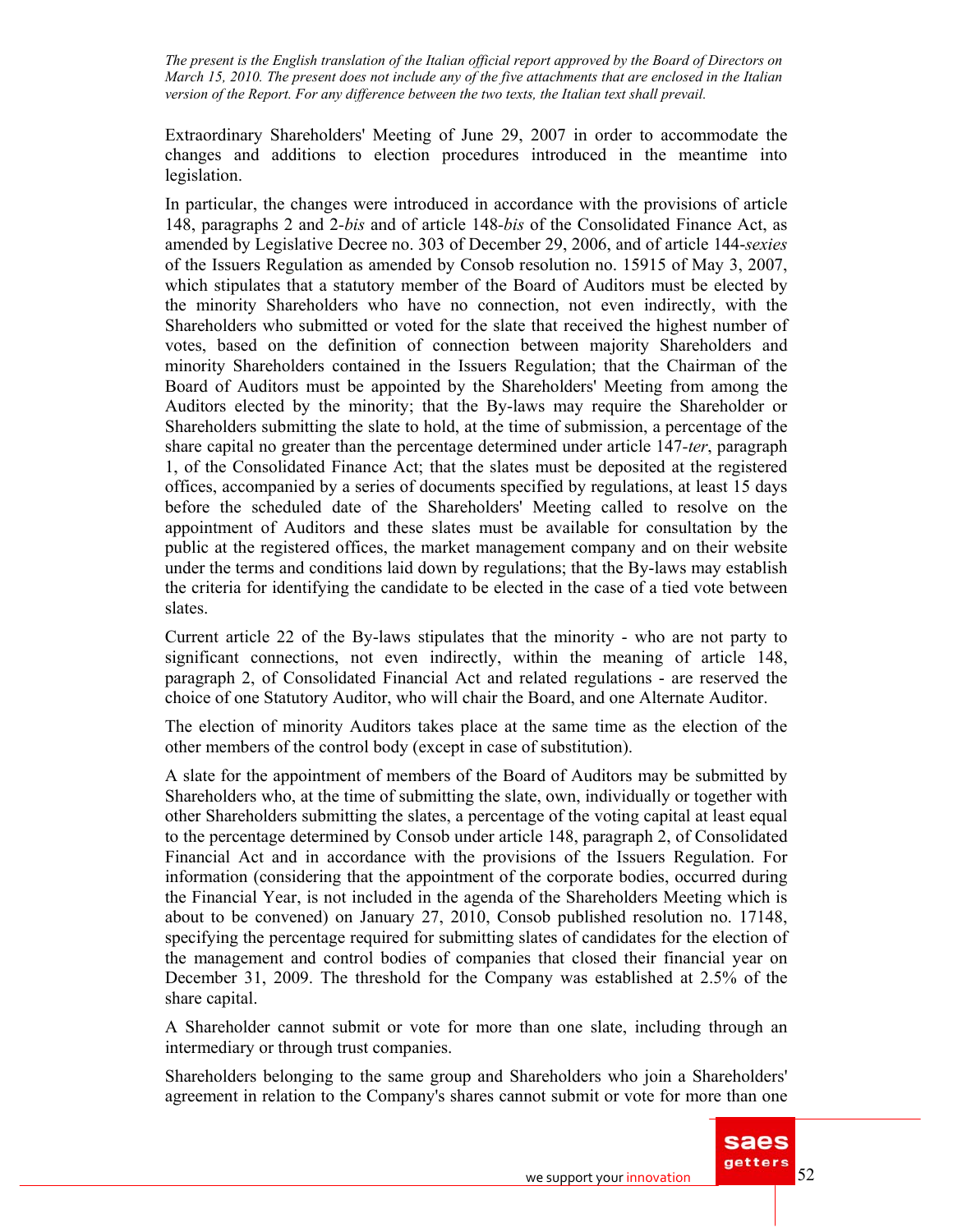Extraordinary Shareholders' Meeting of June 29, 2007 in order to accommodate the changes and additions to election procedures introduced in the meantime into legislation.

In particular, the changes were introduced in accordance with the provisions of article 148, paragraphs 2 and 2-*bis* and of article 148-*bis* of the Consolidated Finance Act, as amended by Legislative Decree no. 303 of December 29, 2006, and of article 144-*sexies* of the Issuers Regulation as amended by Consob resolution no. 15915 of May 3, 2007, which stipulates that a statutory member of the Board of Auditors must be elected by the minority Shareholders who have no connection, not even indirectly, with the Shareholders who submitted or voted for the slate that received the highest number of votes, based on the definition of connection between majority Shareholders and minority Shareholders contained in the Issuers Regulation; that the Chairman of the Board of Auditors must be appointed by the Shareholders' Meeting from among the Auditors elected by the minority; that the By-laws may require the Shareholder or Shareholders submitting the slate to hold, at the time of submission, a percentage of the share capital no greater than the percentage determined under article 147-*ter*, paragraph 1, of the Consolidated Finance Act; that the slates must be deposited at the registered offices, accompanied by a series of documents specified by regulations, at least 15 days before the scheduled date of the Shareholders' Meeting called to resolve on the appointment of Auditors and these slates must be available for consultation by the public at the registered offices, the market management company and on their website under the terms and conditions laid down by regulations; that the By-laws may establish the criteria for identifying the candidate to be elected in the case of a tied vote between slates.

Current article 22 of the By-laws stipulates that the minority - who are not party to significant connections, not even indirectly, within the meaning of article 148, paragraph 2, of Consolidated Financial Act and related regulations - are reserved the choice of one Statutory Auditor, who will chair the Board, and one Alternate Auditor.

The election of minority Auditors takes place at the same time as the election of the other members of the control body (except in case of substitution).

A slate for the appointment of members of the Board of Auditors may be submitted by Shareholders who, at the time of submitting the slate, own, individually or together with other Shareholders submitting the slates, a percentage of the voting capital at least equal to the percentage determined by Consob under article 148, paragraph 2, of Consolidated Financial Act and in accordance with the provisions of the Issuers Regulation. For information (considering that the appointment of the corporate bodies, occurred during the Financial Year, is not included in the agenda of the Shareholders Meeting which is about to be convened) on January 27, 2010, Consob published resolution no. 17148, specifying the percentage required for submitting slates of candidates for the election of the management and control bodies of companies that closed their financial year on December 31, 2009. The threshold for the Company was established at 2.5% of the share capital.

A Shareholder cannot submit or vote for more than one slate, including through an intermediary or through trust companies.

Shareholders belonging to the same group and Shareholders who join a Shareholders' agreement in relation to the Company's shares cannot submit or vote for more than one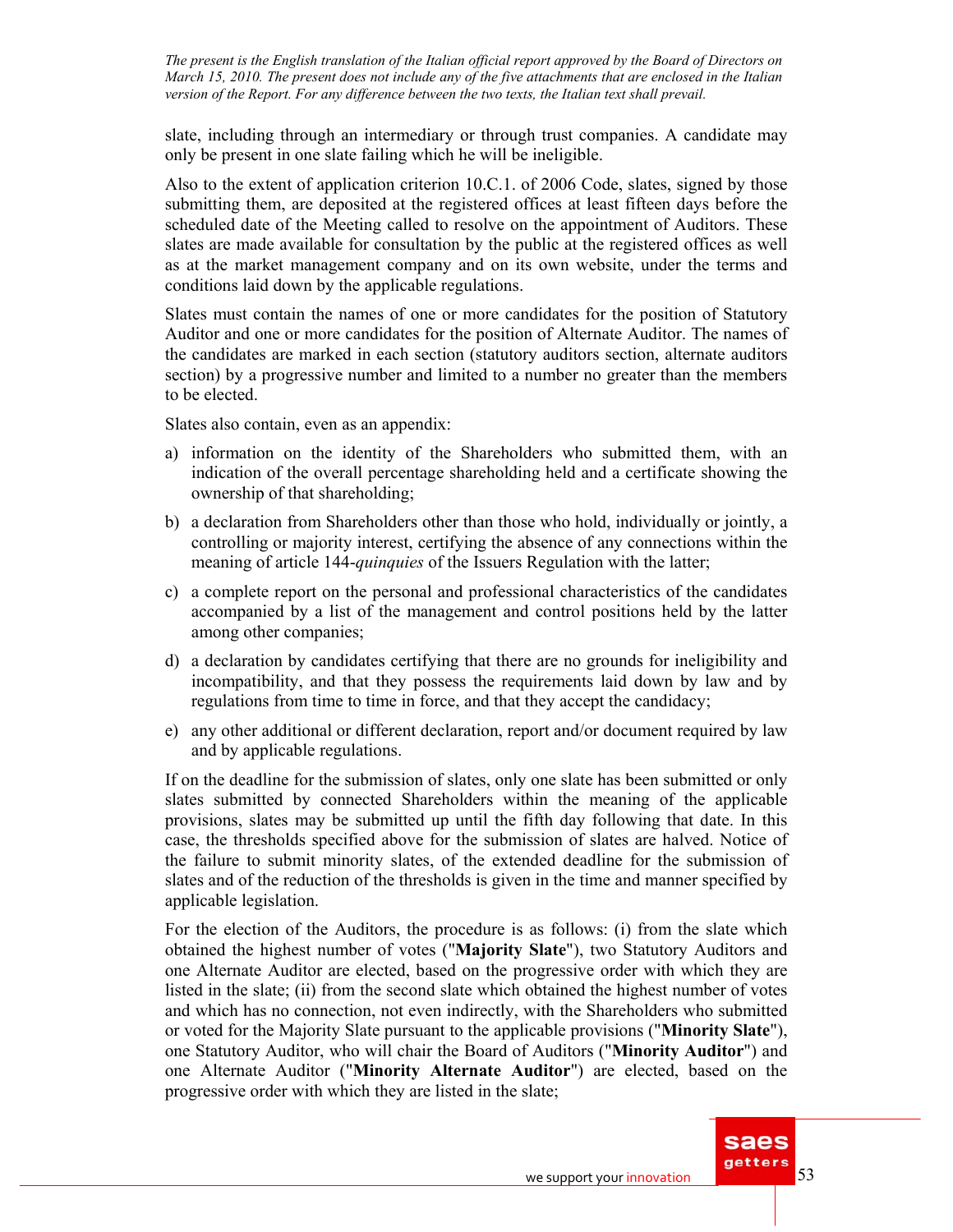slate, including through an intermediary or through trust companies. A candidate may only be present in one slate failing which he will be ineligible.

Also to the extent of application criterion 10.C.1. of 2006 Code, slates, signed by those submitting them, are deposited at the registered offices at least fifteen days before the scheduled date of the Meeting called to resolve on the appointment of Auditors. These slates are made available for consultation by the public at the registered offices as well as at the market management company and on its own website, under the terms and conditions laid down by the applicable regulations.

Slates must contain the names of one or more candidates for the position of Statutory Auditor and one or more candidates for the position of Alternate Auditor. The names of the candidates are marked in each section (statutory auditors section, alternate auditors section) by a progressive number and limited to a number no greater than the members to be elected.

Slates also contain, even as an appendix:

a) information on the identity of the Shareholders who submitted them, with an indication of the overall percentage shareholding held and a certificate showing the ownership of that shareholding;
b) a declaration from Shareholders other than those who hold, individually or jointly, a controlling or majority interest, certifying the absence of any connections within the meaning of article 144-*quinquies* of the Issuers Regulation with the latter;
c) a complete report on the personal and professional characteristics of the candidates accompanied by a list of the management and control positions held by the latter among other companies;
d) a declaration by candidates certifying that there are no grounds for ineligibility and incompatibility, and that they possess the requirements laid down by law and by regulations from time to time in force, and that they accept the candidacy;
e) any other additional or different declaration, report and/or document required by law and by applicable regulations.

If on the deadline for the submission of slates, only one slate has been submitted or only slates submitted by connected Shareholders within the meaning of the applicable provisions, slates may be submitted up until the fifth day following that date. In this case, the thresholds specified above for the submission of slates are halved. Notice of the failure to submit minority slates, of the extended deadline for the submission of slates and of the reduction of the thresholds is given in the time and manner specified by applicable legislation.

For the election of the Auditors, the procedure is as follows: (i) from the slate which obtained the highest number of votes ("**Majority Slate**"), two Statutory Auditors and one Alternate Auditor are elected, based on the progressive order with which they are listed in the slate; (ii) from the second slate which obtained the highest number of votes and which has no connection, not even indirectly, with the Shareholders who submitted or voted for the Majority Slate pursuant to the applicable provisions ("**Minority Slate**"), one Statutory Auditor, who will chair the Board of Auditors ("**Minority Auditor**") and one Alternate Auditor ("**Minority Alternate Auditor**") are elected, based on the progressive order with which they are listed in the slate;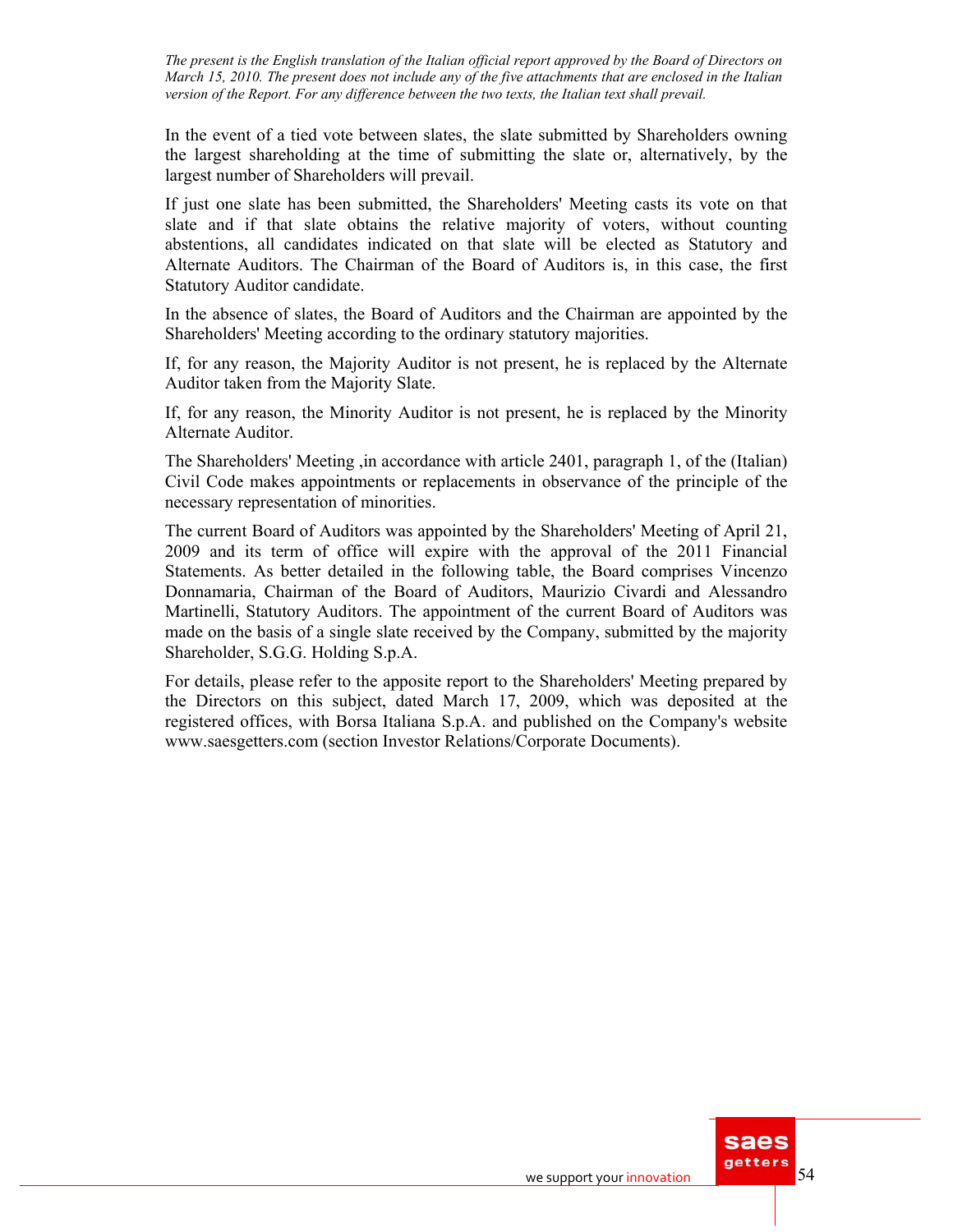In the event of a tied vote between slates, the slate submitted by Shareholders owning the largest shareholding at the time of submitting the slate or, alternatively, by the largest number of Shareholders will prevail.

If just one slate has been submitted, the Shareholders' Meeting casts its vote on that slate and if that slate obtains the relative majority of voters, without counting abstentions, all candidates indicated on that slate will be elected as Statutory and Alternate Auditors. The Chairman of the Board of Auditors is, in this case, the first Statutory Auditor candidate.

In the absence of slates, the Board of Auditors and the Chairman are appointed by the Shareholders' Meeting according to the ordinary statutory majorities.

If, for any reason, the Majority Auditor is not present, he is replaced by the Alternate Auditor taken from the Majority Slate.

If, for any reason, the Minority Auditor is not present, he is replaced by the Minority Alternate Auditor.

The Shareholders' Meeting ,in accordance with article 2401, paragraph 1, of the (Italian) Civil Code makes appointments or replacements in observance of the principle of the necessary representation of minorities.

The current Board of Auditors was appointed by the Shareholders' Meeting of April 21, 2009 and its term of office will expire with the approval of the 2011 Financial Statements. As better detailed in the following table, the Board comprises Vincenzo Donnamaria, Chairman of the Board of Auditors, Maurizio Civardi and Alessandro Martinelli, Statutory Auditors. The appointment of the current Board of Auditors was made on the basis of a single slate received by the Company, submitted by the majority Shareholder, S.G.G. Holding S.p.A.

For details, please refer to the apposite report to the Shareholders' Meeting prepared by the Directors on this subject, dated March 17, 2009, which was deposited at the registered offices, with Borsa Italiana S.p.A. and published on the Company's website www.saesgetters.com (section Investor Relations/Corporate Documents).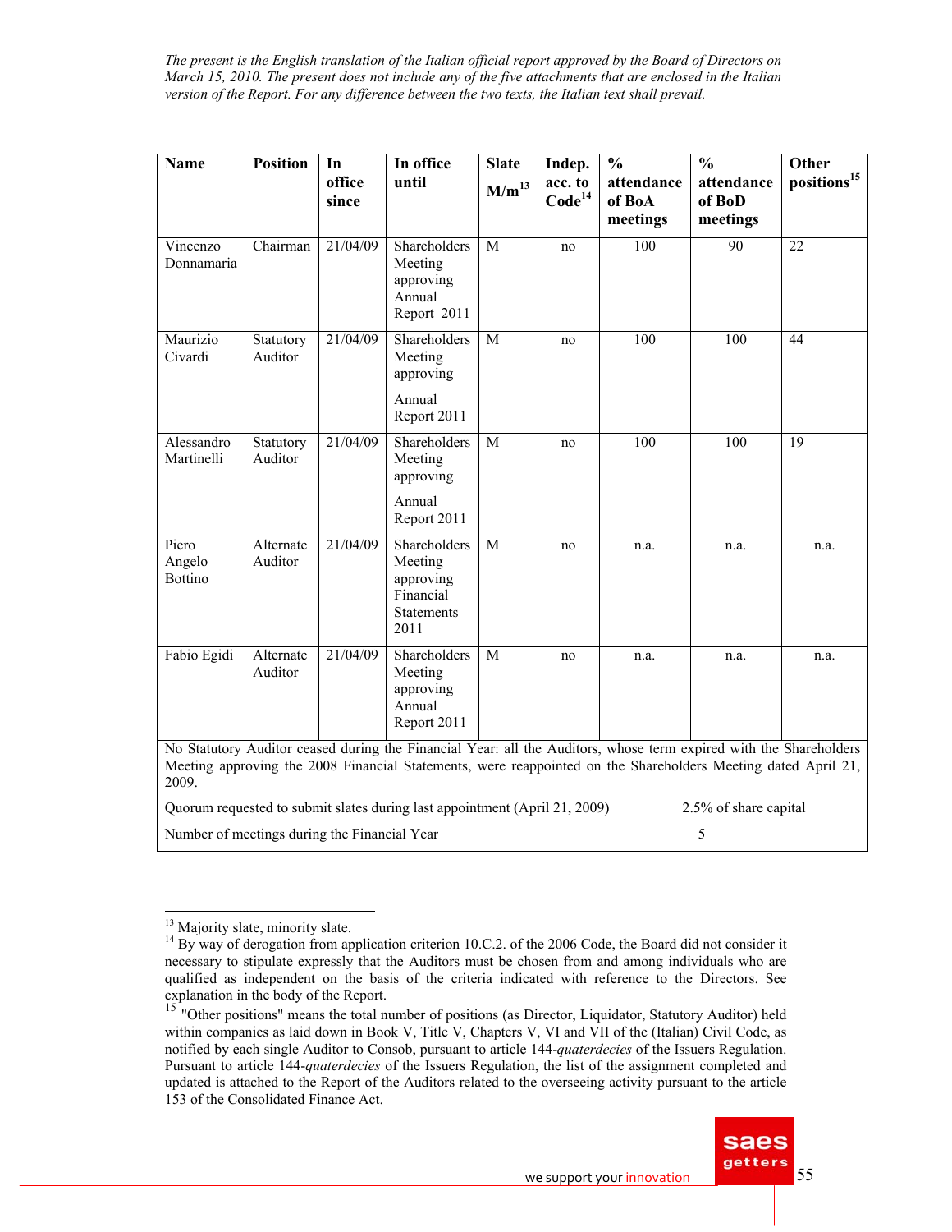*The present is the English translation of the Italian official report approved by the Board of Directors on March 15, 2010. The present does not include any of the five attachments that are enclosed in the Italian version of the Report. For any difference between the two texts, the Italian text shall prevail.*

| Name | Position | In office since | In office until | Slate M/m[13] | Indep. acc. to Code[14] | % attendance of BoA meetings | % attendance of BoD meetings | Other positions[15] |
|---|---|---|---|---|---|---|---|---|
| Vincenzo Donnamaria | Chairman | 21/04/09 | Shareholders Meeting approving Annual Report 2011 | M | no | 100 | 90 | 22 |
| Maurizio Civardi | Statutory Auditor | 21/04/09 | Shareholders Meeting approving Annual Report 2011 | M | no | 100 | 100 | 44 |
| Alessandro Martinelli | Statutory Auditor | 21/04/09 | Shareholders Meeting approving Annual Report 2011 | M | no | 100 | 100 | 19 |
| Piero Angelo Bottino | Alternate Auditor | 21/04/09 | Shareholders Meeting approving Financial Statements 2011 | M | no | n.a. | n.a. | n.a. |
| Fabio Egidi | Alternate Auditor | 21/04/09 | Shareholders Meeting approving Annual Report 2011 | M | no | n.a. | n.a. | n.a. |
| No Statutory Auditor ceased during the Financial Year: all the Auditors, whose term expired with the Shareholders Meeting approving the 2008 Financial Statements, were reappointed on the Shareholders Meeting dated April 21, 2009. | | | | | | | | |
| Quorum requested to submit slates during last appointment (April 21, 2009) | | | | | | 2.5% of share capital | | |
| Number of meetings during the Financial Year | | | | | | | 5 | |

[13] Majority slate, minority slate.

[14] By way of derogation from application criterion 10.C.2. of the 2006 Code, the Board did not consider it necessary to stipulate expressly that the Auditors must be chosen from and among individuals who are qualified as independent on the basis of the criteria indicated with reference to the Directors. See explanation in the body of the Report.

[15] "Other positions" means the total number of positions (as Director, Liquidator, Statutory Auditor) held within companies as laid down in Book V, Title V, Chapters V, VI and VII of the (Italian) Civil Code, as notified by each single Auditor to Consob, pursuant to article 144-*quaterdecies* of the Issuers Regulation. Pursuant to article 144-*quaterdecies* of the Issuers Regulation, the list of the assignment completed and updated is attached to the Report of the Auditors related to the overseeing activity pursuant to the article 153 of the Consolidated Finance Act.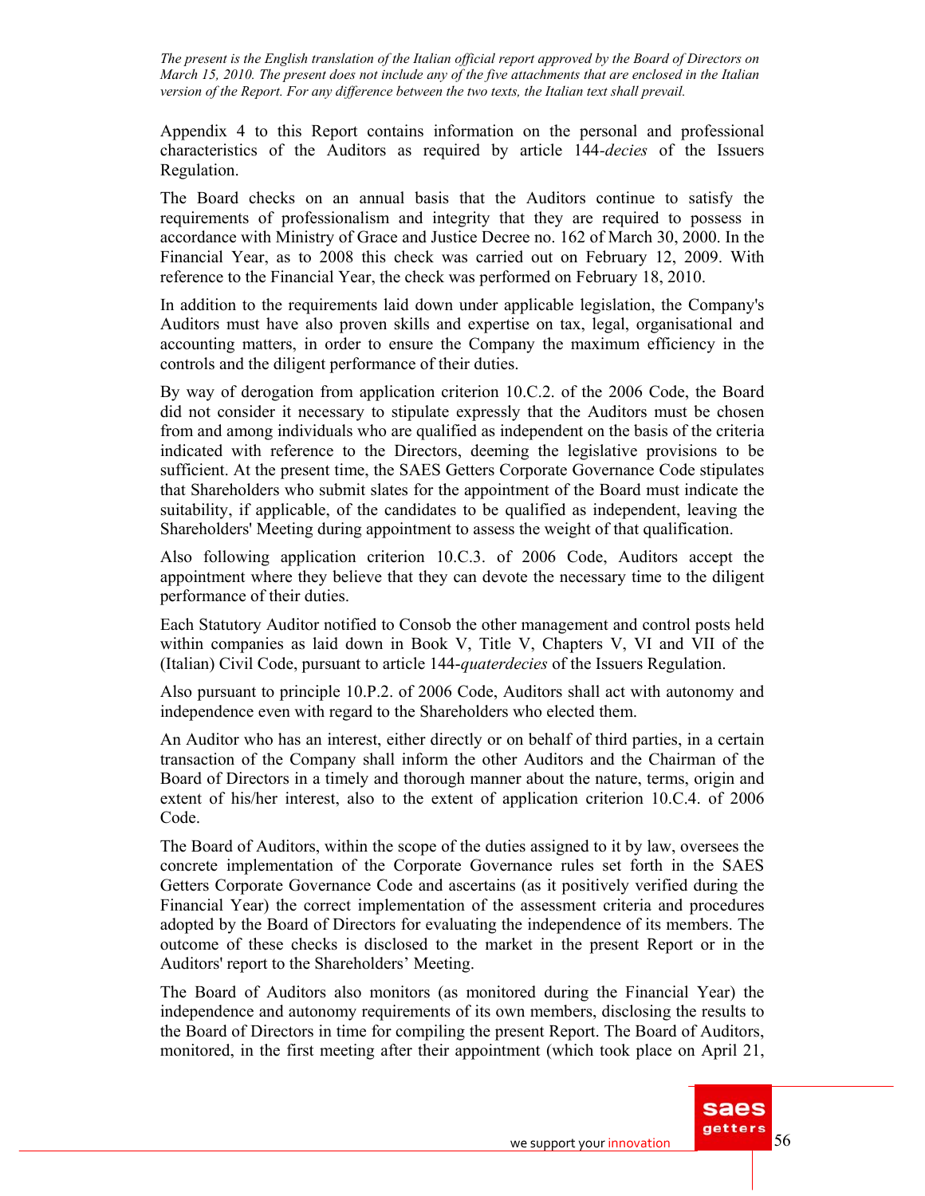*The present is the English translation of the Italian official report approved by the Board of Directors on March 15, 2010. The present does not include any of the five attachments that are enclosed in the Italian version of the Report. For any difference between the two texts, the Italian text shall prevail.*

Appendix 4 to this Report contains information on the personal and professional characteristics of the Auditors as required by article 144-*decies* of the Issuers Regulation.

The Board checks on an annual basis that the Auditors continue to satisfy the requirements of professionalism and integrity that they are required to possess in accordance with Ministry of Grace and Justice Decree no. 162 of March 30, 2000. In the Financial Year, as to 2008 this check was carried out on February 12, 2009. With reference to the Financial Year, the check was performed on February 18, 2010.

In addition to the requirements laid down under applicable legislation, the Company's Auditors must have also proven skills and expertise on tax, legal, organisational and accounting matters, in order to ensure the Company the maximum efficiency in the controls and the diligent performance of their duties.

By way of derogation from application criterion 10.C.2. of the 2006 Code, the Board did not consider it necessary to stipulate expressly that the Auditors must be chosen from and among individuals who are qualified as independent on the basis of the criteria indicated with reference to the Directors, deeming the legislative provisions to be sufficient. At the present time, the SAES Getters Corporate Governance Code stipulates that Shareholders who submit slates for the appointment of the Board must indicate the suitability, if applicable, of the candidates to be qualified as independent, leaving the Shareholders' Meeting during appointment to assess the weight of that qualification.

Also following application criterion 10.C.3. of 2006 Code, Auditors accept the appointment where they believe that they can devote the necessary time to the diligent performance of their duties.

Each Statutory Auditor notified to Consob the other management and control posts held within companies as laid down in Book V, Title V, Chapters V, VI and VII of the (Italian) Civil Code, pursuant to article 144-*quaterdecies* of the Issuers Regulation.

Also pursuant to principle 10.P.2. of 2006 Code, Auditors shall act with autonomy and independence even with regard to the Shareholders who elected them.

An Auditor who has an interest, either directly or on behalf of third parties, in a certain transaction of the Company shall inform the other Auditors and the Chairman of the Board of Directors in a timely and thorough manner about the nature, terms, origin and extent of his/her interest, also to the extent of application criterion 10.C.4. of 2006 Code.

The Board of Auditors, within the scope of the duties assigned to it by law, oversees the concrete implementation of the Corporate Governance rules set forth in the SAES Getters Corporate Governance Code and ascertains (as it positively verified during the Financial Year) the correct implementation of the assessment criteria and procedures adopted by the Board of Directors for evaluating the independence of its members. The outcome of these checks is disclosed to the market in the present Report or in the Auditors' report to the Shareholders' Meeting.

The Board of Auditors also monitors (as monitored during the Financial Year) the independence and autonomy requirements of its own members, disclosing the results to the Board of Directors in time for compiling the present Report. The Board of Auditors, monitored, in the first meeting after their appointment (which took place on April 21,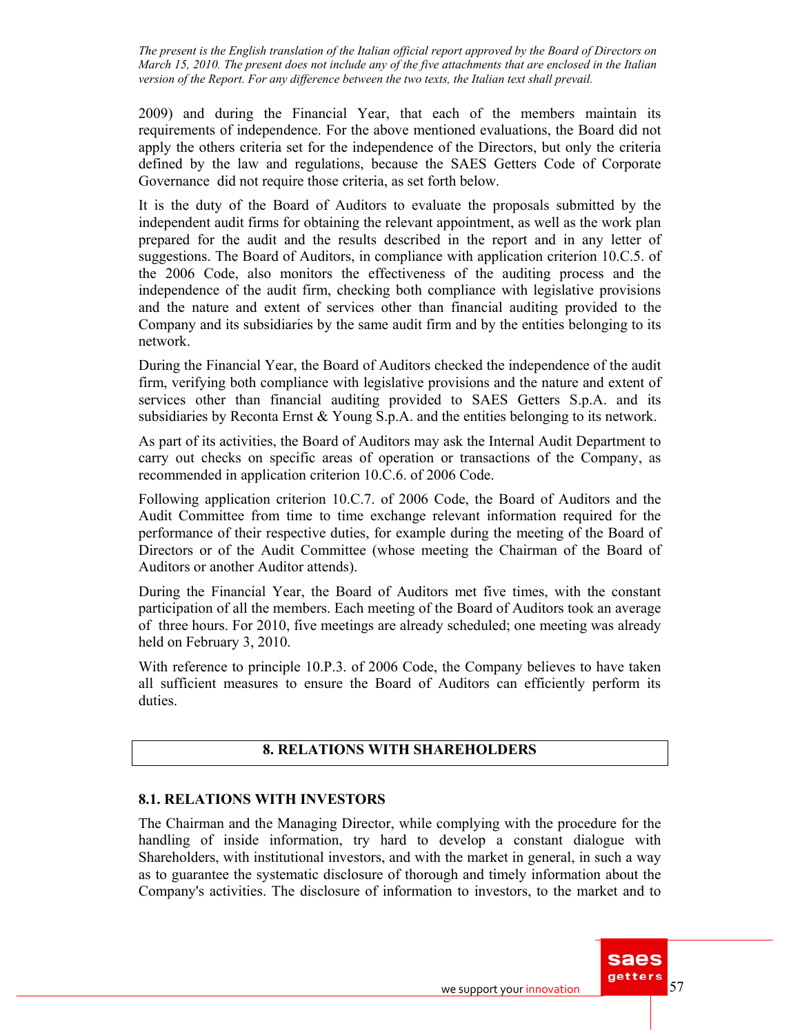2009) and during the Financial Year, that each of the members maintain its requirements of independence. For the above mentioned evaluations, the Board did not apply the others criteria set for the independence of the Directors, but only the criteria defined by the law and regulations, because the SAES Getters Code of Corporate Governance did not require those criteria, as set forth below.

It is the duty of the Board of Auditors to evaluate the proposals submitted by the independent audit firms for obtaining the relevant appointment, as well as the work plan prepared for the audit and the results described in the report and in any letter of suggestions. The Board of Auditors, in compliance with application criterion 10.C.5. of the 2006 Code, also monitors the effectiveness of the auditing process and the independence of the audit firm, checking both compliance with legislative provisions and the nature and extent of services other than financial auditing provided to the Company and its subsidiaries by the same audit firm and by the entities belonging to its network.

During the Financial Year, the Board of Auditors checked the independence of the audit firm, verifying both compliance with legislative provisions and the nature and extent of services other than financial auditing provided to SAES Getters S.p.A. and its subsidiaries by Reconta Ernst & Young S.p.A. and the entities belonging to its network.

As part of its activities, the Board of Auditors may ask the Internal Audit Department to carry out checks on specific areas of operation or transactions of the Company, as recommended in application criterion 10.C.6. of 2006 Code.

Following application criterion 10.C.7. of 2006 Code, the Board of Auditors and the Audit Committee from time to time exchange relevant information required for the performance of their respective duties, for example during the meeting of the Board of Directors or of the Audit Committee (whose meeting the Chairman of the Board of Auditors or another Auditor attends).

During the Financial Year, the Board of Auditors met five times, with the constant participation of all the members. Each meeting of the Board of Auditors took an average of three hours. For 2010, five meetings are already scheduled; one meeting was already held on February 3, 2010.

With reference to principle 10.P.3. of 2006 Code, the Company believes to have taken all sufficient measures to ensure the Board of Auditors can efficiently perform its duties.

## 8. RELATIONS WITH SHAREHOLDERS

### 8.1. RELATIONS WITH INVESTORS

The Chairman and the Managing Director, while complying with the procedure for the handling of inside information, try hard to develop a constant dialogue with Shareholders, with institutional investors, and with the market in general, in such a way as to guarantee the systematic disclosure of thorough and timely information about the Company's activities. The disclosure of information to investors, to the market and to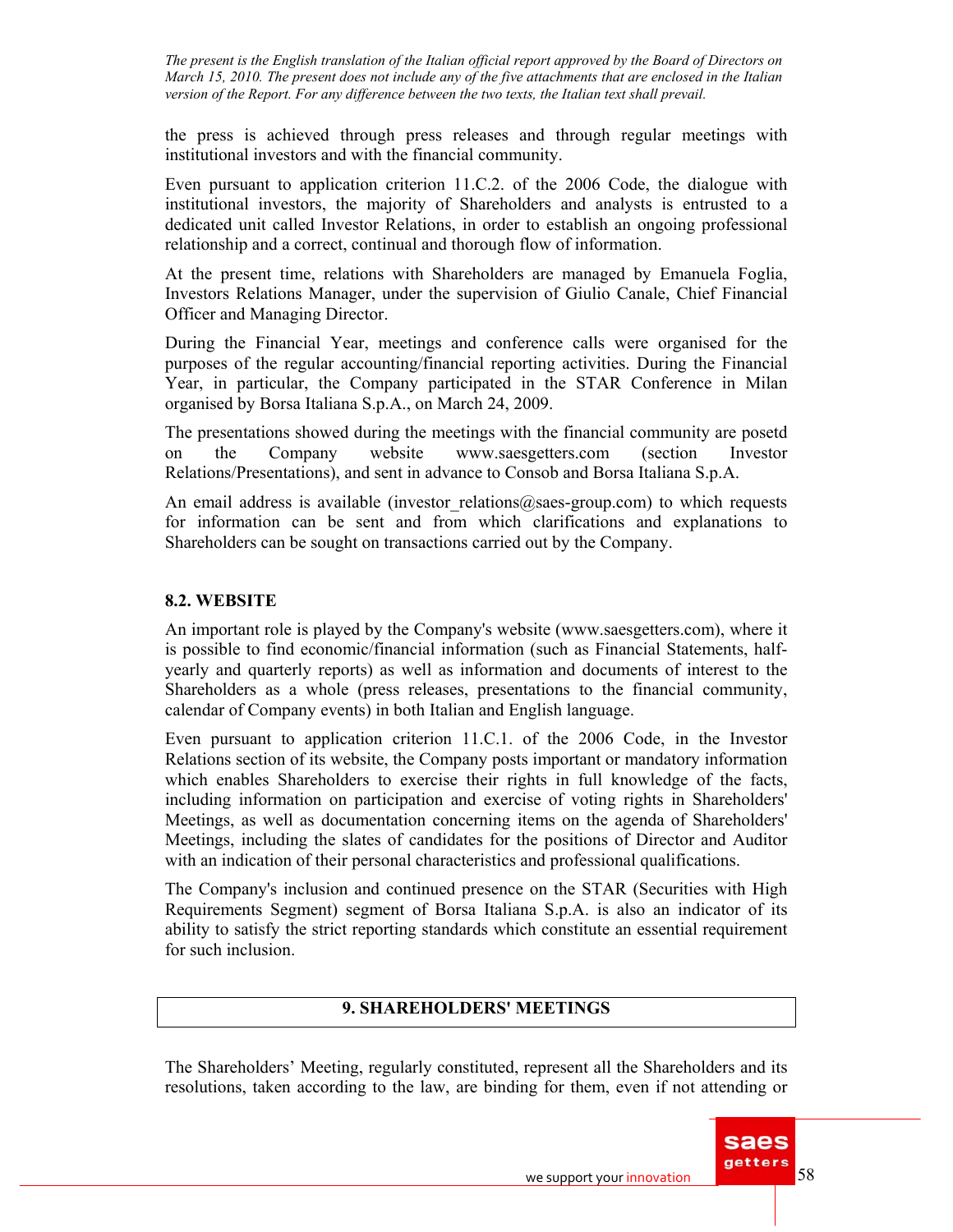the press is achieved through press releases and through regular meetings with institutional investors and with the financial community.

Even pursuant to application criterion 11.C.2. of the 2006 Code, the dialogue with institutional investors, the majority of Shareholders and analysts is entrusted to a dedicated unit called Investor Relations, in order to establish an ongoing professional relationship and a correct, continual and thorough flow of information.

At the present time, relations with Shareholders are managed by Emanuela Foglia, Investors Relations Manager, under the supervision of Giulio Canale, Chief Financial Officer and Managing Director.

During the Financial Year, meetings and conference calls were organised for the purposes of the regular accounting/financial reporting activities. During the Financial Year, in particular, the Company participated in the STAR Conference in Milan organised by Borsa Italiana S.p.A., on March 24, 2009.

The presentations showed during the meetings with the financial community are posetd on the Company website www.saesgetters.com (section Investor Relations/Presentations), and sent in advance to Consob and Borsa Italiana S.p.A.

An email address is available (investor_relations@saes-group.com) to which requests for information can be sent and from which clarifications and explanations to Shareholders can be sought on transactions carried out by the Company.

### 8.2. WEBSITE

An important role is played by the Company's website (www.saesgetters.com), where it is possible to find economic/financial information (such as Financial Statements, half-yearly and quarterly reports) as well as information and documents of interest to the Shareholders as a whole (press releases, presentations to the financial community, calendar of Company events) in both Italian and English language.

Even pursuant to application criterion 11.C.1. of the 2006 Code, in the Investor Relations section of its website, the Company posts important or mandatory information which enables Shareholders to exercise their rights in full knowledge of the facts, including information on participation and exercise of voting rights in Shareholders' Meetings, as well as documentation concerning items on the agenda of Shareholders' Meetings, including the slates of candidates for the positions of Director and Auditor with an indication of their personal characteristics and professional qualifications.

The Company's inclusion and continued presence on the STAR (Securities with High Requirements Segment) segment of Borsa Italiana S.p.A. is also an indicator of its ability to satisfy the strict reporting standards which constitute an essential requirement for such inclusion.

## 9. SHAREHOLDERS' MEETINGS

The Shareholders' Meeting, regularly constituted, represent all the Shareholders and its resolutions, taken according to the law, are binding for them, even if not attending or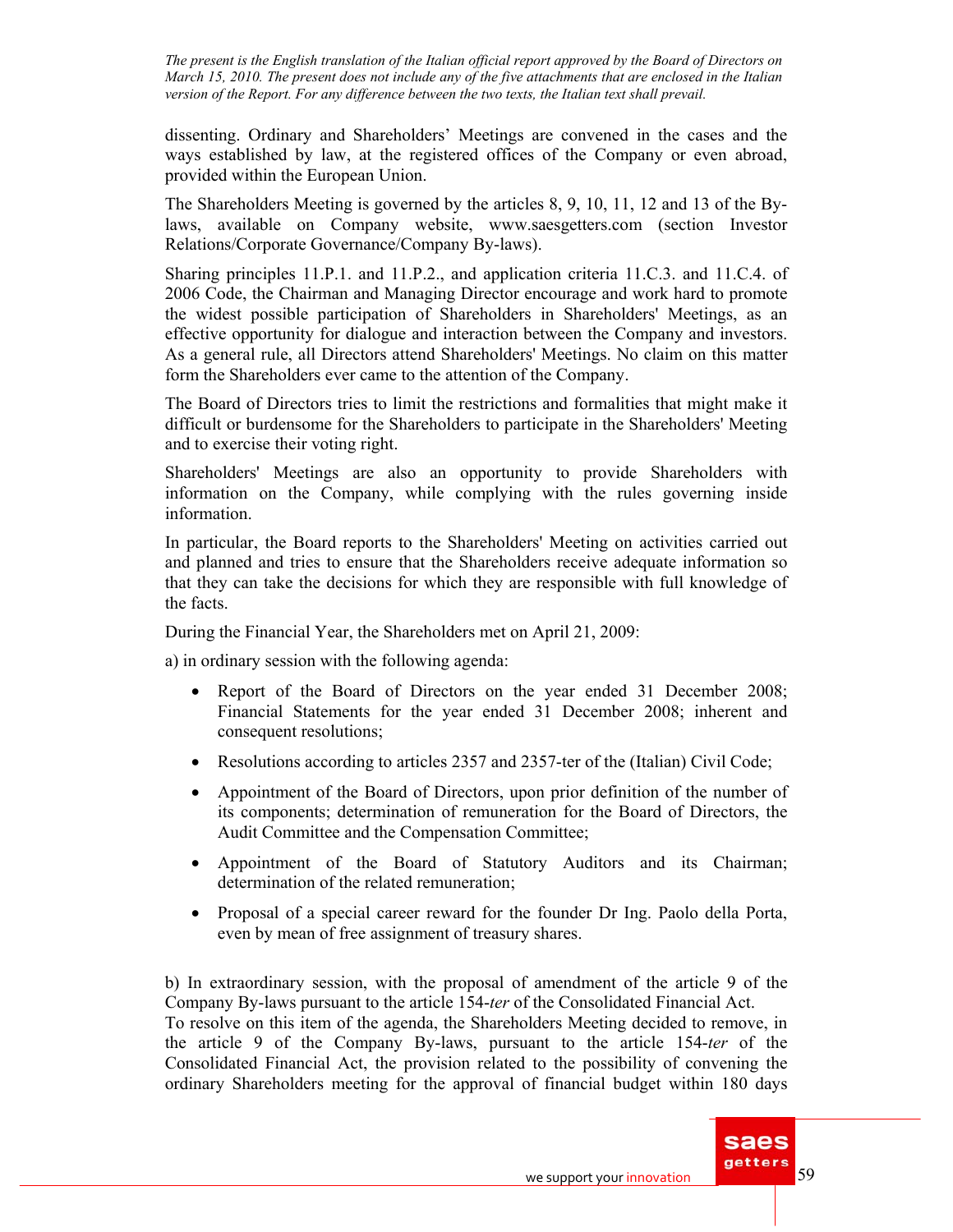dissenting. Ordinary and Shareholders' Meetings are convened in the cases and the ways established by law, at the registered offices of the Company or even abroad, provided within the European Union.

The Shareholders Meeting is governed by the articles 8, 9, 10, 11, 12 and 13 of the By-laws, available on Company website, www.saesgetters.com (section Investor Relations/Corporate Governance/Company By-laws).

Sharing principles 11.P.1. and 11.P.2., and application criteria 11.C.3. and 11.C.4. of 2006 Code, the Chairman and Managing Director encourage and work hard to promote the widest possible participation of Shareholders in Shareholders' Meetings, as an effective opportunity for dialogue and interaction between the Company and investors. As a general rule, all Directors attend Shareholders' Meetings. No claim on this matter form the Shareholders ever came to the attention of the Company.

The Board of Directors tries to limit the restrictions and formalities that might make it difficult or burdensome for the Shareholders to participate in the Shareholders' Meeting and to exercise their voting right.

Shareholders' Meetings are also an opportunity to provide Shareholders with information on the Company, while complying with the rules governing inside information.

In particular, the Board reports to the Shareholders' Meeting on activities carried out and planned and tries to ensure that the Shareholders receive adequate information so that they can take the decisions for which they are responsible with full knowledge of the facts.

During the Financial Year, the Shareholders met on April 21, 2009:

a) in ordinary session with the following agenda:

- Report of the Board of Directors on the year ended 31 December 2008; Financial Statements for the year ended 31 December 2008; inherent and consequent resolutions;
- Resolutions according to articles 2357 and 2357-ter of the (Italian) Civil Code;
- Appointment of the Board of Directors, upon prior definition of the number of its components; determination of remuneration for the Board of Directors, the Audit Committee and the Compensation Committee;
- Appointment of the Board of Statutory Auditors and its Chairman; determination of the related remuneration;
- Proposal of a special career reward for the founder Dr Ing. Paolo della Porta, even by mean of free assignment of treasury shares.

b) In extraordinary session, with the proposal of amendment of the article 9 of the Company By-laws pursuant to the article 154-*ter* of the Consolidated Financial Act.
To resolve on this item of the agenda, the Shareholders Meeting decided to remove, in the article 9 of the Company By-laws, pursuant to the article 154-*ter* of the Consolidated Financial Act, the provision related to the possibility of convening the ordinary Shareholders meeting for the approval of financial budget within 180 days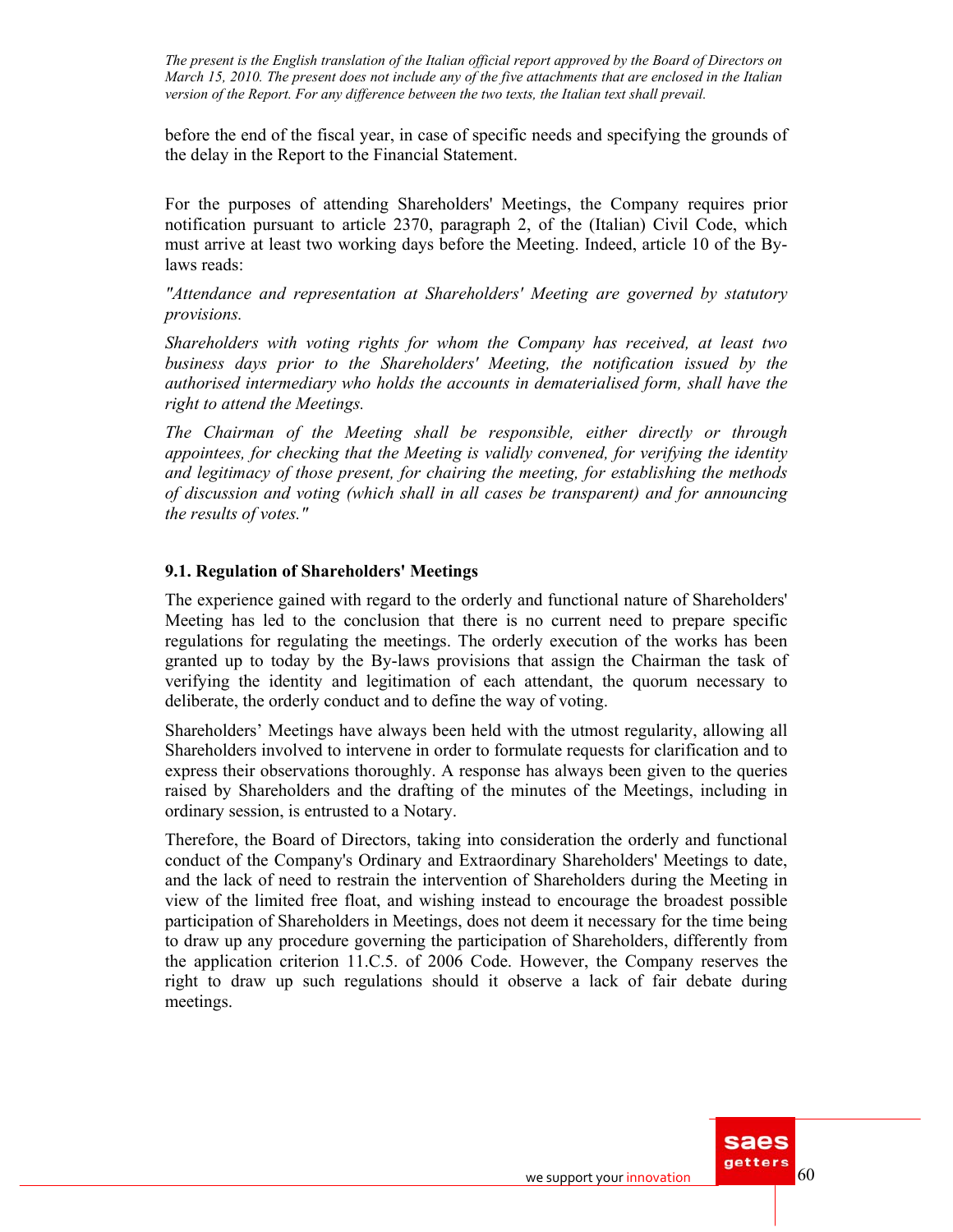before the end of the fiscal year, in case of specific needs and specifying the grounds of the delay in the Report to the Financial Statement.

For the purposes of attending Shareholders' Meetings, the Company requires prior notification pursuant to article 2370, paragraph 2, of the (Italian) Civil Code, which must arrive at least two working days before the Meeting. Indeed, article 10 of the By-laws reads:

*"Attendance and representation at Shareholders' Meeting are governed by statutory provisions.*

*Shareholders with voting rights for whom the Company has received, at least two business days prior to the Shareholders' Meeting, the notification issued by the authorised intermediary who holds the accounts in dematerialised form, shall have the right to attend the Meetings.*

*The Chairman of the Meeting shall be responsible, either directly or through appointees, for checking that the Meeting is validly convened, for verifying the identity and legitimacy of those present, for chairing the meeting, for establishing the methods of discussion and voting (which shall in all cases be transparent) and for announcing the results of votes."*

### 9.1. Regulation of Shareholders' Meetings

The experience gained with regard to the orderly and functional nature of Shareholders' Meeting has led to the conclusion that there is no current need to prepare specific regulations for regulating the meetings. The orderly execution of the works has been granted up to today by the By-laws provisions that assign the Chairman the task of verifying the identity and legitimation of each attendant, the quorum necessary to deliberate, the orderly conduct and to define the way of voting.

Shareholders' Meetings have always been held with the utmost regularity, allowing all Shareholders involved to intervene in order to formulate requests for clarification and to express their observations thoroughly. A response has always been given to the queries raised by Shareholders and the drafting of the minutes of the Meetings, including in ordinary session, is entrusted to a Notary.

Therefore, the Board of Directors, taking into consideration the orderly and functional conduct of the Company's Ordinary and Extraordinary Shareholders' Meetings to date, and the lack of need to restrain the intervention of Shareholders during the Meeting in view of the limited free float, and wishing instead to encourage the broadest possible participation of Shareholders in Meetings, does not deem it necessary for the time being to draw up any procedure governing the participation of Shareholders, differently from the application criterion 11.C.5. of 2006 Code. However, the Company reserves the right to draw up such regulations should it observe a lack of fair debate during meetings.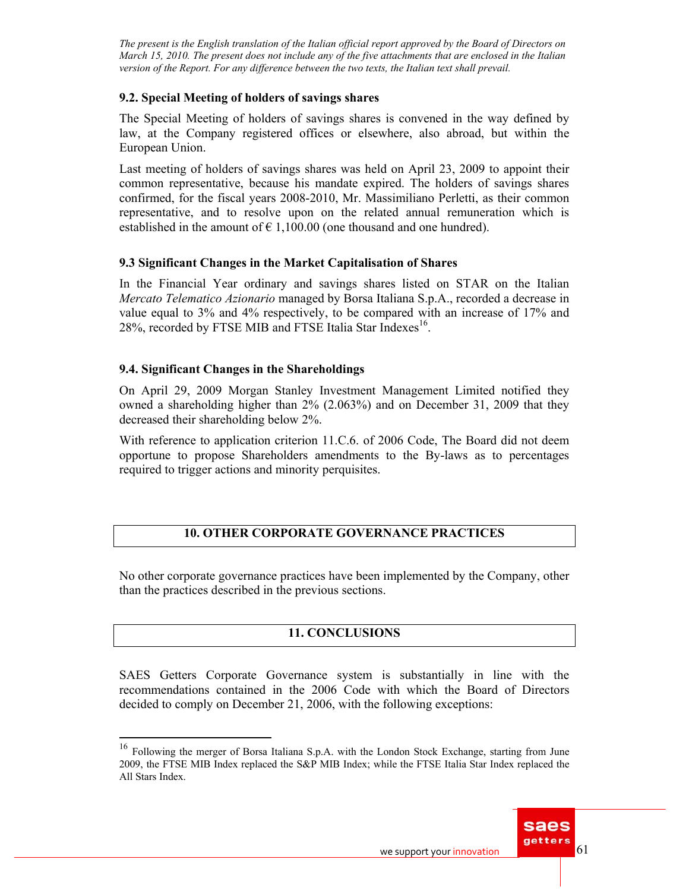*The present is the English translation of the Italian official report approved by the Board of Directors on March 15, 2010. The present does not include any of the five attachments that are enclosed in the Italian version of the Report. For any difference between the two texts, the Italian text shall prevail.*

### 9.2. Special Meeting of holders of savings shares

The Special Meeting of holders of savings shares is convened in the way defined by law, at the Company registered offices or elsewhere, also abroad, but within the European Union.

Last meeting of holders of savings shares was held on April 23, 2009 to appoint their common representative, because his mandate expired. The holders of savings shares confirmed, for the fiscal years 2008-2010, Mr. Massimiliano Perletti, as their common representative, and to resolve upon on the related annual remuneration which is established in the amount of € 1,100.00 (one thousand and one hundred).

### 9.3 Significant Changes in the Market Capitalisation of Shares

In the Financial Year ordinary and savings shares listed on STAR on the Italian *Mercato Telematico Azionario* managed by Borsa Italiana S.p.A., recorded a decrease in value equal to 3% and 4% respectively, to be compared with an increase of 17% and 28%, recorded by FTSE MIB and FTSE Italia Star Indexes[16].

### 9.4. Significant Changes in the Shareholdings

On April 29, 2009 Morgan Stanley Investment Management Limited notified they owned a shareholding higher than 2% (2.063%) and on December 31, 2009 that they decreased their shareholding below 2%.

With reference to application criterion 11.C.6. of 2006 Code, The Board did not deem opportune to propose Shareholders amendments to the By-laws as to percentages required to trigger actions and minority perquisites.

## 10. OTHER CORPORATE GOVERNANCE PRACTICES

No other corporate governance practices have been implemented by the Company, other than the practices described in the previous sections.

## 11. CONCLUSIONS

SAES Getters Corporate Governance system is substantially in line with the recommendations contained in the 2006 Code with which the Board of Directors decided to comply on December 21, 2006, with the following exceptions:

---

[16] Following the merger of Borsa Italiana S.p.A. with the London Stock Exchange, starting from June 2009, the FTSE MIB Index replaced the S&P MIB Index; while the FTSE Italia Star Index replaced the All Stars Index.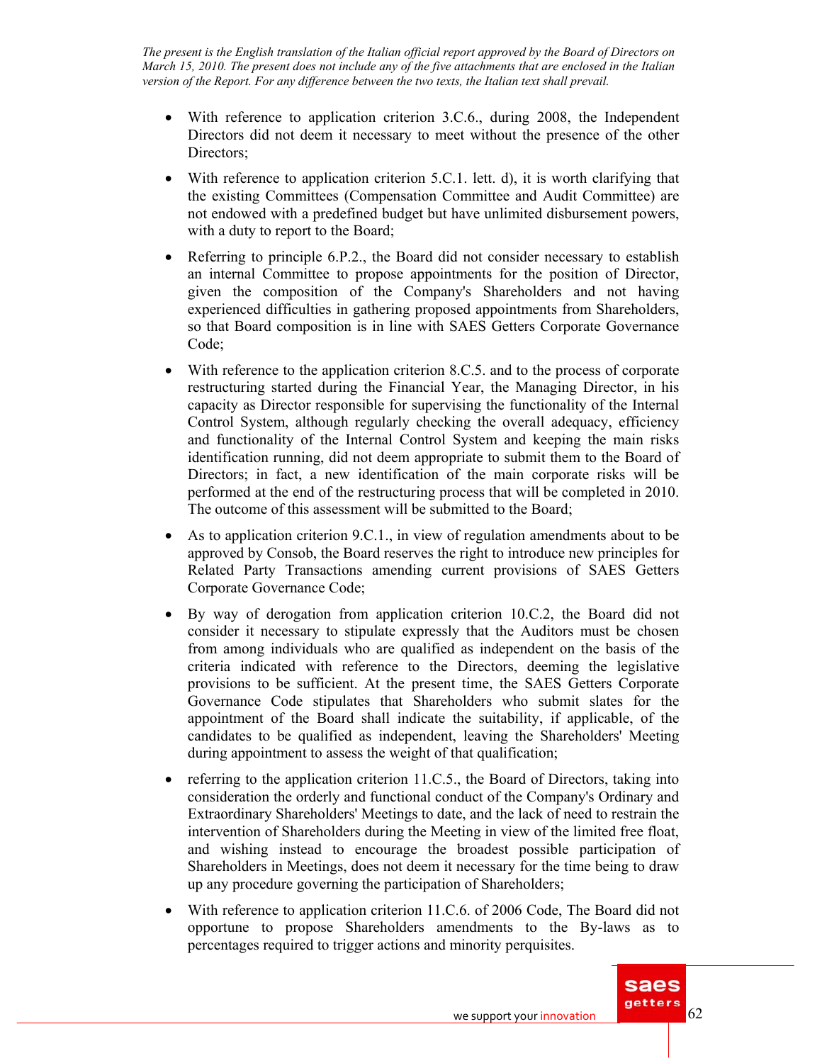- With reference to application criterion 3.C.6., during 2008, the Independent Directors did not deem it necessary to meet without the presence of the other Directors;
- With reference to application criterion 5.C.1. lett. d), it is worth clarifying that the existing Committees (Compensation Committee and Audit Committee) are not endowed with a predefined budget but have unlimited disbursement powers, with a duty to report to the Board;
- Referring to principle 6.P.2., the Board did not consider necessary to establish an internal Committee to propose appointments for the position of Director, given the composition of the Company's Shareholders and not having experienced difficulties in gathering proposed appointments from Shareholders, so that Board composition is in line with SAES Getters Corporate Governance Code;
- With reference to the application criterion 8.C.5. and to the process of corporate restructuring started during the Financial Year, the Managing Director, in his capacity as Director responsible for supervising the functionality of the Internal Control System, although regularly checking the overall adequacy, efficiency and functionality of the Internal Control System and keeping the main risks identification running, did not deem appropriate to submit them to the Board of Directors; in fact, a new identification of the main corporate risks will be performed at the end of the restructuring process that will be completed in 2010. The outcome of this assessment will be submitted to the Board;
- As to application criterion 9.C.1., in view of regulation amendments about to be approved by Consob, the Board reserves the right to introduce new principles for Related Party Transactions amending current provisions of SAES Getters Corporate Governance Code;
- By way of derogation from application criterion 10.C.2, the Board did not consider it necessary to stipulate expressly that the Auditors must be chosen from among individuals who are qualified as independent on the basis of the criteria indicated with reference to the Directors, deeming the legislative provisions to be sufficient. At the present time, the SAES Getters Corporate Governance Code stipulates that Shareholders who submit slates for the appointment of the Board shall indicate the suitability, if applicable, of the candidates to be qualified as independent, leaving the Shareholders' Meeting during appointment to assess the weight of that qualification;
- referring to the application criterion 11.C.5., the Board of Directors, taking into consideration the orderly and functional conduct of the Company's Ordinary and Extraordinary Shareholders' Meetings to date, and the lack of need to restrain the intervention of Shareholders during the Meeting in view of the limited free float, and wishing instead to encourage the broadest possible participation of Shareholders in Meetings, does not deem it necessary for the time being to draw up any procedure governing the participation of Shareholders;
- With reference to application criterion 11.C.6. of 2006 Code, The Board did not opportune to propose Shareholders amendments to the By-laws as to percentages required to trigger actions and minority perquisites.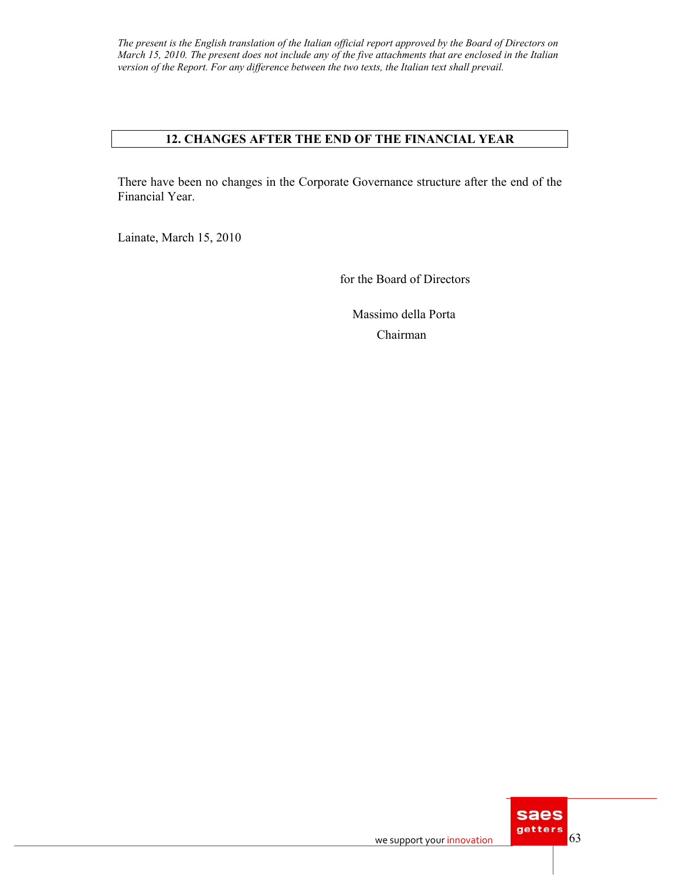*The present is the English translation of the Italian official report approved by the Board of Directors on March 15, 2010. The present does not include any of the five attachments that are enclosed in the Italian version of the Report. For any difference between the two texts, the Italian text shall prevail.*

## 12. CHANGES AFTER THE END OF THE FINANCIAL YEAR

There have been no changes in the Corporate Governance structure after the end of the Financial Year.

Lainate, March 15, 2010

for the Board of Directors

Massimo della Porta

Chairman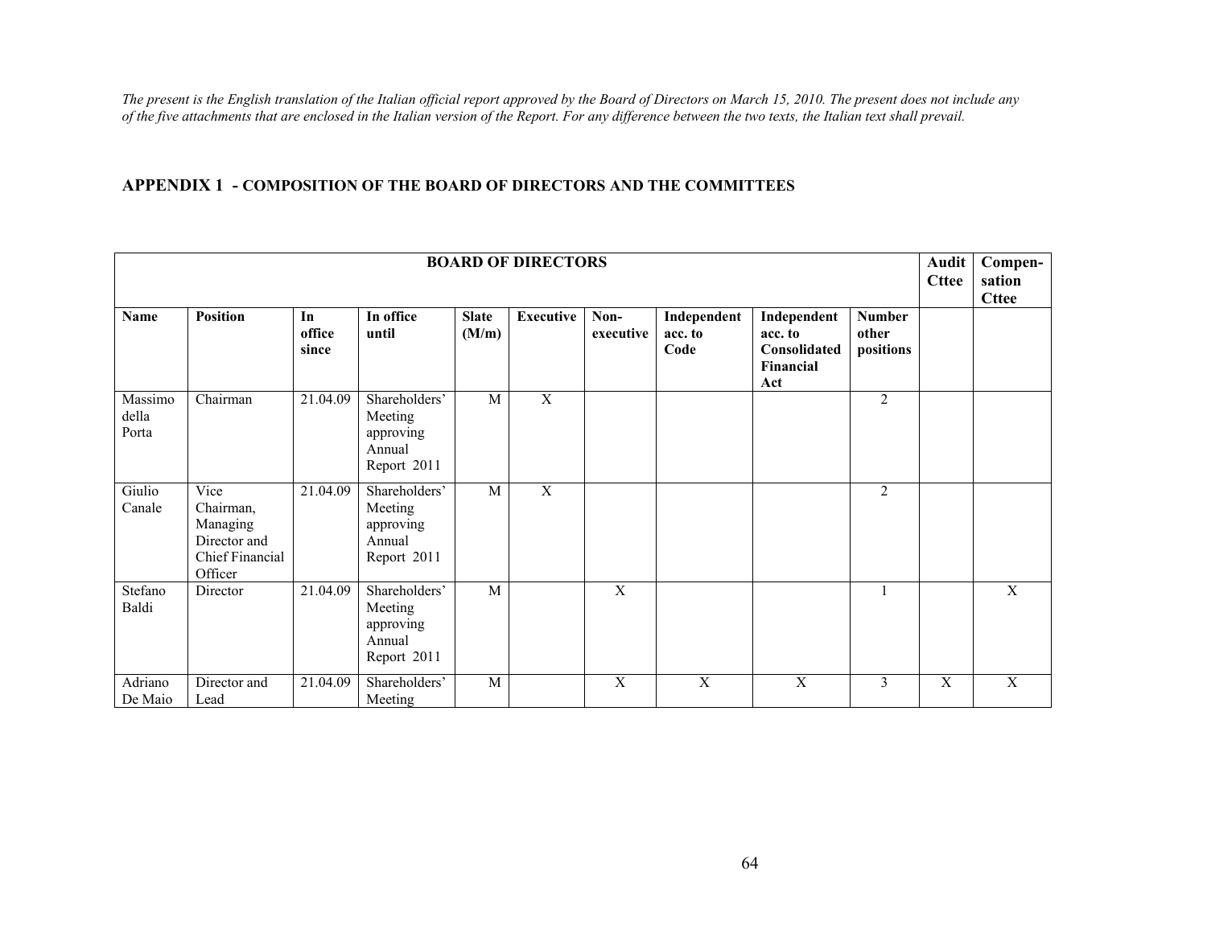*The present is the English translation of the Italian official report approved by the Board of Directors on March 15, 2010. The present does not include any of the five attachments that are enclosed in the Italian version of the Report. For any difference between the two texts, the Italian text shall prevail.*

## APPENDIX 1 - COMPOSITION OF THE BOARD OF DIRECTORS AND THE COMMITTEES

| BOARD OF DIRECTORS | | | | | | | | | | Audit Cttee | Compen-sation Cttee |
|---|---|---|---|---|---|---|---|---|---|---|---|
| **Name** | **Position** | **In office since** | **In office until** | **Slate (M/m)** | **Executive** | **Non-executive** | **Independent acc. to Code** | **Independent acc. to Consolidated Financial Act** | **Number other positions** | | |
| Massimo della Porta | Chairman | 21.04.09 | Shareholders' Meeting approving Annual Report 2011 | M | X | | | | 2 | | |
| Giulio Canale | Vice Chairman, Managing Director and Chief Financial Officer | 21.04.09 | Shareholders' Meeting approving Annual Report 2011 | M | X | | | | 2 | | |
| Stefano Baldi | Director | 21.04.09 | Shareholders' Meeting approving Annual Report 2011 | M | | X | | | 1 | | X |
| Adriano De Maio | Director and Lead | 21.04.09 | Shareholders' Meeting | M | | X | X | X | 3 | X | X |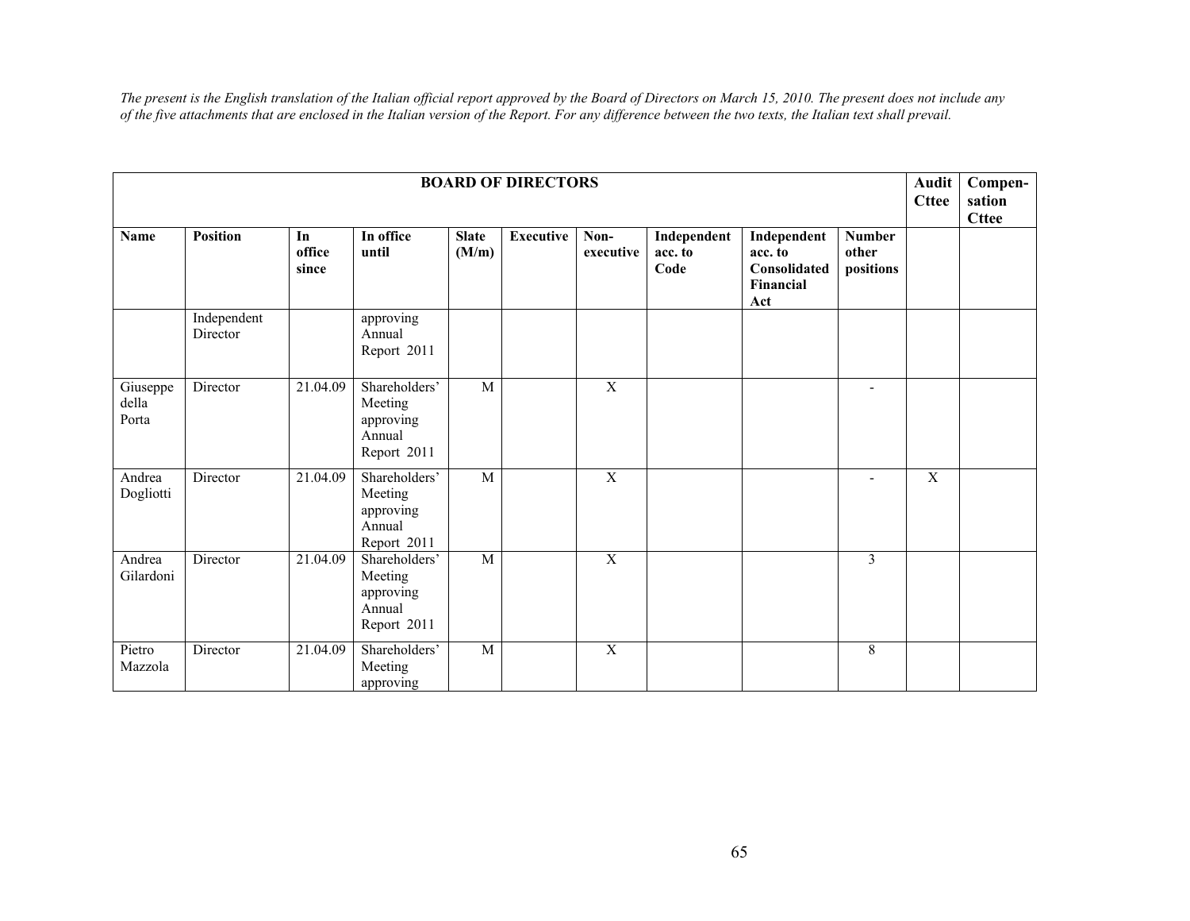*The present is the English translation of the Italian official report approved by the Board of Directors on March 15, 2010. The present does not include any of the five attachments that are enclosed in the Italian version of the Report. For any difference between the two texts, the Italian text shall prevail.*

| BOARD OF DIRECTORS | | | | | | | | | | Audit Cttee | Compen-sation Cttee |
|---|---|---|---|---|---|---|---|---|---|---|---|
| **Name** | **Position** | **In office since** | **In office until** | **Slate (M/m)** | **Executive** | **Non-executive** | **Independent acc. to Code** | **Independent acc. to Consolidated Financial Act** | **Number other positions** | | |
| | Independent Director | | approving Annual Report 2011 | | | | | | | | |
| Giuseppe della Porta | Director | 21.04.09 | Shareholders' Meeting approving Annual Report 2011 | M | | X | | | - | | |
| Andrea Dogliotti | Director | 21.04.09 | Shareholders' Meeting approving Annual Report 2011 | M | | X | | | - | X | |
| Andrea Gilardoni | Director | 21.04.09 | Shareholders' Meeting approving Annual Report 2011 | M | | X | | | 3 | | |
| Pietro Mazzola | Director | 21.04.09 | Shareholders' Meeting approving | M | | X | | | 8 | | |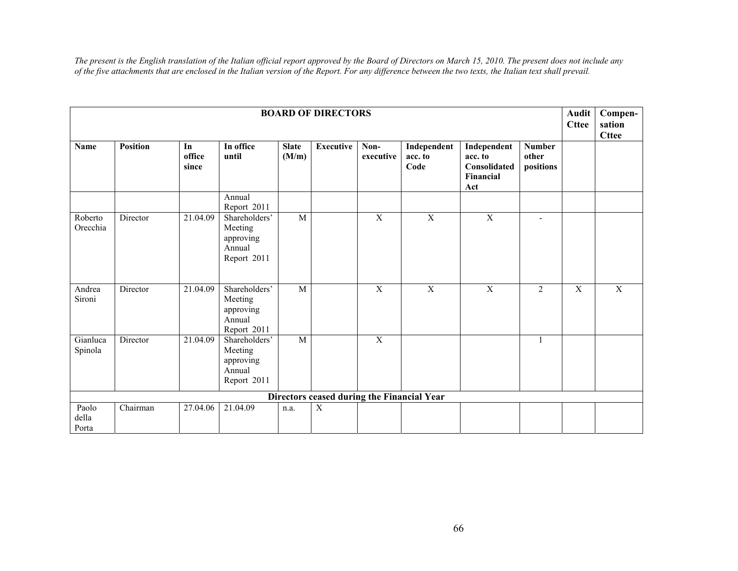*The present is the English translation of the Italian official report approved by the Board of Directors on March 15, 2010. The present does not include any of the five attachments that are enclosed in the Italian version of the Report. For any difference between the two texts, the Italian text shall prevail.*

| BOARD OF DIRECTORS | | | | | | | | | | Audit Cttee | Compen-sation Cttee |
|---|---|---|---|---|---|---|---|---|---|---|---|
| **Name** | **Position** | **In office since** | **In office until** | **Slate (M/m)** | **Executive** | **Non-executive** | **Independent acc. to Code** | **Independent acc. to Consolidated Financial Act** | **Number other positions** | | |
| | | | Annual Report 2011 | | | | | | | | |
| Roberto Orecchia | Director | 21.04.09 | Shareholders' Meeting approving Annual Report 2011 | M | | X | X | X | - | | |
| Andrea Sironi | Director | 21.04.09 | Shareholders' Meeting approving Annual Report 2011 | M | | X | X | X | 2 | X | X |
| Gianluca Spinola | Director | 21.04.09 | Shareholders' Meeting approving Annual Report 2011 | M | | X | | | 1 | | |
| **Directors ceased during the Financial Year** | | | | | | | | | | | |
| Paolo della Porta | Chairman | 27.04.06 | 21.04.09 | n.a. | X | | | | | | |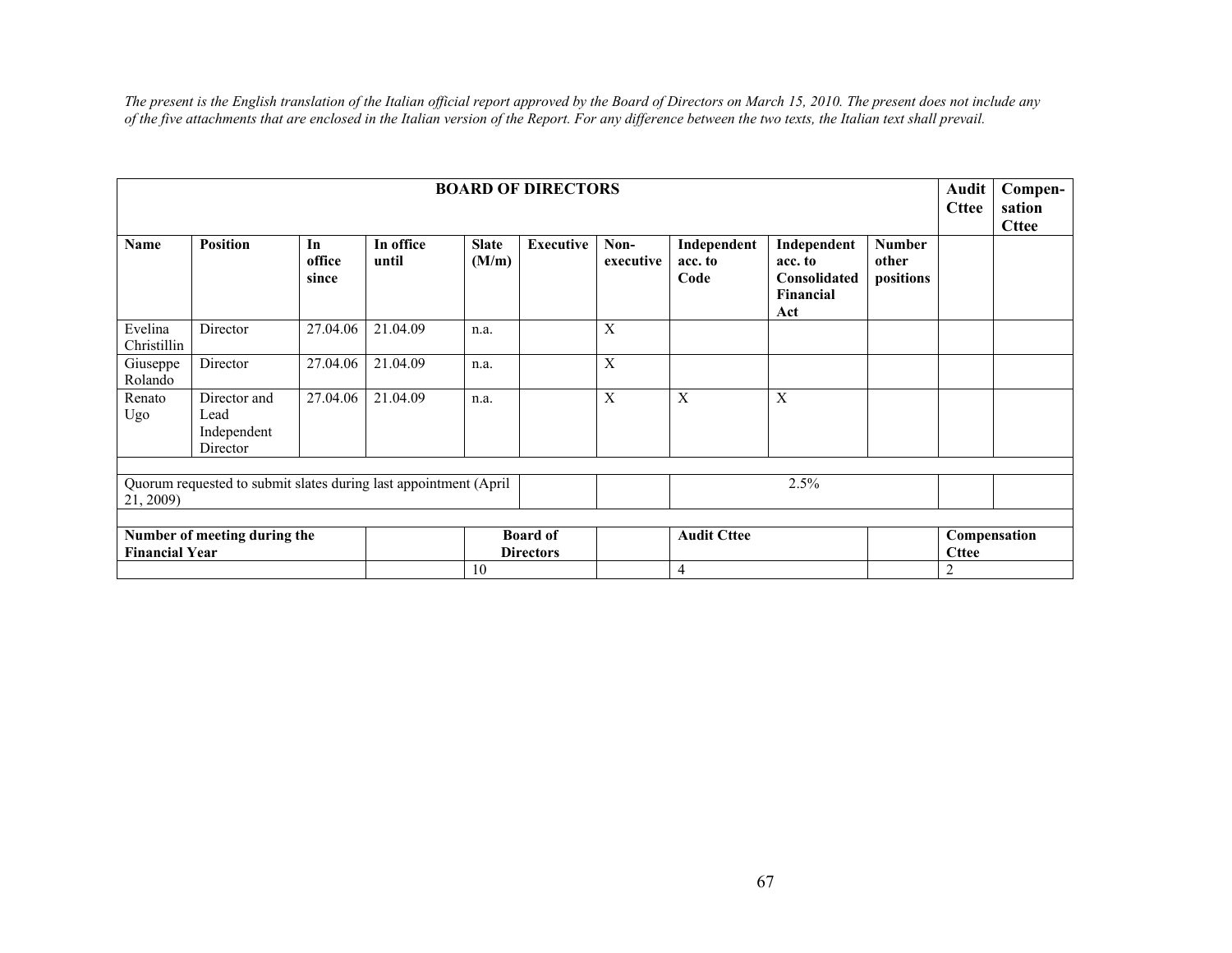*The present is the English translation of the Italian official report approved by the Board of Directors on March 15, 2010. The present does not include any of the five attachments that are enclosed in the Italian version of the Report. For any difference between the two texts, the Italian text shall prevail.*

| **BOARD OF DIRECTORS** | | | | | | | | | | **Audit Cttee** | **Compen-sation Cttee** |
|---|---|---|---|---|---|---|---|---|---|---|---|
| **Name** | **Position** | **In office since** | **In office until** | **Slate (M/m)** | **Executive** | **Non-executive** | **Independent acc. to Code** | **Independent acc. to Consolidated Financial Act** | **Number other positions** | | |
| Evelina Christillin | Director | 27.04.06 | 21.04.09 | n.a. | | X | | | | | |
| Giuseppe Rolando | Director | 27.04.06 | 21.04.09 | n.a. | | X | | | | | |
| Renato Ugo | Director and Lead Independent Director | 27.04.06 | 21.04.09 | n.a. | | X | X | X | | | |
| | | | | | | | | | | | |
| Quorum requested to submit slates during last appointment (April 21, 2009) | | | | | | | 2.5% | | | | |
| | | | | | | | | | | | |
| **Number of meeting during the Financial Year** | | | | **Board of Directors** | | | **Audit Cttee** | | | **Compensation Cttee** | |
| | | | | 10 | | | 4 | | | 2 | |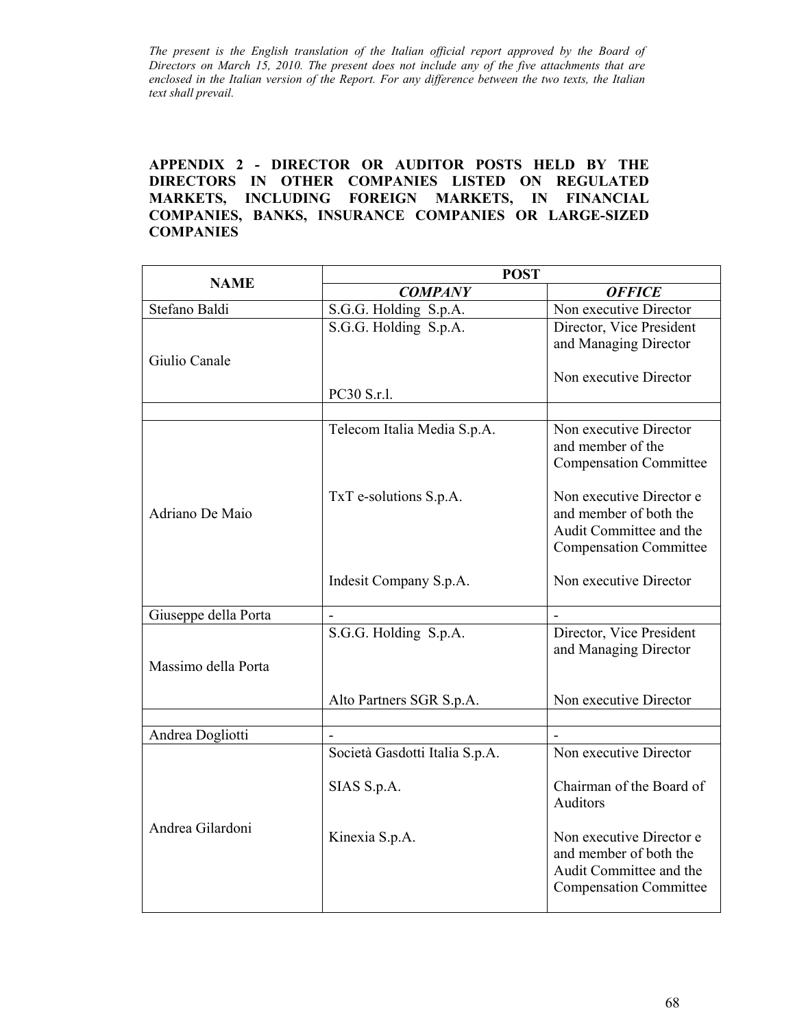*The present is the English translation of the Italian official report approved by the Board of Directors on March 15, 2010. The present does not include any of the five attachments that are enclosed in the Italian version of the Report. For any difference between the two texts, the Italian text shall prevail.*

**APPENDIX 2 - DIRECTOR OR AUDITOR POSTS HELD BY THE DIRECTORS IN OTHER COMPANIES LISTED ON REGULATED MARKETS, INCLUDING FOREIGN MARKETS, IN FINANCIAL COMPANIES, BANKS, INSURANCE COMPANIES OR LARGE-SIZED COMPANIES**

| NAME | POST | |
|---|---|---|
| | ***COMPANY*** | ***OFFICE*** |
| Stefano Baldi | S.G.G. Holding S.p.A. | Non executive Director |
| Giulio Canale | S.G.G. Holding S.p.A. | Director, Vice President and Managing Director |
| | PC30 S.r.l. | Non executive Director |
| | | |
| Adriano De Maio | Telecom Italia Media S.p.A. | Non executive Director and member of the Compensation Committee |
| | TxT e-solutions S.p.A. | Non executive Director e and member of both the Audit Committee and the Compensation Committee |
| | Indesit Company S.p.A. | Non executive Director |
| Giuseppe della Porta | - | - |
| Massimo della Porta | S.G.G. Holding S.p.A. | Director, Vice President and Managing Director |
| | Alto Partners SGR S.p.A. | Non executive Director |
| | | |
| Andrea Dogliotti | - | - |
| Andrea Gilardoni | Società Gasdotti Italia S.p.A. | Non executive Director |
| | SIAS S.p.A. | Chairman of the Board of Auditors |
| | Kinexia S.p.A. | Non executive Director e and member of both the Audit Committee and the Compensation Committee |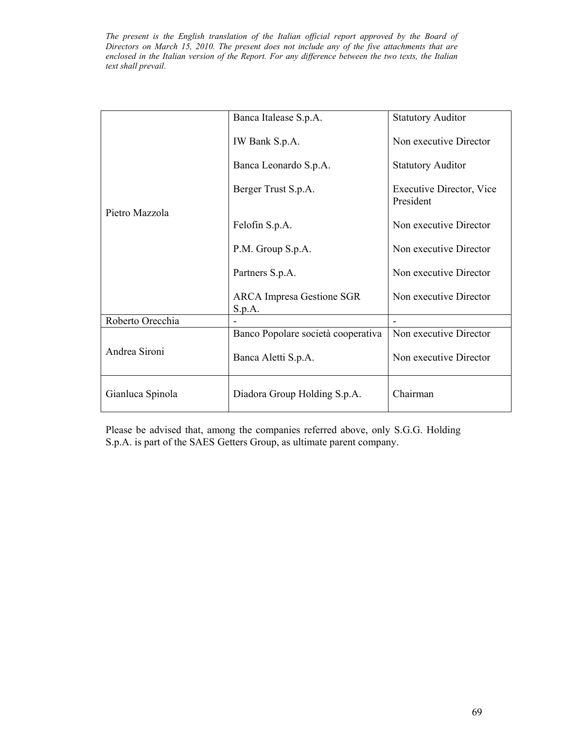*The present is the English translation of the Italian official report approved by the Board of Directors on March 15, 2010. The present does not include any of the five attachments that are enclosed in the Italian version of the Report. For any difference between the two texts, the Italian text shall prevail.*

| | | |
|---|---|---|
| Pietro Mazzola | Banca Italease S.p.A. | Statutory Auditor |
| | IW Bank S.p.A. | Non executive Director |
| | Banca Leonardo S.p.A. | Statutory Auditor |
| | Berger Trust S.p.A. | Executive Director, Vice President |
| | Felofin S.p.A. | Non executive Director |
| | P.M. Group S.p.A. | Non executive Director |
| | Partners S.p.A. | Non executive Director |
| | ARCA Impresa Gestione SGR S.p.A. | Non executive Director |
| Roberto Orecchia | - | - |
| Andrea Sironi | Banco Popolare società cooperativa | Non executive Director |
| | Banca Aletti S.p.A. | Non executive Director |
| Gianluca Spinola | Diadora Group Holding S.p.A. | Chairman |

Please be advised that, among the companies referred above, only S.G.G. Holding S.p.A. is part of the SAES Getters Group, as ultimate parent company.